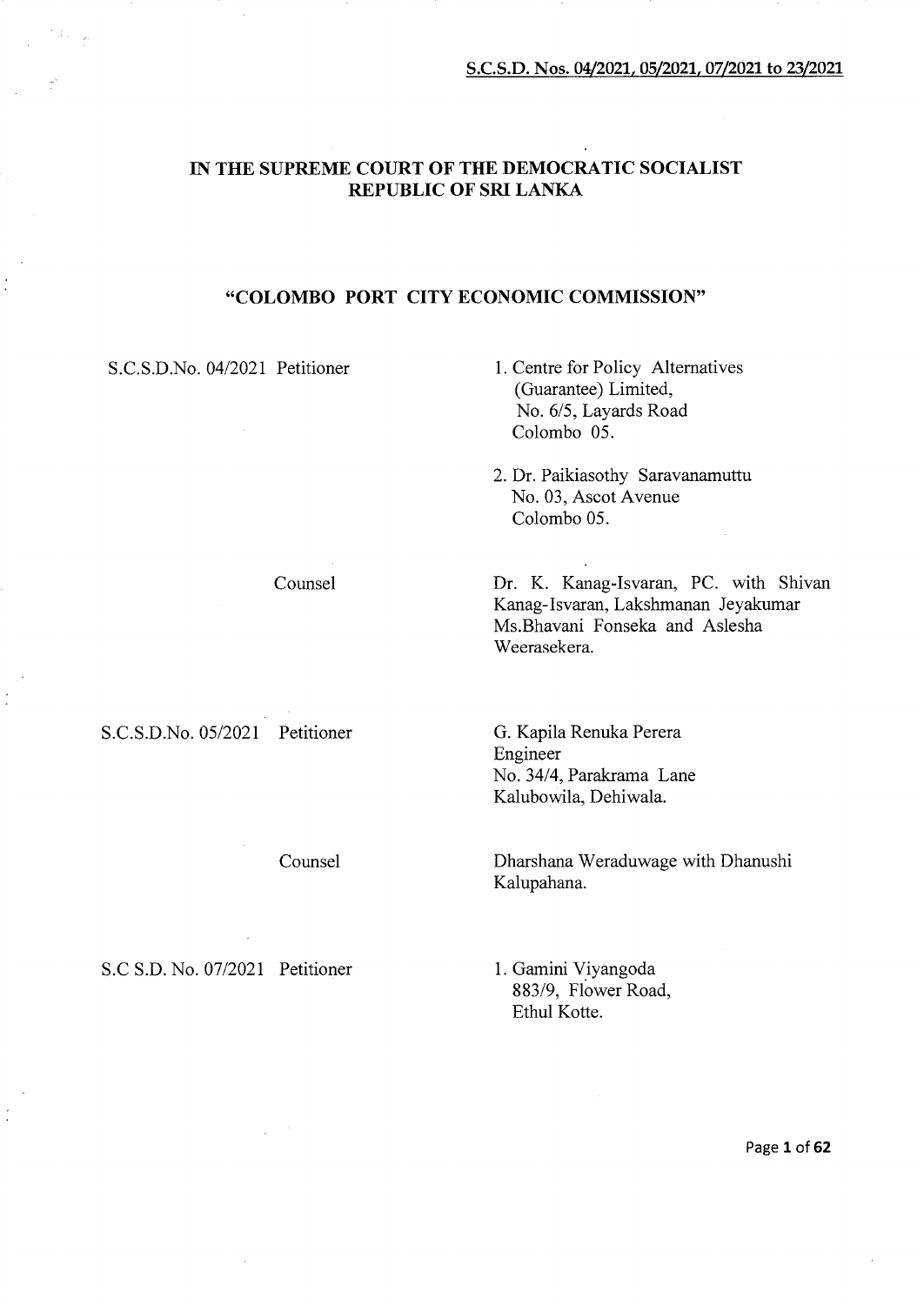S.C.S.D. Nos. 04/2021, 05/2021, 07/2021 to 23/2021

# IN THE SUPREME COURT OF THE DEMOCRATIC SOCIALIST REPUBLIC OF SRI LANKA

## "COLOMBO PORT CITY ECONOMIC COMMISSION"

S.C.S.D.No. 04/2021 Petitioner

1. Centre for Policy Alternatives (Guarantee) Limited,
   No. 6/5, Layards Road
   Colombo 05.

2. Dr. Paikiasothy Saravanamuttu
   No. 03, Ascot Avenue
   Colombo 05.

Counsel

Dr. K. Kanag-Isvaran, PC. with Shivan Kanag-Isvaran, Lakshmanan Jeyakumar Ms.Bhavani Fonseka and Aslesha Weerasekera.

S.C.S.D.No. 05/2021 Petitioner

G. Kapila Renuka Perera
Engineer
No. 34/4, Parakrama Lane
Kalubowila, Dehiwala.

Counsel

Dharshana Weraduwage with Dhanushi Kalupahana.

S.C S.D. No. 07/2021 Petitioner

1. Gamini Viyangoda
   883/9, Flower Road,
   Ethul Kotte.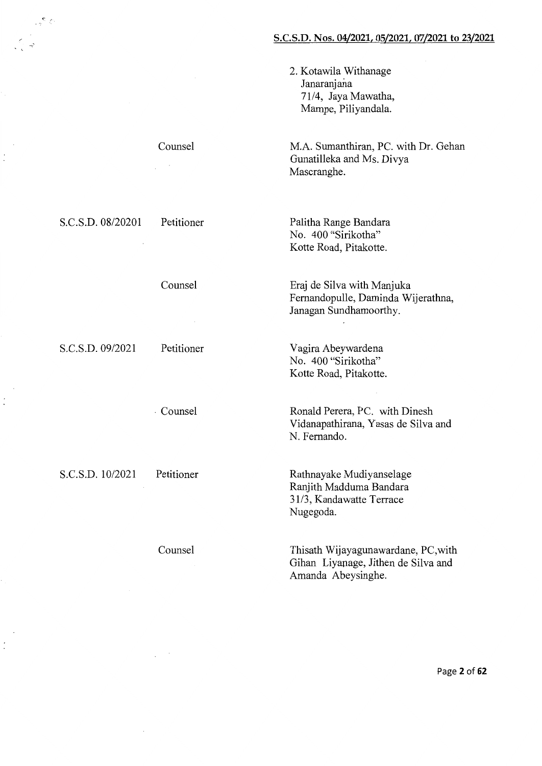2. Kotawila Withanage
   Janaranjana
   71/4, Jaya Mawatha,
   Mampe, Piliyandala.

| | | |
|---|---|---|
| | Counsel | M.A. Sumanthiran, PC. with Dr. Gehan Gunatilleka and Ms. Divya Mascranghe. |
| S.C.S.D. 08/20201 | Petitioner | Palitha Range Bandara<br>No. 400 "Sirikotha"<br>Kotte Road, Pitakotte. |
| | Counsel | Eraj de Silva with Manjuka Fernandopulle, Daminda Wijerathna, Janagan Sundhamoorthy. |
| S.C.S.D. 09/2021 | Petitioner | Vagira Abeywardena<br>No. 400 "Sirikotha"<br>Kotte Road, Pitakotte. |
| | Counsel | Ronald Perera, PC. with Dinesh Vidanapathirana, Yasas de Silva and N. Fernando. |
| S.C.S.D. 10/2021 | Petitioner | Rathnayake Mudiyanselage<br>Ranjith Madduma Bandara<br>31/3, Kandawatte Terrace<br>Nugegoda. |
| | Counsel | Thisath Wijayagunawardane, PC,with Gihan Liyanage, Jithen de Silva and Amanda Abeysinghe. |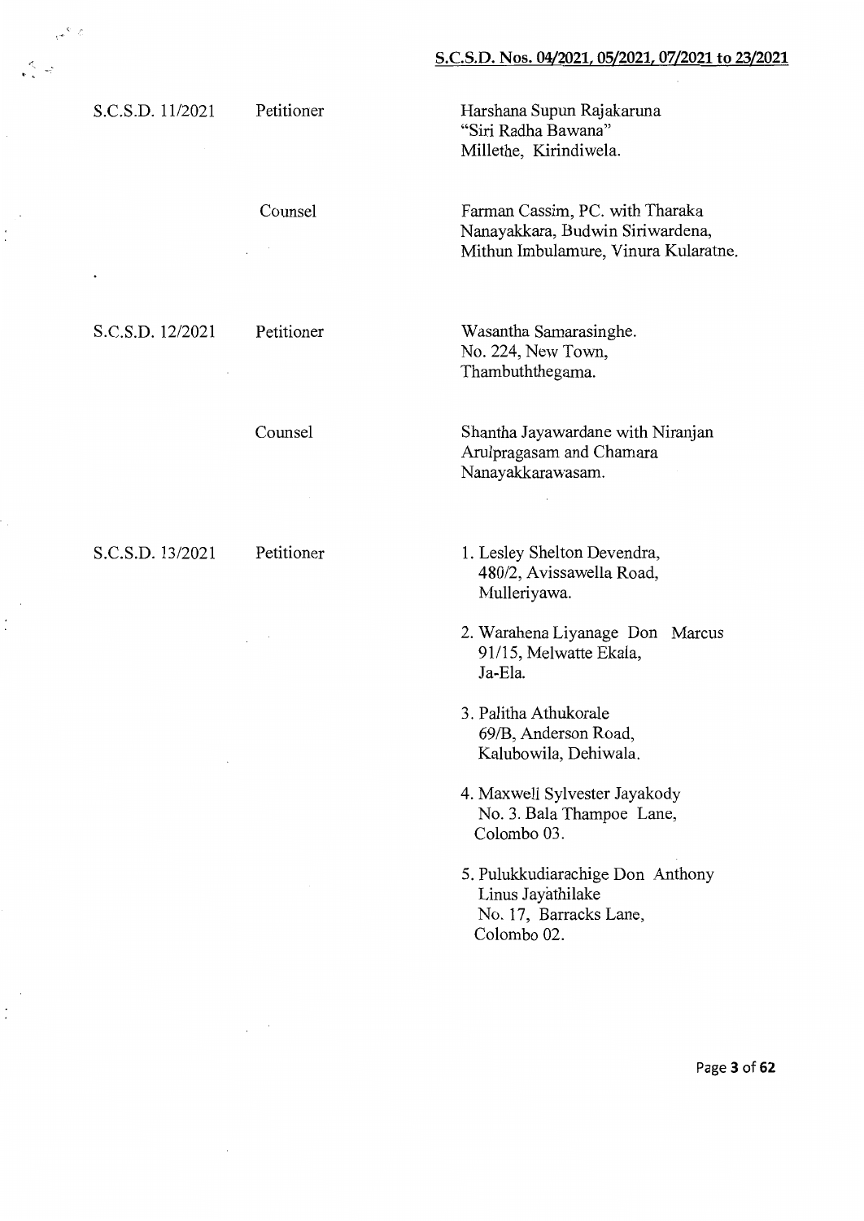| | | |
|---|---|---|
| S.C.S.D. 11/2021 | Petitioner | Harshana Supun Rajakaruna<br>"Siri Radha Bawana"<br>Millethe, Kirindiwela. |
| | Counsel | Farman Cassim, PC. with Tharaka Nanayakkara, Budwin Siriwardena, Mithun Imbulamure, Vinura Kularatne. |
| S.C.S.D. 12/2021 | Petitioner | Wasantha Samarasinghe.<br>No. 224, New Town,<br>Thambuththegama. |
| | Counsel | Shantha Jayawardane with Niranjan Arulpragasam and Chamara Nanayakkarawasam. |
| S.C.S.D. 13/2021 | Petitioner | 1. Lesley Shelton Devendra,<br>480/2, Avissawella Road,<br>Mulleriyawa.<br><br>2. Warahena Liyanage Don Marcus<br>91/15, Melwatte Ekala,<br>Ja-Ela.<br><br>3. Palitha Athukorale<br>69/B, Anderson Road,<br>Kalubowila, Dehiwala.<br><br>4. Maxwell Sylvester Jayakody<br>No. 3. Bala Thampoe Lane,<br>Colombo 03.<br><br>5. Pulukkudiarachige Don Anthony Linus Jayathilake<br>No. 17, Barracks Lane,<br>Colombo 02. |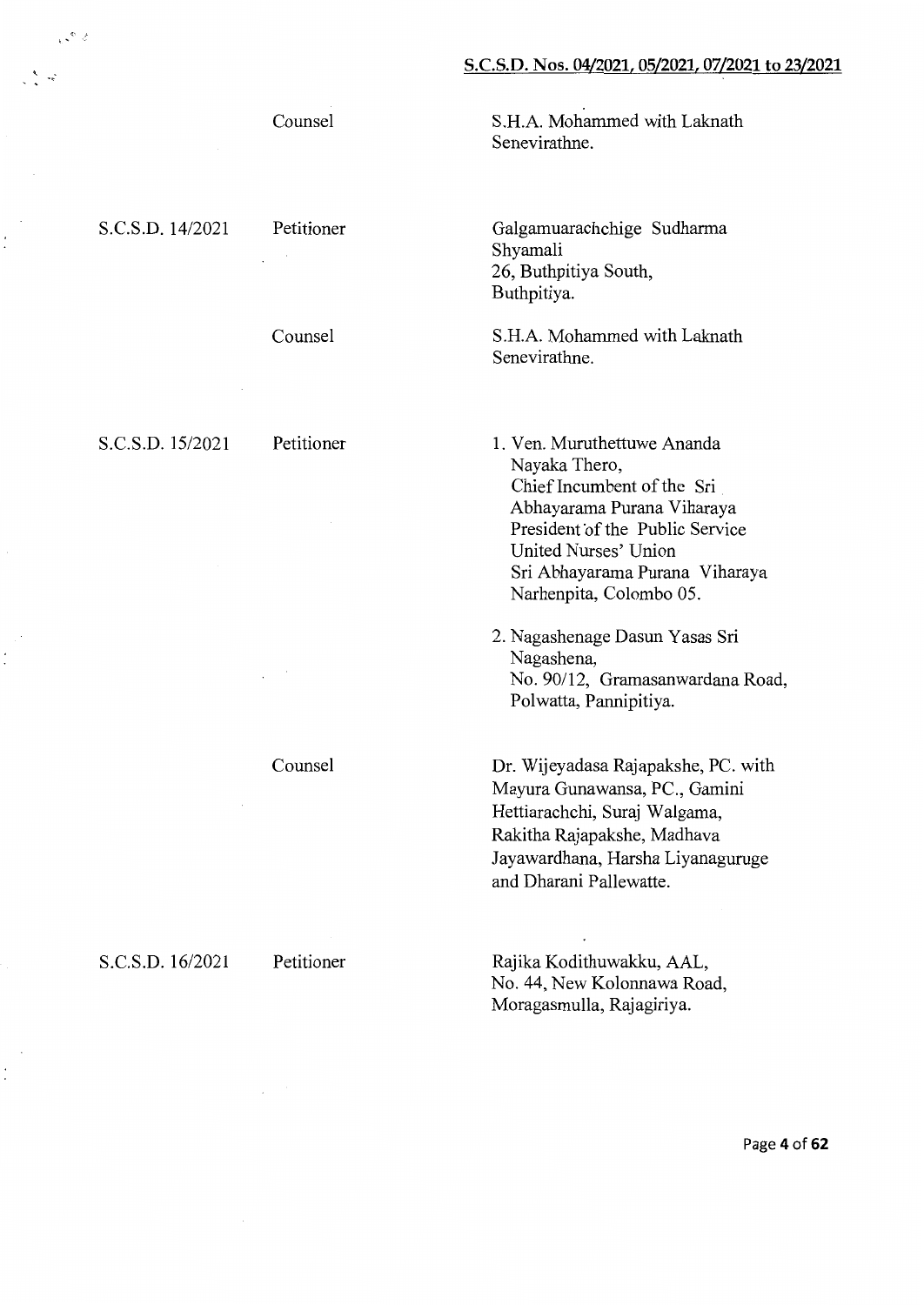| | | |
|---|---|---|
| | Counsel | S.H.A. Mohammed with Laknath Senevirathne. |
| S.C.S.D. 14/2021 | Petitioner | Galgamuarachchige Sudharma Shyamali<br>26, Buthpitiya South,<br>Buthpitiya. |
| | Counsel | S.H.A. Mohammed with Laknath Senevirathne. |
| S.C.S.D. 15/2021 | Petitioner | 1. Ven. Muruthettuwe Ananda Nayaka Thero,<br>Chief Incumbent of the Sri Abhayarama Purana Viharaya<br>President of the Public Service United Nurses' Union<br>Sri Abhayarama Purana Viharaya<br>Narhenpita, Colombo 05.<br><br>2. Nagashenage Dasun Yasas Sri Nagashena,<br>No. 90/12, Gramasanwardana Road,<br>Polwatta, Pannipitiya. |
| | Counsel | Dr. Wijeyadasa Rajapakshe, PC. with Mayura Gunawansa, PC., Gamini Hettiarachchi, Suraj Walgama, Rakitha Rajapakshe, Madhava Jayawardhana, Harsha Liyanaguruge and Dharani Pallewatte. |
| S.C.S.D. 16/2021 | Petitioner | Rajika Kodithuwakku, AAL,<br>No. 44, New Kolonnawa Road,<br>Moragasmulla, Rajagiriya. |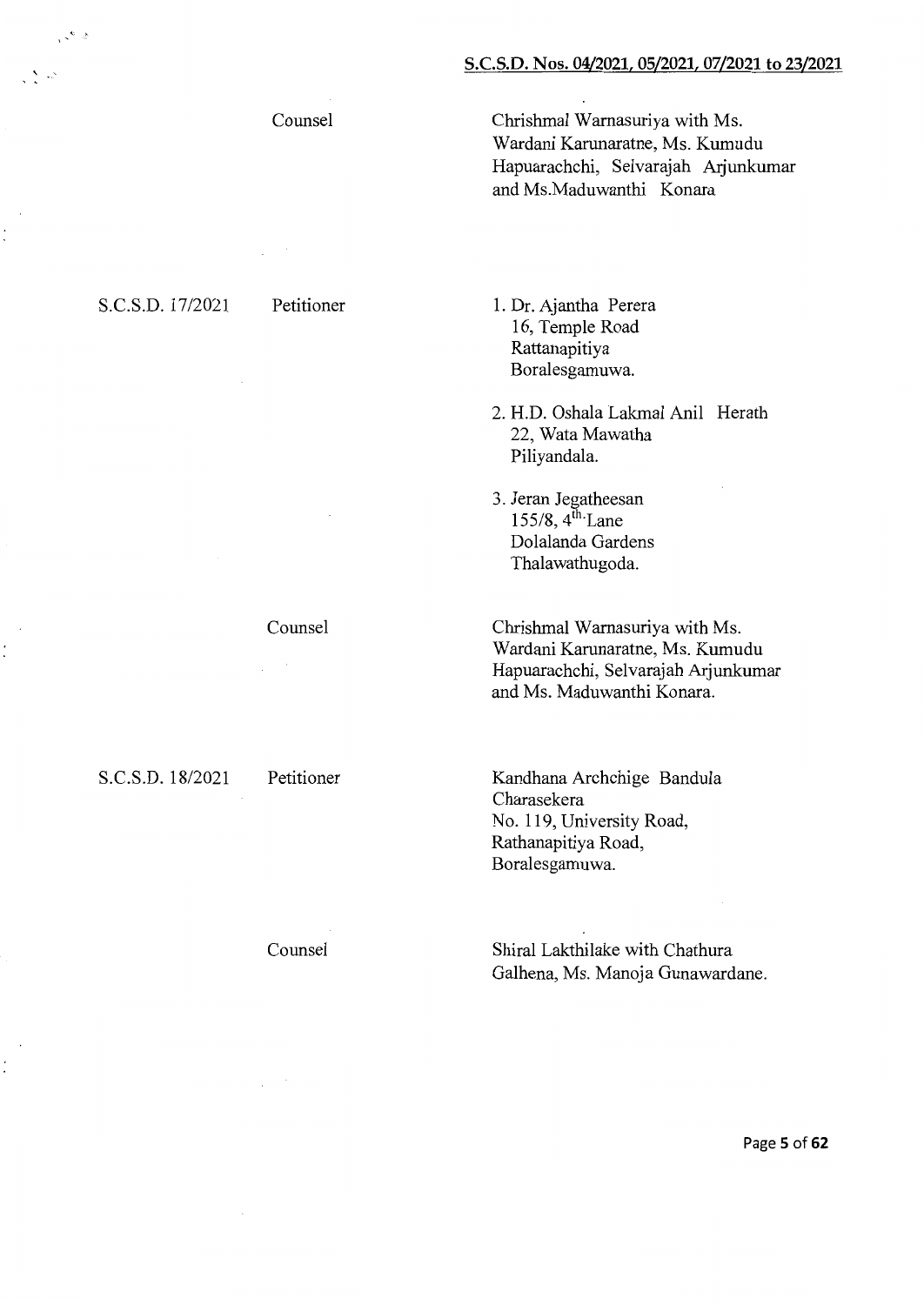| | | |
|---|---|---|
| | Counsel | Chrishmal Warnasuriya with Ms. Wardani Karunaratne, Ms. Kumudu Hapuarachchi, Selvarajah Arjunkumar and Ms.Maduwanthi Konara |
| S.C.S.D. 17/2021 | Petitioner | 1. Dr. Ajantha Perera<br>16, Temple Road<br>Rattanapitiya<br>Boralesgamuwa.<br><br>2. H.D. Oshala Lakmal Anil Herath<br>22, Wata Mawatha<br>Piliyandala.<br><br>3. Jeran Jegatheesan<br>155/8, 4th Lane<br>Dolalanda Gardens<br>Thalawathugoda. |
| | Counsel | Chrishmal Warnasuriya with Ms. Wardani Karunaratne, Ms. Kumudu Hapuarachchi, Selvarajah Arjunkumar and Ms. Maduwanthi Konara. |
| S.C.S.D. 18/2021 | Petitioner | Kandhana Archchige Bandula Charasekera<br>No. 119, University Road,<br>Rathanapitiya Road,<br>Boralesgamuwa. |
| | Counsel | Shiral Lakthilake with Chathura Galhena, Ms. Manoja Gunawardane. |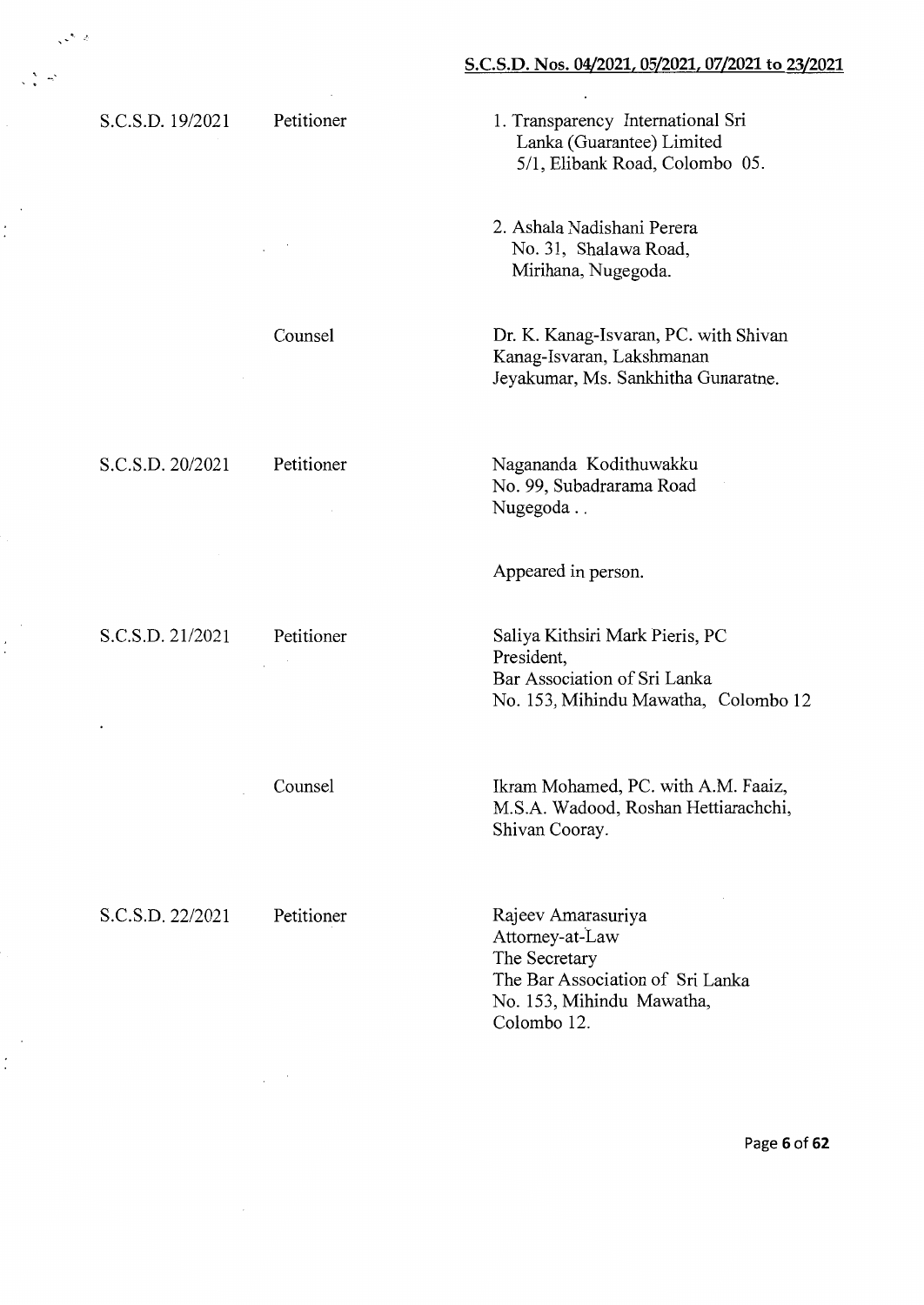| | | |
|---|---|---|
| S.C.S.D. 19/2021 | Petitioner | 1. Transparency International Sri Lanka (Guarantee) Limited<br>5/1, Elibank Road, Colombo 05. |
| | | 2. Ashala Nadishani Perera<br>No. 31, Shalawa Road,<br>Mirihana, Nugegoda. |
| | Counsel | Dr. K. Kanag-Isvaran, PC. with Shivan Kanag-Isvaran, Lakshmanan Jeyakumar, Ms. Sankhitha Gunaratne. |
| S.C.S.D. 20/2021 | Petitioner | Nagananda Kodithuwakku<br>No. 99, Subadrarama Road<br>Nugegoda . . |
| | | Appeared in person. |
| S.C.S.D. 21/2021 | Petitioner | Saliya Kithsiri Mark Pieris, PC<br>President,<br>Bar Association of Sri Lanka<br>No. 153, Mihindu Mawatha, Colombo 12 |
| | Counsel | Ikram Mohamed, PC. with A.M. Faaiz, M.S.A. Wadood, Roshan Hettiarachchi, Shivan Cooray. |
| S.C.S.D. 22/2021 | Petitioner | Rajeev Amarasuriya<br>Attorney-at-Law<br>The Secretary<br>The Bar Association of Sri Lanka<br>No. 153, Mihindu Mawatha,<br>Colombo 12. |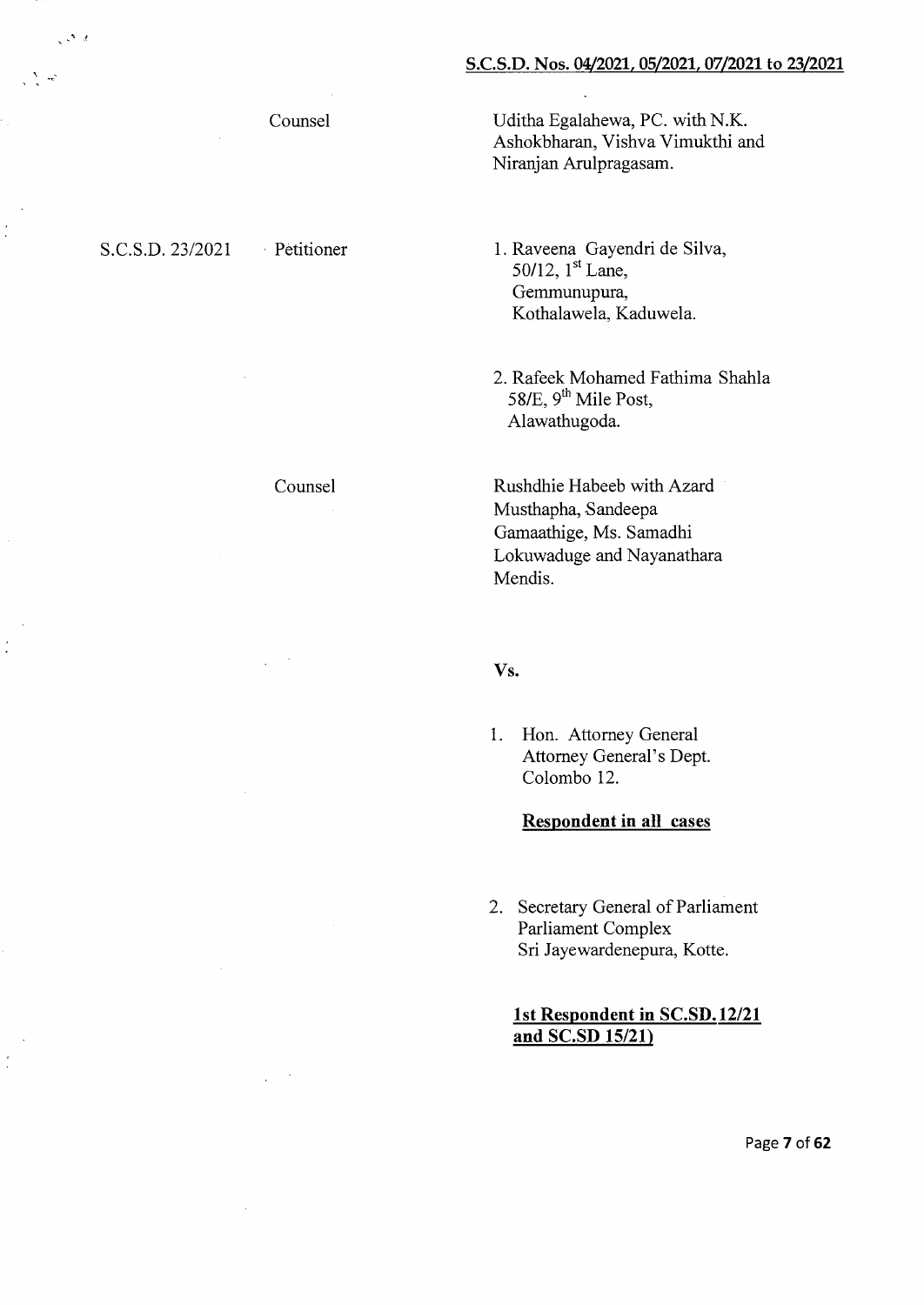| | | |
|---|---|---|
| | Counsel | Uditha Egalahewa, PC. with N.K. Ashokbharan, Vishva Vimukthi and Niranjan Arulpragasam. |
| S.C.S.D. 23/2021 | Petitioner | 1. Raveena Gayendri de Silva, 50/12, 1st Lane, Gemmunupura, Kothalawela, Kaduwela. |
| | | 2. Rafeek Mohamed Fathima Shahla 58/E, 9th Mile Post, Alawathugoda. |
| | Counsel | Rushdhie Habeeb with Azard Musthapha, Sandeepa Gamaathige, Ms. Samadhi Lokuwaduge and Nayanathara Mendis. |

**Vs.**

1. Hon. Attorney General
   Attorney General's Dept.
   Colombo 12.

**Respondent in all cases**

2. Secretary General of Parliament
   Parliament Complex
   Sri Jayewardenepura, Kotte.

**1st Respondent in SC.SD.12/21 and SC.SD 15/21)**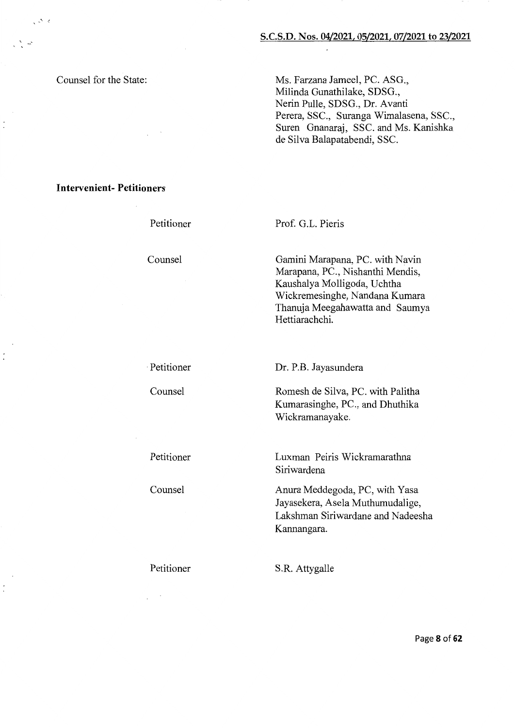Counsel for the State: Ms. Farzana Jameel, PC. ASG., Milinda Gunathilake, SDSG., Nerin Pulle, SDSG., Dr. Avanti Perera, SSC., Suranga Wimalasena, SSC., Suren Gnanaraj, SSC. and Ms. Kanishka de Silva Balapatabendi, SSC.

**Intervenient- Petitioners**

| | |
|---|---|
| Petitioner | Prof. G.L. Pieris |
| Counsel | Gamini Marapana, PC. with Navin Marapana, PC., Nishanthi Mendis, Kaushalya Molligoda, Uchtha Wickremesinghe, Nandana Kumara Thanuja Meegahawatta and Saumya Hettiarachchi. |
| Petitioner | Dr. P.B. Jayasundera |
| Counsel | Romesh de Silva, PC. with Palitha Kumarasinghe, PC., and Dhuthika Wickramanayake. |
| Petitioner | Luxman Peiris Wickramarathna Siriwardena |
| Counsel | Anura Meddegoda, PC, with Yasa Jayasekera, Asela Muthumudalige, Lakshman Siriwardane and Nadeesha Kannangara. |
| Petitioner | S.R. Attygalle |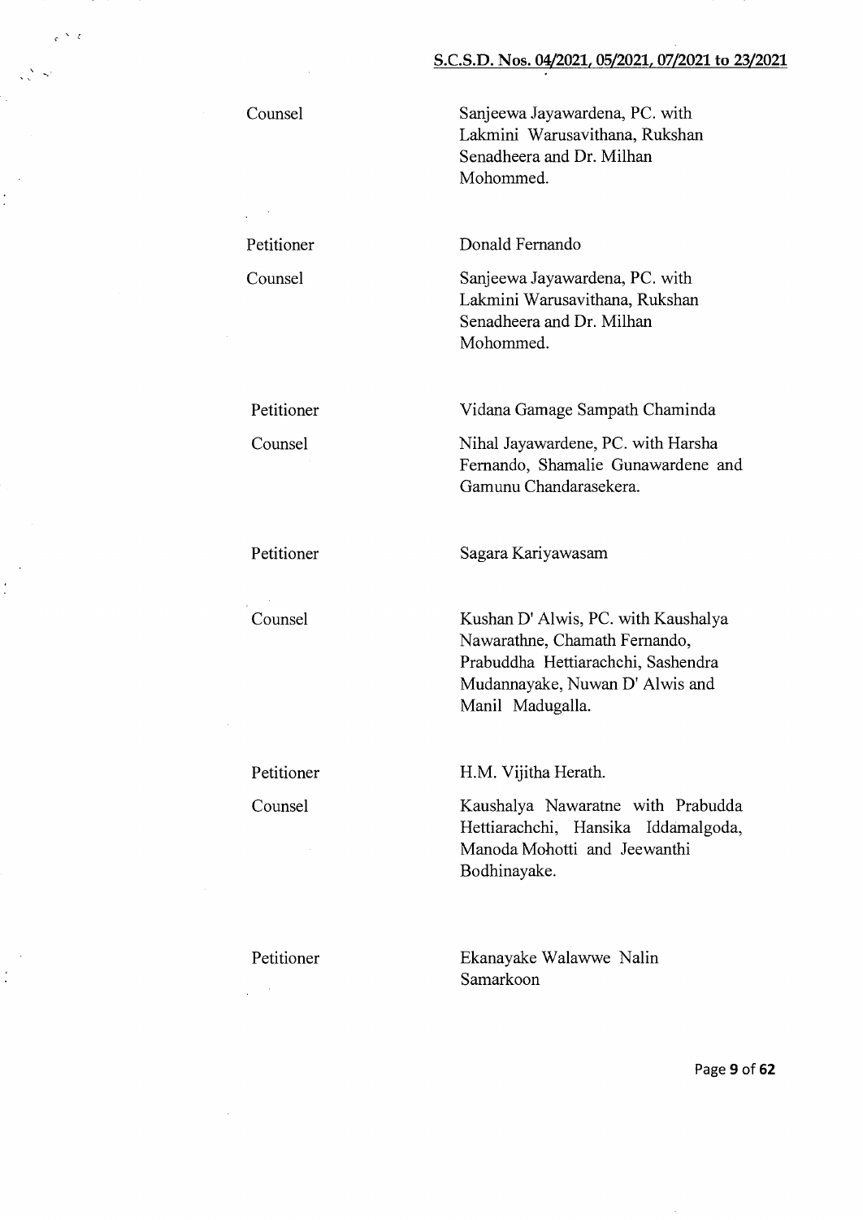| | |
|---|---|
| Counsel | Sanjeewa Jayawardena, PC. with Lakmini Warusavithana, Rukshan Senadheera and Dr. Milhan Mohommed. |
| Petitioner | Donald Fernando |
| Counsel | Sanjeewa Jayawardena, PC. with Lakmini Warusavithana, Rukshan Senadheera and Dr. Milhan Mohommed. |
| Petitioner | Vidana Gamage Sampath Chaminda |
| Counsel | Nihal Jayawardene, PC. with Harsha Fernando, Shamalie Gunawardene and Gamunu Chandarasekera. |
| Petitioner | Sagara Kariyawasam |
| Counsel | Kushan D' Alwis, PC. with Kaushalya Nawarathne, Chamath Fernando, Prabuddha Hettiarachchi, Sashendra Mudannayake, Nuwan D' Alwis and Manil Madugalla. |
| Petitioner | H.M. Vijitha Herath. |
| Counsel | Kaushalya Nawaratne with Prabudda Hettiarachchi, Hansika Iddamalgoda, Manoda Mohotti and Jeewanthi Bodhinayake. |
| Petitioner | Ekanayake Walawwe Nalin Samarkoon |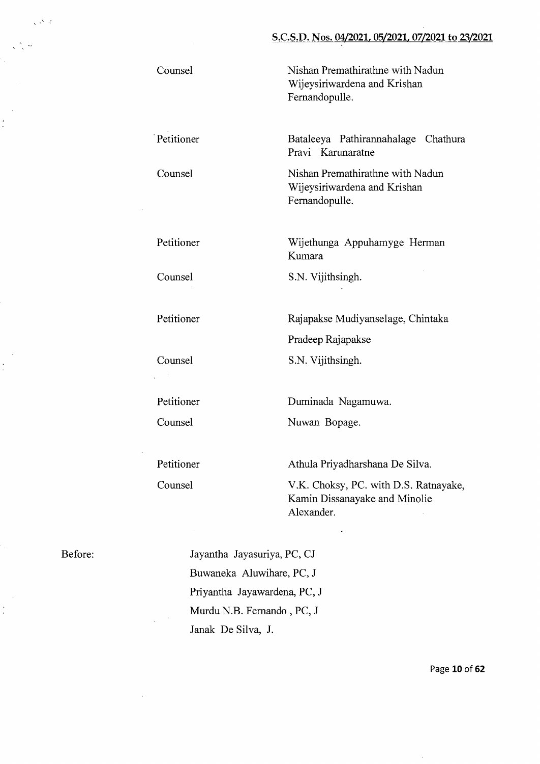| | |
|---|---|
| Counsel | Nishan Premathirathne with Nadun Wijeysiriwardena and Krishan Fernandopulle. |
| Petitioner | Bataleeya Pathirannahalage Chathura Pravi Karunaratne |
| Counsel | Nishan Premathirathne with Nadun Wijeysiriwardena and Krishan Fernandopulle. |
| Petitioner | Wijethunga Appuhamyge Herman Kumara |
| Counsel | S.N. Vijithsingh. |
| Petitioner | Rajapakse Mudiyanselage, Chintaka Pradeep Rajapakse |
| Counsel | S.N. Vijithsingh. |
| Petitioner | Duminada Nagamuwa. |
| Counsel | Nuwan Bopage. |
| Petitioner | Athula Priyadharshana De Silva. |
| Counsel | V.K. Choksy, PC. with D.S. Ratnayake, Kamin Dissanayake and Minolie Alexander. |

Before:

Jayantha Jayasuriya, PC, CJ
Buwaneka Aluwihare, PC, J
Priyantha Jayawardena, PC, J
Murdu N.B. Fernando , PC, J
Janak De Silva, J.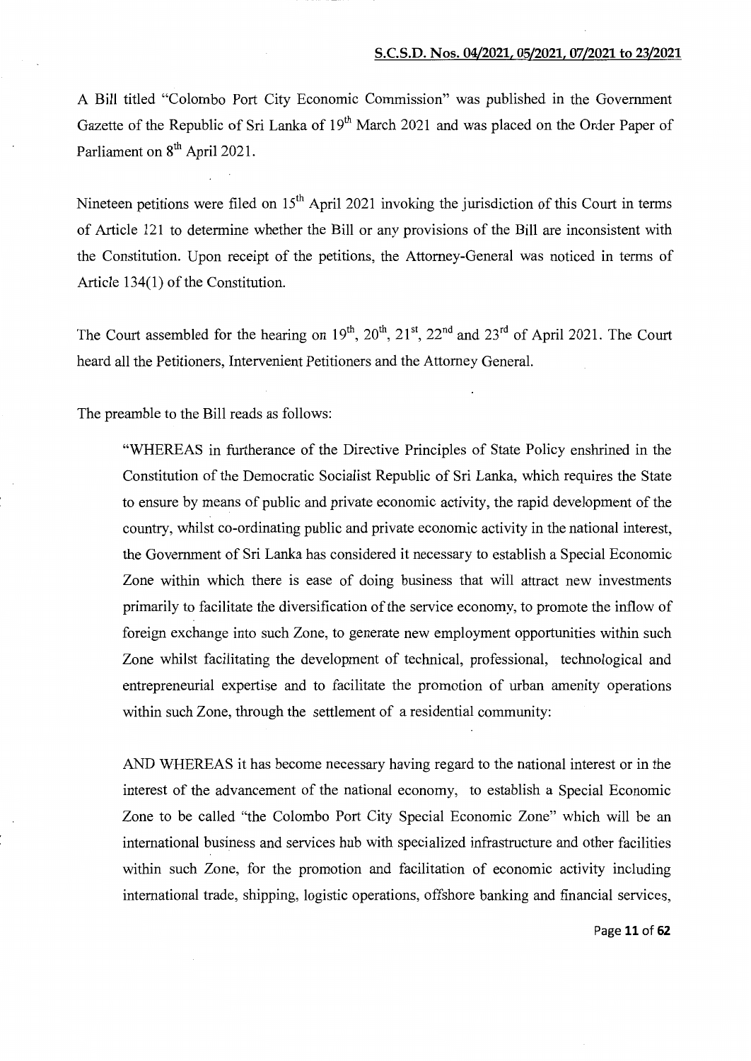A Bill titled "Colombo Port City Economic Commission" was published in the Government Gazette of the Republic of Sri Lanka of 19th March 2021 and was placed on the Order Paper of Parliament on 8th April 2021.

Nineteen petitions were filed on 15th April 2021 invoking the jurisdiction of this Court in terms of Article 121 to determine whether the Bill or any provisions of the Bill are inconsistent with the Constitution. Upon receipt of the petitions, the Attorney-General was noticed in terms of Article 134(1) of the Constitution.

The Court assembled for the hearing on 19th, 20th, 21st, 22nd and 23rd of April 2021. The Court heard all the Petitioners, Intervenient Petitioners and the Attorney General.

The preamble to the Bill reads as follows:

> "WHEREAS in furtherance of the Directive Principles of State Policy enshrined in the Constitution of the Democratic Socialist Republic of Sri Lanka, which requires the State to ensure by means of public and private economic activity, the rapid development of the country, whilst co-ordinating public and private economic activity in the national interest, the Government of Sri Lanka has considered it necessary to establish a Special Economic Zone within which there is ease of doing business that will attract new investments primarily to facilitate the diversification of the service economy, to promote the inflow of foreign exchange into such Zone, to generate new employment opportunities within such Zone whilst facilitating the development of technical, professional, technological and entrepreneurial expertise and to facilitate the promotion of urban amenity operations within such Zone, through the settlement of a residential community:
>
> AND WHEREAS it has become necessary having regard to the national interest or in the interest of the advancement of the national economy, to establish a Special Economic Zone to be called "the Colombo Port City Special Economic Zone" which will be an international business and services hub with specialized infrastructure and other facilities within such Zone, for the promotion and facilitation of economic activity including international trade, shipping, logistic operations, offshore banking and financial services,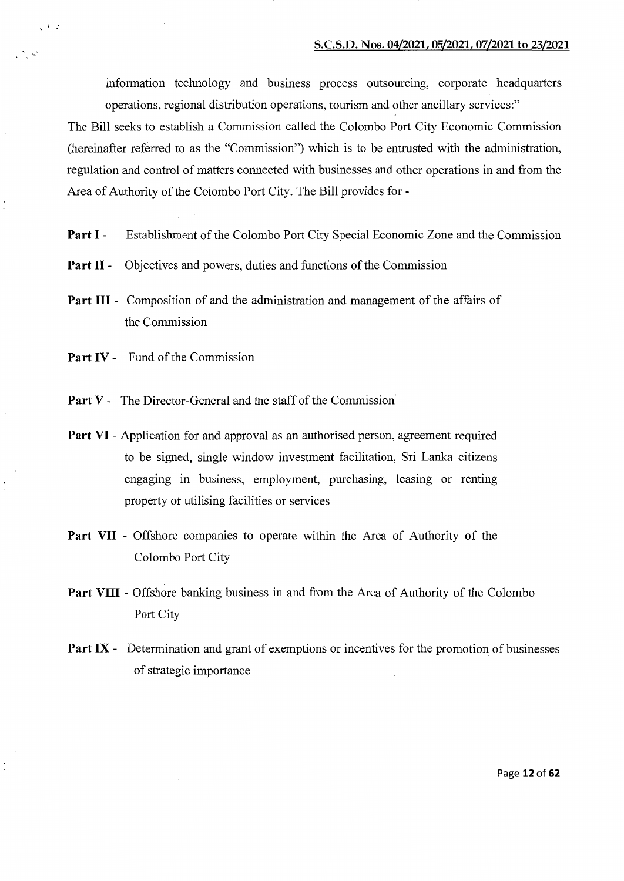information technology and business process outsourcing, corporate headquarters operations, regional distribution operations, tourism and other ancillary services:"

The Bill seeks to establish a Commission called the Colombo Port City Economic Commission (hereinafter referred to as the "Commission") which is to be entrusted with the administration, regulation and control of matters connected with businesses and other operations in and from the Area of Authority of the Colombo Port City. The Bill provides for -

**Part I** - Establishment of the Colombo Port City Special Economic Zone and the Commission

**Part II** - Objectives and powers, duties and functions of the Commission

**Part III** - Composition of and the administration and management of the affairs of the Commission

**Part IV** - Fund of the Commission

**Part V** - The Director-General and the staff of the Commission

**Part VI** - Application for and approval as an authorised person, agreement required to be signed, single window investment facilitation, Sri Lanka citizens engaging in business, employment, purchasing, leasing or renting property or utilising facilities or services

**Part VII** - Offshore companies to operate within the Area of Authority of the Colombo Port City

**Part VIII** - Offshore banking business in and from the Area of Authority of the Colombo Port City

**Part IX** - Determination and grant of exemptions or incentives for the promotion of businesses of strategic importance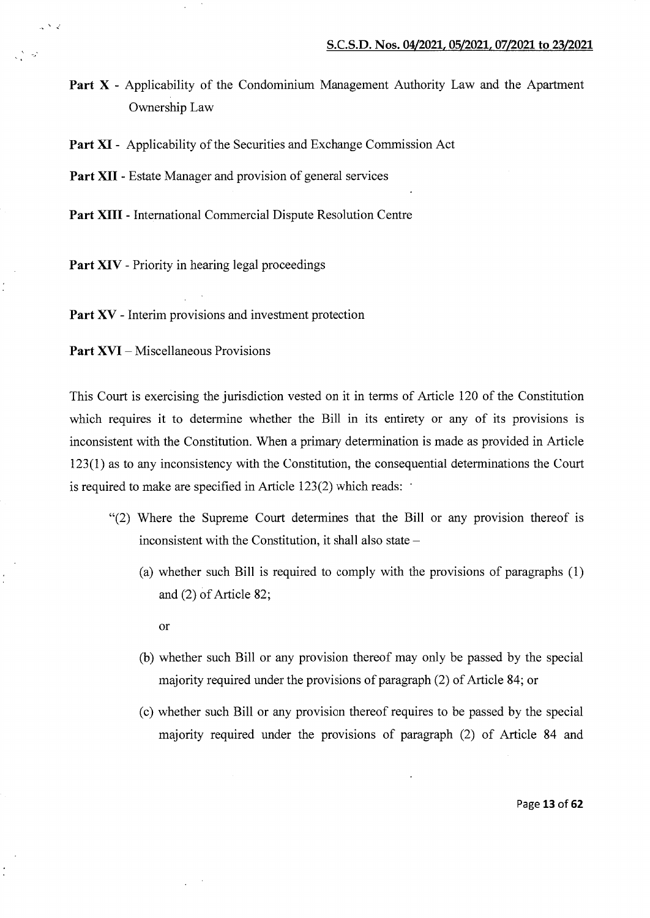**Part X** - Applicability of the Condominium Management Authority Law and the Apartment Ownership Law

**Part XI** - Applicability of the Securities and Exchange Commission Act

**Part XII** - Estate Manager and provision of general services

**Part XIII** - International Commercial Dispute Resolution Centre

**Part XIV** - Priority in hearing legal proceedings

**Part XV** - Interim provisions and investment protection

**Part XVI** – Miscellaneous Provisions

This Court is exercising the jurisdiction vested on it in terms of Article 120 of the Constitution which requires it to determine whether the Bill in its entirety or any of its provisions is inconsistent with the Constitution. When a primary determination is made as provided in Article 123(1) as to any inconsistency with the Constitution, the consequential determinations the Court is required to make are specified in Article 123(2) which reads:

> "(2) Where the Supreme Court determines that the Bill or any provision thereof is inconsistent with the Constitution, it shall also state –
>
> (a) whether such Bill is required to comply with the provisions of paragraphs (1) and (2) of Article 82;
>
> or
>
> (b) whether such Bill or any provision thereof may only be passed by the special majority required under the provisions of paragraph (2) of Article 84; or
>
> (c) whether such Bill or any provision thereof requires to be passed by the special majority required under the provisions of paragraph (2) of Article 84 and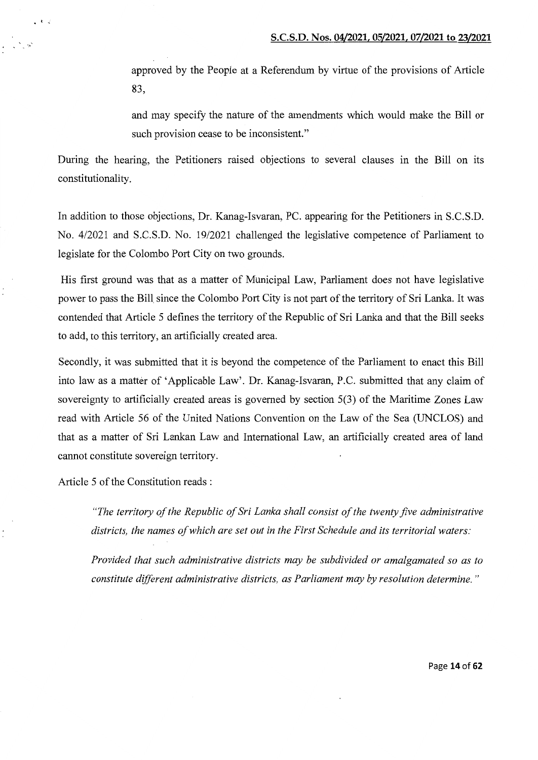approved by the People at a Referendum by virtue of the provisions of Article 83,

and may specify the nature of the amendments which would make the Bill or such provision cease to be inconsistent."

During the hearing, the Petitioners raised objections to several clauses in the Bill on its constitutionality.

In addition to those objections, Dr. Kanag-Isvaran, PC. appearing for the Petitioners in S.C.S.D. No. 4/2021 and S.C.S.D. No. 19/2021 challenged the legislative competence of Parliament to legislate for the Colombo Port City on two grounds.

His first ground was that as a matter of Municipal Law, Parliament does not have legislative power to pass the Bill since the Colombo Port City is not part of the territory of Sri Lanka. It was contended that Article 5 defines the territory of the Republic of Sri Lanka and that the Bill seeks to add, to this territory, an artificially created area.

Secondly, it was submitted that it is beyond the competence of the Parliament to enact this Bill into law as a matter of 'Applicable Law'. Dr. Kanag-Isvaran, P.C. submitted that any claim of sovereignty to artificially created areas is governed by section 5(3) of the Maritime Zones Law read with Article 56 of the United Nations Convention on the Law of the Sea (UNCLOS) and that as a matter of Sri Lankan Law and International Law, an artificially created area of land cannot constitute sovereign territory.

Article 5 of the Constitution reads :

> *"The territory of the Republic of Sri Lanka shall consist of the twenty five administrative districts, the names of which are set out in the First Schedule and its territorial waters:*
>
> *Provided that such administrative districts may be subdivided or amalgamated so as to constitute different administrative districts, as Parliament may by resolution determine."*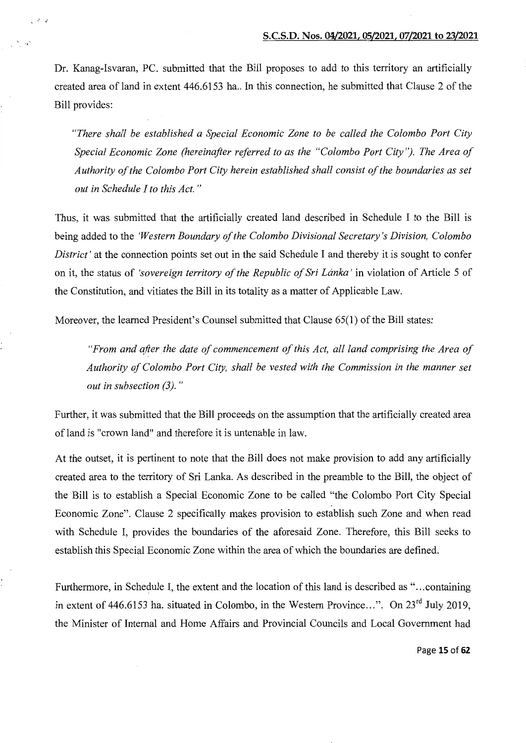Dr. Kanag-Isvaran, PC. submitted that the Bill proposes to add to this territory an artificially created area of land in extent 446.6153 ha.. In this connection, he submitted that Clause 2 of the Bill provides:

> *"There shall be established a Special Economic Zone to be called the Colombo Port City Special Economic Zone (hereinafter referred to as the "Colombo Port City"). The Area of Authority of the Colombo Port City herein established shall consist of the boundaries as set out in Schedule I to this Act."*

Thus, it was submitted that the artificially created land described in Schedule I to the Bill is being added to the *'Western Boundary of the Colombo Divisional Secretary's Division, Colombo District'* at the connection points set out in the said Schedule I and thereby it is sought to confer on it, the status of *'sovereign territory of the Republic of Sri Lanka'* in violation of Article 5 of the Constitution, and vitiates the Bill in its totality as a matter of Applicable Law.

Moreover, the learned President's Counsel submitted that Clause 65(1) of the Bill states:

> *"From and after the date of commencement of this Act, all land comprising the Area of Authority of Colombo Port City, shall be vested with the Commission in the manner set out in subsection (3)."*

Further, it was submitted that the Bill proceeds on the assumption that the artificially created area of land is "crown land" and therefore it is untenable in law.

At the outset, it is pertinent to note that the Bill does not make provision to add any artificially created area to the territory of Sri Lanka. As described in the preamble to the Bill, the object of the Bill is to establish a Special Economic Zone to be called "the Colombo Port City Special Economic Zone". Clause 2 specifically makes provision to establish such Zone and when read with Schedule I, provides the boundaries of the aforesaid Zone. Therefore, this Bill seeks to establish this Special Economic Zone within the area of which the boundaries are defined.

Furthermore, in Schedule I, the extent and the location of this land is described as "…containing in extent of 446.6153 ha. situated in Colombo, in the Western Province…". On 23rd July 2019, the Minister of Internal and Home Affairs and Provincial Councils and Local Government had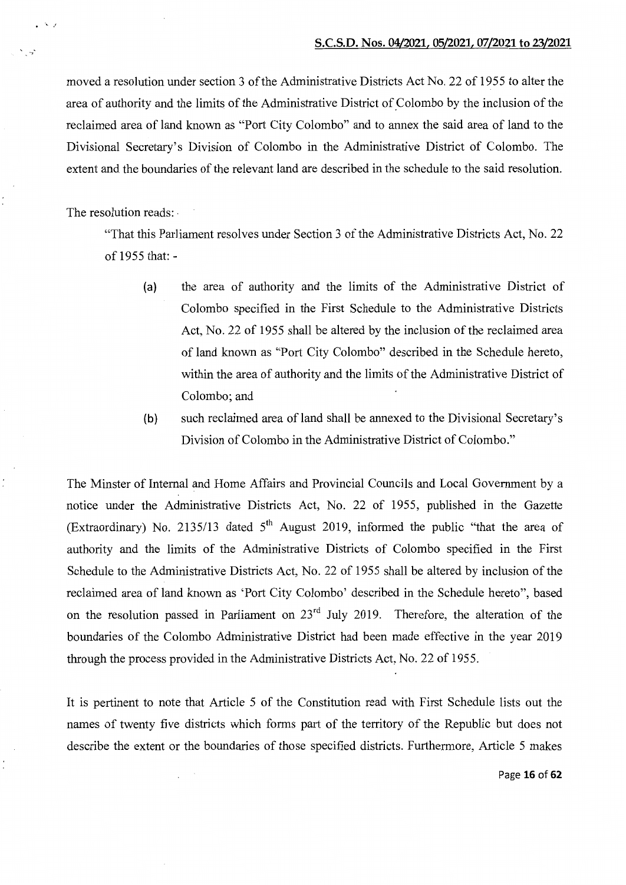moved a resolution under section 3 of the Administrative Districts Act No. 22 of 1955 to alter the area of authority and the limits of the Administrative District of Colombo by the inclusion of the reclaimed area of land known as "Port City Colombo" and to annex the said area of land to the Divisional Secretary's Division of Colombo in the Administrative District of Colombo. The extent and the boundaries of the relevant land are described in the schedule to the said resolution.

The resolution reads:

> "That this Parliament resolves under Section 3 of the Administrative Districts Act, No. 22 of 1955 that: -
>
> (a) the area of authority and the limits of the Administrative District of Colombo specified in the First Schedule to the Administrative Districts Act, No. 22 of 1955 shall be altered by the inclusion of the reclaimed area of land known as "Port City Colombo" described in the Schedule hereto, within the area of authority and the limits of the Administrative District of Colombo; and
>
> (b) such reclaimed area of land shall be annexed to the Divisional Secretary's Division of Colombo in the Administrative District of Colombo."

The Minster of Internal and Home Affairs and Provincial Councils and Local Government by a notice under the Administrative Districts Act, No. 22 of 1955, published in the Gazette (Extraordinary) No. 2135/13 dated 5th August 2019, informed the public "that the area of authority and the limits of the Administrative Districts of Colombo specified in the First Schedule to the Administrative Districts Act, No. 22 of 1955 shall be altered by inclusion of the reclaimed area of land known as 'Port City Colombo' described in the Schedule hereto", based on the resolution passed in Parliament on 23rd July 2019. Therefore, the alteration of the boundaries of the Colombo Administrative District had been made effective in the year 2019 through the process provided in the Administrative Districts Act, No. 22 of 1955.

It is pertinent to note that Article 5 of the Constitution read with First Schedule lists out the names of twenty five districts which forms part of the territory of the Republic but does not describe the extent or the boundaries of those specified districts. Furthermore, Article 5 makes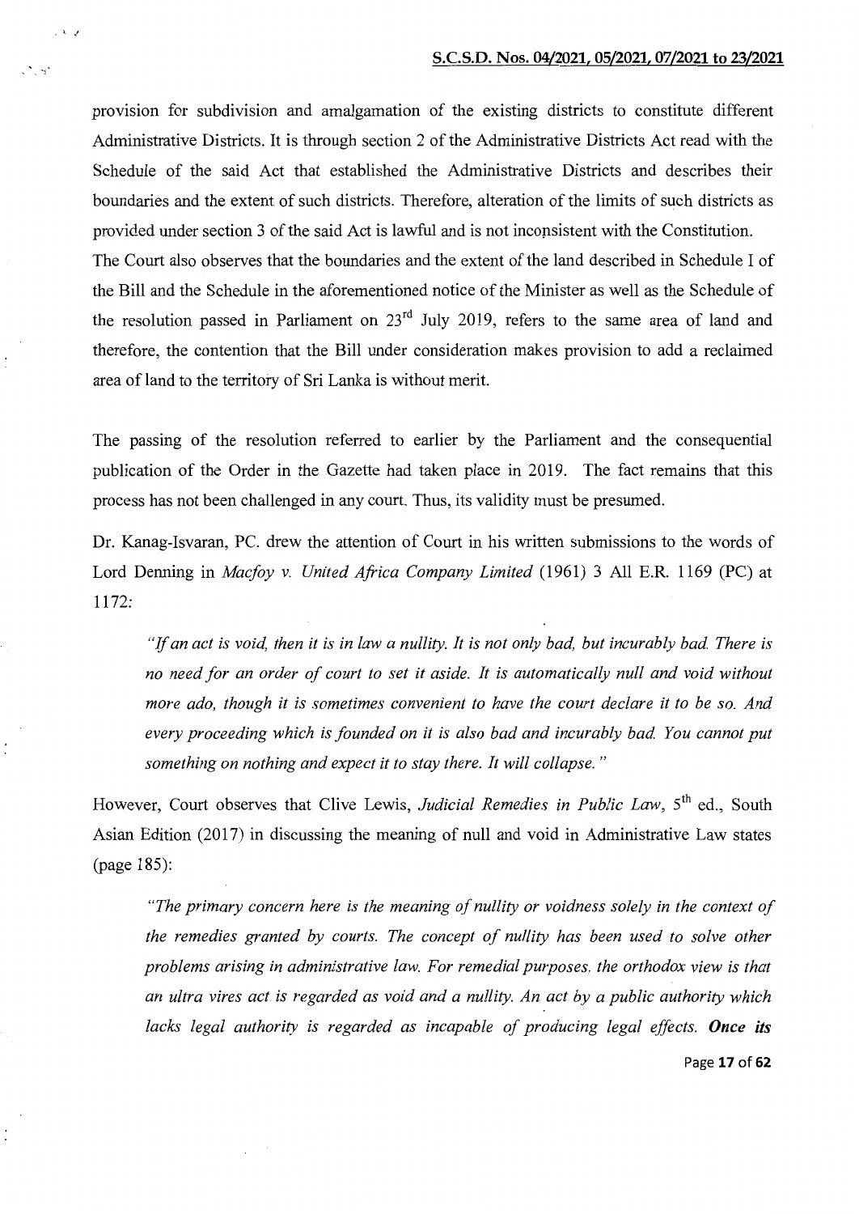provision for subdivision and amalgamation of the existing districts to constitute different Administrative Districts. It is through section 2 of the Administrative Districts Act read with the Schedule of the said Act that established the Administrative Districts and describes their boundaries and the extent of such districts. Therefore, alteration of the limits of such districts as provided under section 3 of the said Act is lawful and is not inconsistent with the Constitution.

The Court also observes that the boundaries and the extent of the land described in Schedule I of the Bill and the Schedule in the aforementioned notice of the Minister as well as the Schedule of the resolution passed in Parliament on 23rd July 2019, refers to the same area of land and therefore, the contention that the Bill under consideration makes provision to add a reclaimed area of land to the territory of Sri Lanka is without merit.

The passing of the resolution referred to earlier by the Parliament and the consequential publication of the Order in the Gazette had taken place in 2019. The fact remains that this process has not been challenged in any court. Thus, its validity must be presumed.

Dr. Kanag-Isvaran, PC. drew the attention of Court in his written submissions to the words of Lord Denning in *Macfoy v. United Africa Company Limited* (1961) 3 All E.R. 1169 (PC) at 1172:

> *"If an act is void, then it is in law a nullity. It is not only bad, but incurably bad. There is no need for an order of court to set it aside. It is automatically null and void without more ado, though it is sometimes convenient to have the court declare it to be so. And every proceeding which is founded on it is also bad and incurably bad. You cannot put something on nothing and expect it to stay there. It will collapse."*

However, Court observes that Clive Lewis, *Judicial Remedies in Public Law*, 5th ed., South Asian Edition (2017) in discussing the meaning of null and void in Administrative Law states (page 185):

> *"The primary concern here is the meaning of nullity or voidness solely in the context of the remedies granted by courts. The concept of nullity has been used to solve other problems arising in administrative law. For remedial purposes, the orthodox view is that an ultra vires act is regarded as void and a nullity. An act by a public authority which lacks legal authority is regarded as incapable of producing legal effects.* ***Once its***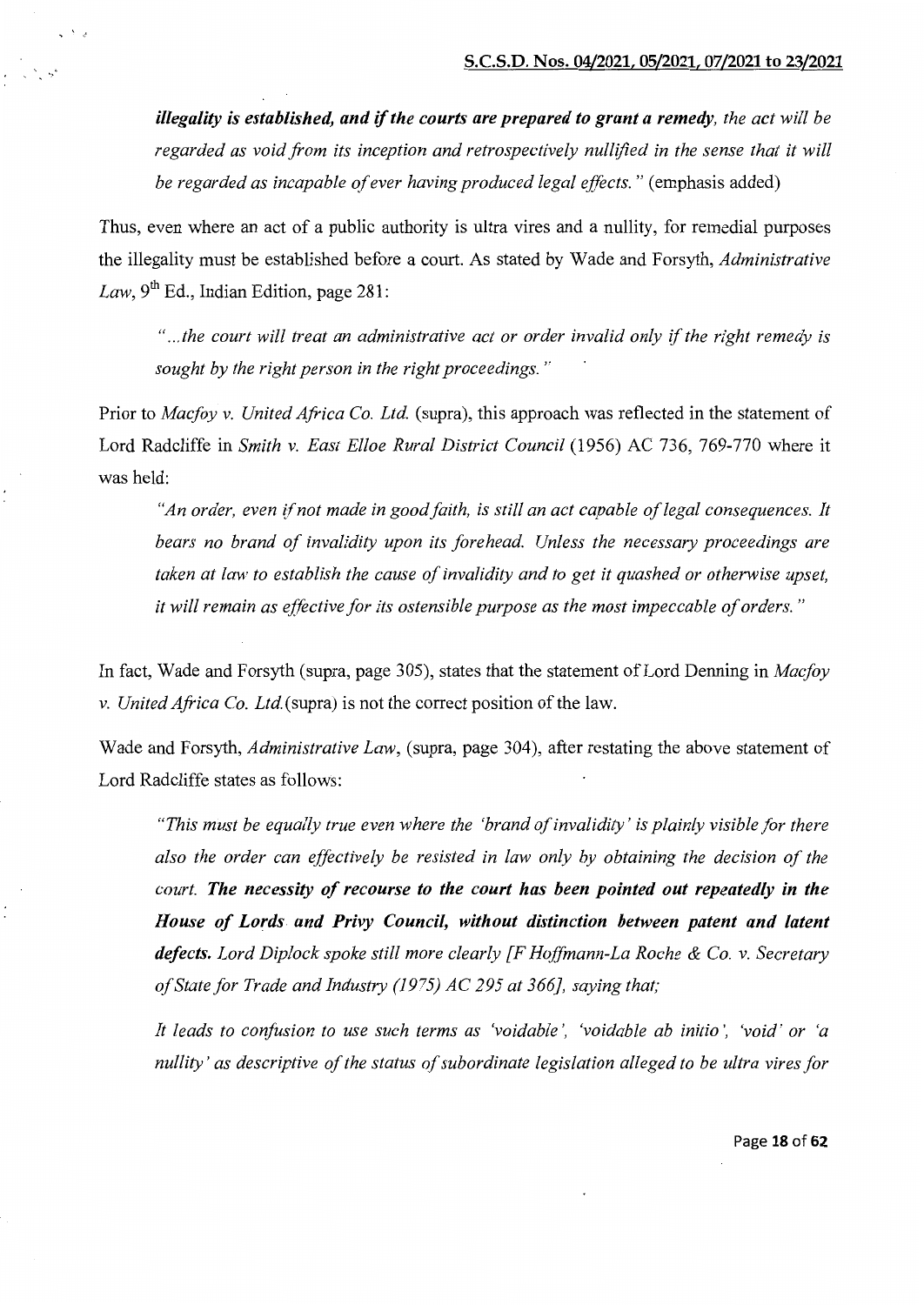*illegality is established, and if the courts are prepared to grant a remedy*, the act will be regarded as void from its inception and retrospectively nullified in the sense that it will be regarded as incapable of ever having produced legal effects." (emphasis added)

Thus, even where an act of a public authority is ultra vires and a nullity, for remedial purposes the illegality must be established before a court. As stated by Wade and Forsyth, *Administrative Law*, 9th Ed., Indian Edition, page 281:

> "...the court will treat an administrative act or order invalid only if the right remedy is sought by the right person in the right proceedings."

Prior to *Macfoy v. United Africa Co. Ltd.* (supra), this approach was reflected in the statement of Lord Radcliffe in *Smith v. East Elloe Rural District Council* (1956) AC 736, 769-770 where it was held:

> "An order, even if not made in good faith, is still an act capable of legal consequences. It bears no brand of invalidity upon its forehead. Unless the necessary proceedings are taken at law to establish the cause of invalidity and to get it quashed or otherwise upset, it will remain as effective for its ostensible purpose as the most impeccable of orders."

In fact, Wade and Forsyth (supra, page 305), states that the statement of Lord Denning in *Macfoy v. United Africa Co. Ltd.*(supra) is not the correct position of the law.

Wade and Forsyth, *Administrative Law*, (supra, page 304), after restating the above statement of Lord Radcliffe states as follows:

> *"This must be equally true even where the 'brand of invalidity' is plainly visible for there also the order can effectively be resisted in law only by obtaining the decision of the court. **The necessity of recourse to the court has been pointed out repeatedly in the House of Lords and Privy Council, without distinction between patent and latent defects.** Lord Diplock spoke still more clearly [F Hoffmann-La Roche & Co. v. Secretary of State for Trade and Industry (1975) AC 295 at 366], saying that;*
>
> *It leads to confusion to use such terms as 'voidable', 'voidable ab initio', 'void' or 'a nullity' as descriptive of the status of subordinate legislation alleged to be ultra vires for*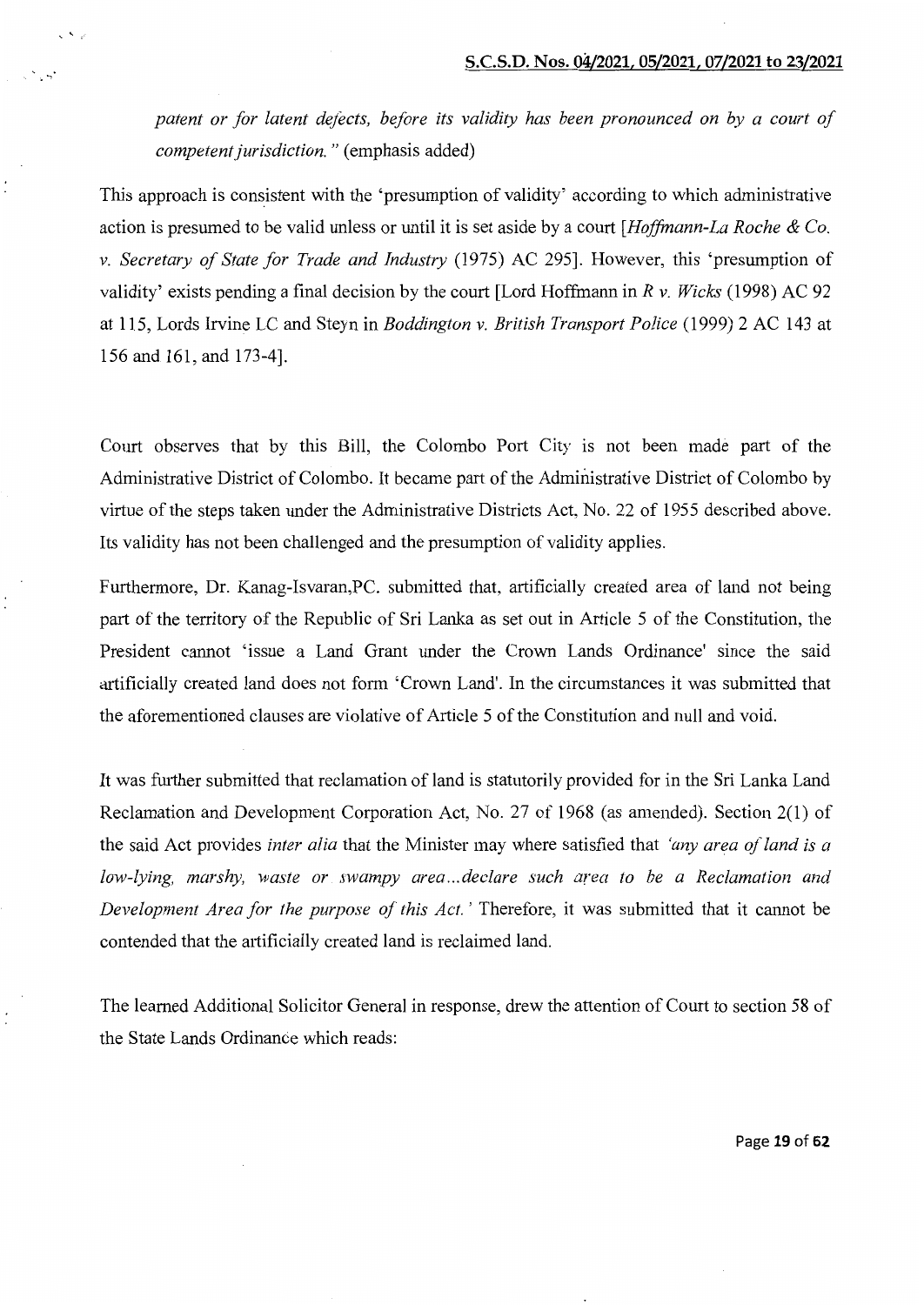*patent or for latent defects, before its validity has been pronounced on by a court of competent jurisdiction."* (emphasis added)

This approach is consistent with the 'presumption of validity' according to which administrative action is presumed to be valid unless or until it is set aside by a court [*Hoffmann-La Roche & Co. v. Secretary of State for Trade and Industry* (1975) AC 295]. However, this 'presumption of validity' exists pending a final decision by the court [Lord Hoffmann in *R v. Wicks* (1998) AC 92 at 115, Lords Irvine LC and Steyn in *Boddington v. British Transport Police* (1999) 2 AC 143 at 156 and 161, and 173-4].

Court observes that by this Bill, the Colombo Port City is not been made part of the Administrative District of Colombo. It became part of the Administrative District of Colombo by virtue of the steps taken under the Administrative Districts Act, No. 22 of 1955 described above. Its validity has not been challenged and the presumption of validity applies.

Furthermore, Dr. Kanag-Isvaran,PC. submitted that, artificially created area of land not being part of the territory of the Republic of Sri Lanka as set out in Article 5 of the Constitution, the President cannot 'issue a Land Grant under the Crown Lands Ordinance' since the said artificially created land does not form 'Crown Land'. In the circumstances it was submitted that the aforementioned clauses are violative of Article 5 of the Constitution and null and void.

It was further submitted that reclamation of land is statutorily provided for in the Sri Lanka Land Reclamation and Development Corporation Act, No. 27 of 1968 (as amended). Section 2(1) of the said Act provides *inter alia* that the Minister may where satisfied that *'any area of land is a low-lying, marshy, waste or swampy area...declare such area to be a Reclamation and Development Area for the purpose of this Act.'* Therefore, it was submitted that it cannot be contended that the artificially created land is reclaimed land.

The learned Additional Solicitor General in response, drew the attention of Court to section 58 of the State Lands Ordinance which reads: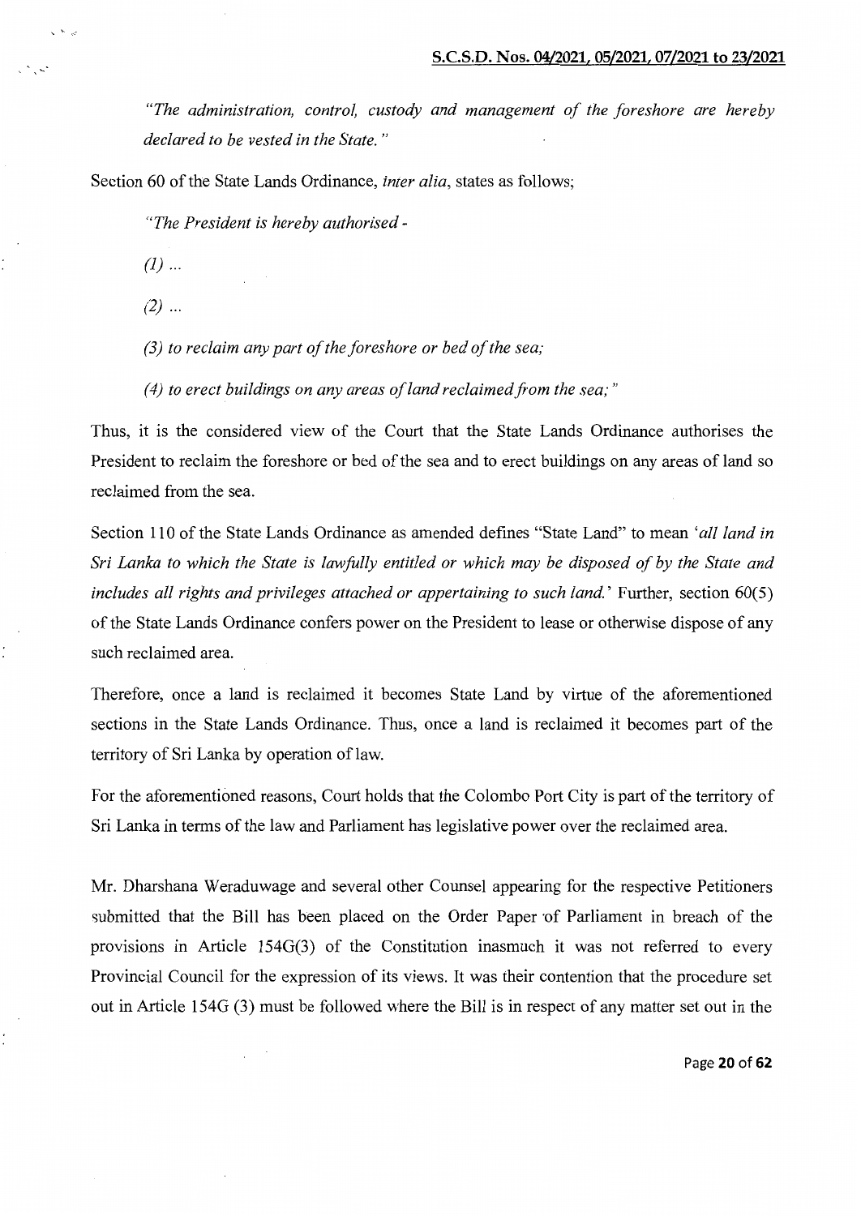*"The administration, control, custody and management of the foreshore are hereby declared to be vested in the State."*

Section 60 of the State Lands Ordinance, *inter alia*, states as follows;

*"The President is hereby authorised -*

*(1) ...*

*(2) ...*

*(3) to reclaim any part of the foreshore or bed of the sea;*

*(4) to erect buildings on any areas of land reclaimed from the sea;"*

Thus, it is the considered view of the Court that the State Lands Ordinance authorises the President to reclaim the foreshore or bed of the sea and to erect buildings on any areas of land so reclaimed from the sea.

Section 110 of the State Lands Ordinance as amended defines "State Land" to mean *'all land in Sri Lanka to which the State is lawfully entitled or which may be disposed of by the State and includes all rights and privileges attached or appertaining to such land.'* Further, section 60(5) of the State Lands Ordinance confers power on the President to lease or otherwise dispose of any such reclaimed area.

Therefore, once a land is reclaimed it becomes State Land by virtue of the aforementioned sections in the State Lands Ordinance. Thus, once a land is reclaimed it becomes part of the territory of Sri Lanka by operation of law.

For the aforementioned reasons, Court holds that the Colombo Port City is part of the territory of Sri Lanka in terms of the law and Parliament has legislative power over the reclaimed area.

Mr. Dharshana Weraduwage and several other Counsel appearing for the respective Petitioners submitted that the Bill has been placed on the Order Paper of Parliament in breach of the provisions in Article 154G(3) of the Constitution inasmuch it was not referred to every Provincial Council for the expression of its views. It was their contention that the procedure set out in Article 154G (3) must be followed where the Bill is in respect of any matter set out in the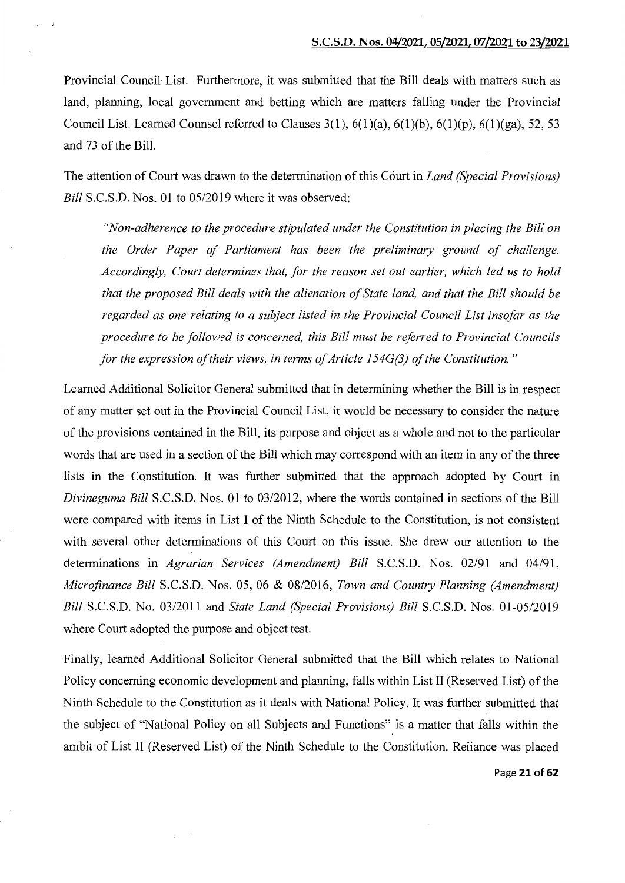Provincial Council List. Furthermore, it was submitted that the Bill deals with matters such as land, planning, local government and betting which are matters falling under the Provincial Council List. Learned Counsel referred to Clauses 3(1), 6(1)(a), 6(1)(b), 6(1)(p), 6(1)(ga), 52, 53 and 73 of the Bill.

The attention of Court was drawn to the determination of this Court in *Land (Special Provisions) Bill* S.C.S.D. Nos. 01 to 05/2019 where it was observed:

> *"Non-adherence to the procedure stipulated under the Constitution in placing the Bill on the Order Paper of Parliament has been the preliminary ground of challenge. Accordingly, Court determines that, for the reason set out earlier, which led us to hold that the proposed Bill deals with the alienation of State land, and that the Bill should be regarded as one relating to a subject listed in the Provincial Council List insofar as the procedure to be followed is concerned, this Bill must be referred to Provincial Councils for the expression of their views, in terms of Article 154G(3) of the Constitution."*

Learned Additional Solicitor General submitted that in determining whether the Bill is in respect of any matter set out in the Provincial Council List, it would be necessary to consider the nature of the provisions contained in the Bill, its purpose and object as a whole and not to the particular words that are used in a section of the Bill which may correspond with an item in any of the three lists in the Constitution. It was further submitted that the approach adopted by Court in *Divineguma Bill* S.C.S.D. Nos. 01 to 03/2012, where the words contained in sections of the Bill were compared with items in List I of the Ninth Schedule to the Constitution, is not consistent with several other determinations of this Court on this issue. She drew our attention to the determinations in *Agrarian Services (Amendment) Bill* S.C.S.D. Nos. 02/91 and 04/91, *Microfinance Bill* S.C.S.D. Nos. 05, 06 & 08/2016, *Town and Country Planning (Amendment) Bill* S.C.S.D. No. 03/2011 and *State Land (Special Provisions) Bill* S.C.S.D. Nos. 01-05/2019 where Court adopted the purpose and object test.

Finally, learned Additional Solicitor General submitted that the Bill which relates to National Policy concerning economic development and planning, falls within List II (Reserved List) of the Ninth Schedule to the Constitution as it deals with National Policy. It was further submitted that the subject of "National Policy on all Subjects and Functions" is a matter that falls within the ambit of List II (Reserved List) of the Ninth Schedule to the Constitution. Reliance was placed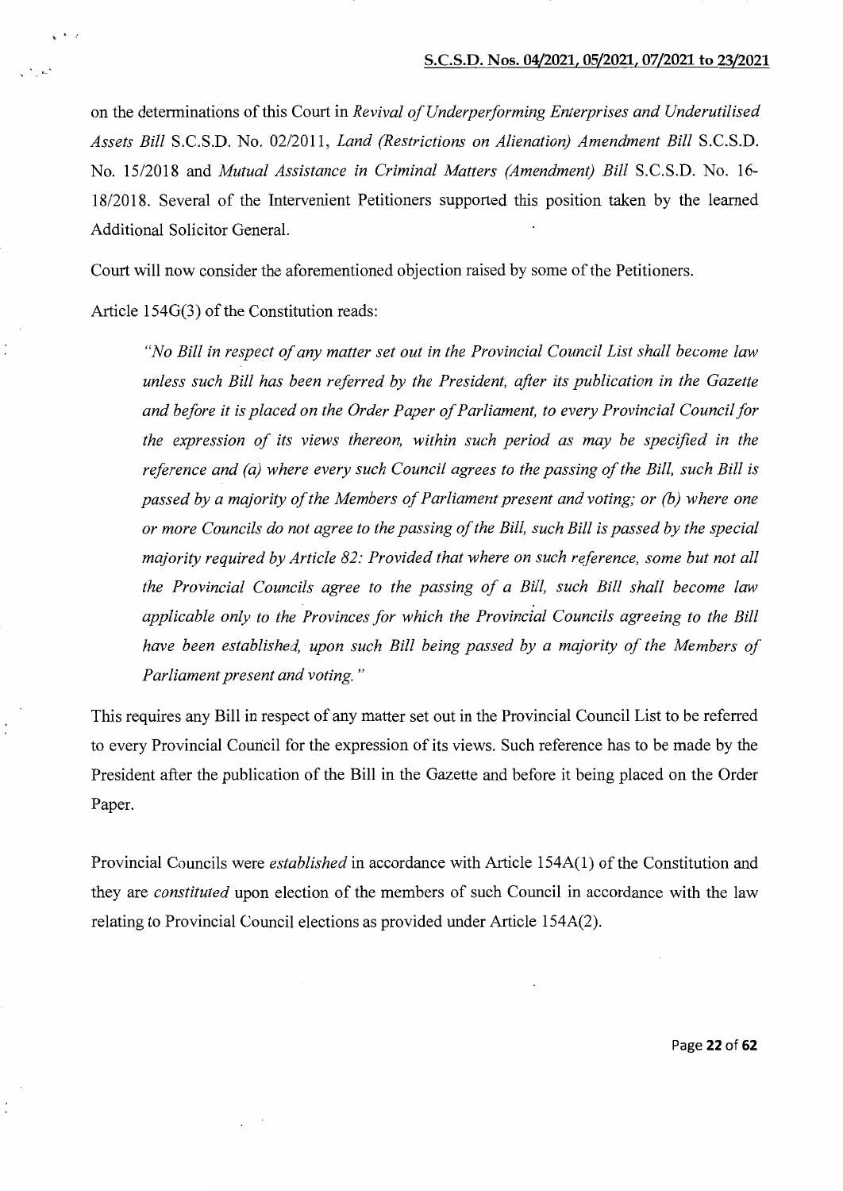on the determinations of this Court in *Revival of Underperforming Enterprises and Underutilised Assets Bill* S.C.S.D. No. 02/2011, *Land (Restrictions on Alienation) Amendment Bill* S.C.S.D. No. 15/2018 and *Mutual Assistance in Criminal Matters (Amendment) Bill* S.C.S.D. No. 16-18/2018. Several of the Intervenient Petitioners supported this position taken by the learned Additional Solicitor General.

Court will now consider the aforementioned objection raised by some of the Petitioners.

Article 154G(3) of the Constitution reads:

> *"No Bill in respect of any matter set out in the Provincial Council List shall become law unless such Bill has been referred by the President, after its publication in the Gazette and before it is placed on the Order Paper of Parliament, to every Provincial Council for the expression of its views thereon, within such period as may be specified in the reference and (a) where every such Council agrees to the passing of the Bill, such Bill is passed by a majority of the Members of Parliament present and voting; or (b) where one or more Councils do not agree to the passing of the Bill, such Bill is passed by the special majority required by Article 82: Provided that where on such reference, some but not all the Provincial Councils agree to the passing of a Bill, such Bill shall become law applicable only to the Provinces for which the Provincial Councils agreeing to the Bill have been established, upon such Bill being passed by a majority of the Members of Parliament present and voting."*

This requires any Bill in respect of any matter set out in the Provincial Council List to be referred to every Provincial Council for the expression of its views. Such reference has to be made by the President after the publication of the Bill in the Gazette and before it being placed on the Order Paper.

Provincial Councils were *established* in accordance with Article 154A(1) of the Constitution and they are *constituted* upon election of the members of such Council in accordance with the law relating to Provincial Council elections as provided under Article 154A(2).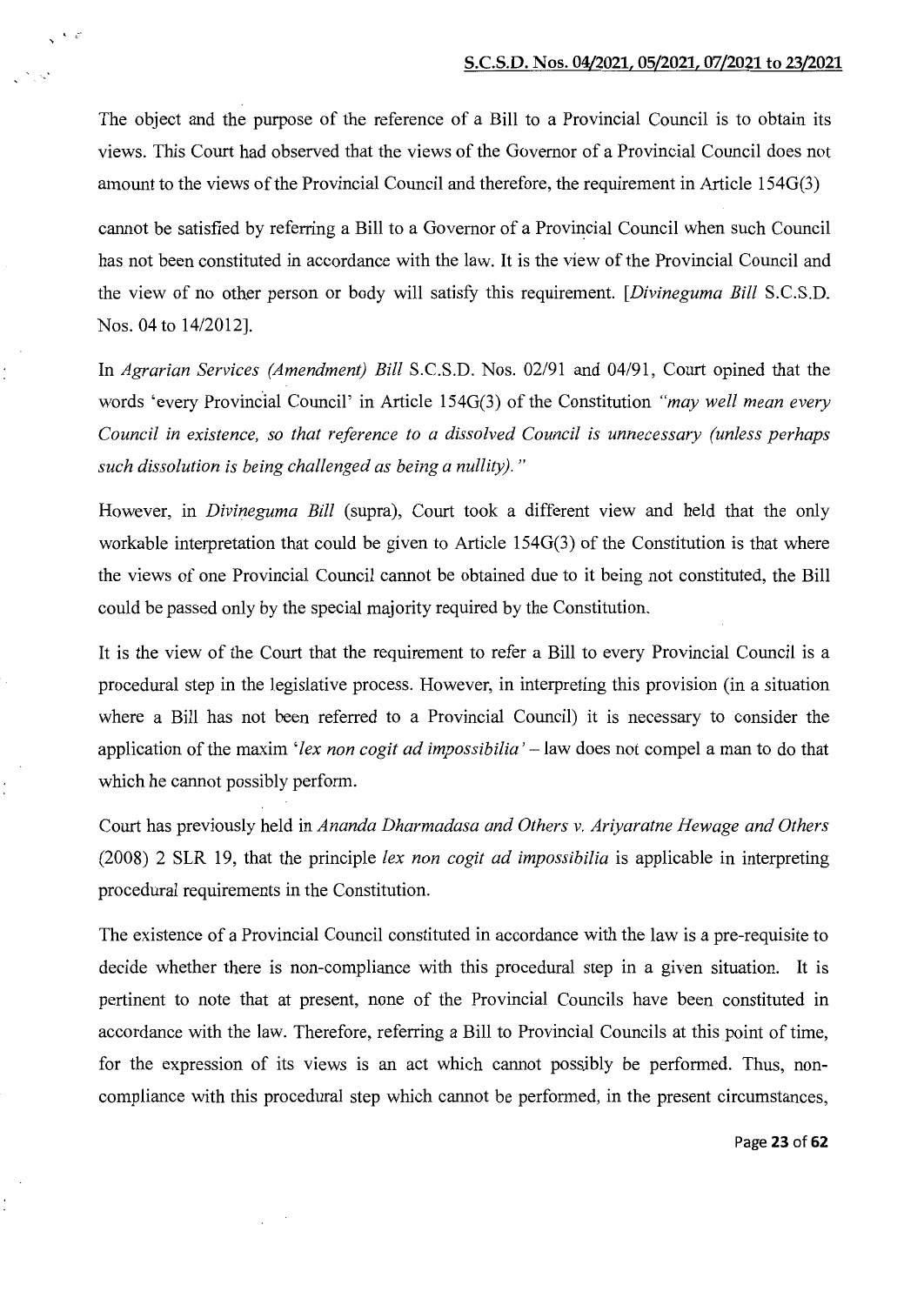The object and the purpose of the reference of a Bill to a Provincial Council is to obtain its views. This Court had observed that the views of the Governor of a Provincial Council does not amount to the views of the Provincial Council and therefore, the requirement in Article 154G(3) cannot be satisfied by referring a Bill to a Governor of a Provincial Council when such Council has not been constituted in accordance with the law. It is the view of the Provincial Council and the view of no other person or body will satisfy this requirement. [*Divineguma Bill* S.C.S.D. Nos. 04 to 14/2012].

In *Agrarian Services (Amendment) Bill* S.C.S.D. Nos. 02/91 and 04/91, Court opined that the words 'every Provincial Council' in Article 154G(3) of the Constitution *"may well mean every Council in existence, so that reference to a dissolved Council is unnecessary (unless perhaps such dissolution is being challenged as being a nullity)."*

However, in *Divineguma Bill* (supra), Court took a different view and held that the only workable interpretation that could be given to Article 154G(3) of the Constitution is that where the views of one Provincial Council cannot be obtained due to it being not constituted, the Bill could be passed only by the special majority required by the Constitution.

It is the view of the Court that the requirement to refer a Bill to every Provincial Council is a procedural step in the legislative process. However, in interpreting this provision (in a situation where a Bill has not been referred to a Provincial Council) it is necessary to consider the application of the maxim '*lex non cogit ad impossibilia*' – law does not compel a man to do that which he cannot possibly perform.

Court has previously held in *Ananda Dharmadasa and Others v. Ariyaratne Hewage and Others* (2008) 2 SLR 19, that the principle *lex non cogit ad impossibilia* is applicable in interpreting procedural requirements in the Constitution.

The existence of a Provincial Council constituted in accordance with the law is a pre-requisite to decide whether there is non-compliance with this procedural step in a given situation. It is pertinent to note that at present, none of the Provincial Councils have been constituted in accordance with the law. Therefore, referring a Bill to Provincial Councils at this point of time, for the expression of its views is an act which cannot possibly be performed. Thus, non-compliance with this procedural step which cannot be performed, in the present circumstances,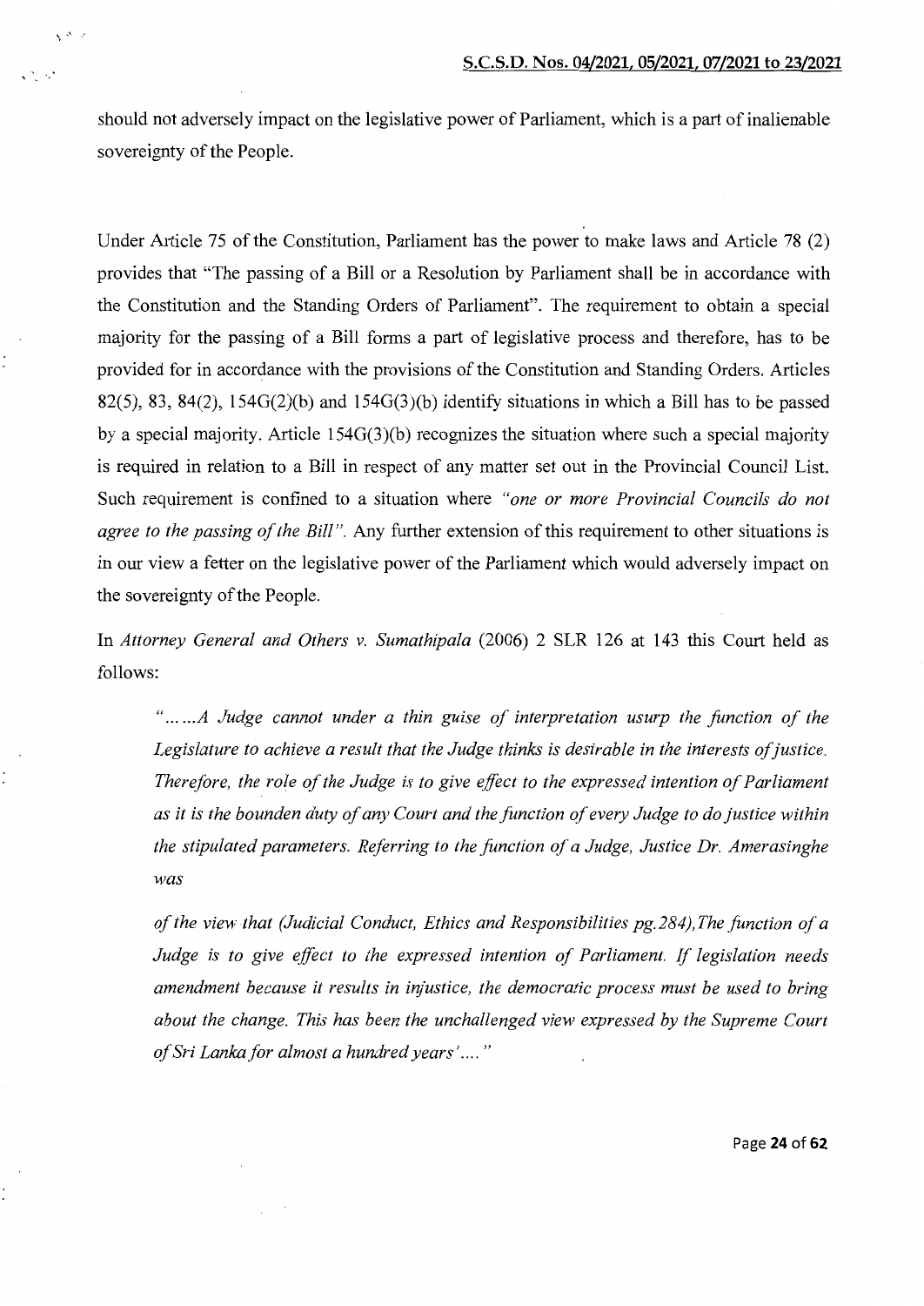should not adversely impact on the legislative power of Parliament, which is a part of inalienable sovereignty of the People.

Under Article 75 of the Constitution, Parliament has the power to make laws and Article 78 (2) provides that "The passing of a Bill or a Resolution by Parliament shall be in accordance with the Constitution and the Standing Orders of Parliament". The requirement to obtain a special majority for the passing of a Bill forms a part of legislative process and therefore, has to be provided for in accordance with the provisions of the Constitution and Standing Orders. Articles 82(5), 83, 84(2), 154G(2)(b) and 154G(3)(b) identify situations in which a Bill has to be passed by a special majority. Article 154G(3)(b) recognizes the situation where such a special majority is required in relation to a Bill in respect of any matter set out in the Provincial Council List. Such requirement is confined to a situation where *"one or more Provincial Councils do not agree to the passing of the Bill"*. Any further extension of this requirement to other situations is in our view a fetter on the legislative power of the Parliament which would adversely impact on the sovereignty of the People.

In *Attorney General and Others v. Sumathipala* (2006) 2 SLR 126 at 143 this Court held as follows:

> *"……A Judge cannot under a thin guise of interpretation usurp the function of the Legislature to achieve a result that the Judge thinks is desirable in the interests of justice. Therefore, the role of the Judge is to give effect to the expressed intention of Parliament as it is the bounden duty of any Court and the function of every Judge to do justice within the stipulated parameters. Referring to the function of a Judge, Justice Dr. Amerasinghe was*
>
> *of the view that (Judicial Conduct, Ethics and Responsibilities pg.284),The function of a Judge is to give effect to the expressed intention of Parliament. If legislation needs amendment because it results in injustice, the democratic process must be used to bring about the change. This has been the unchallenged view expressed by the Supreme Court of Sri Lanka for almost a hundred years'…."*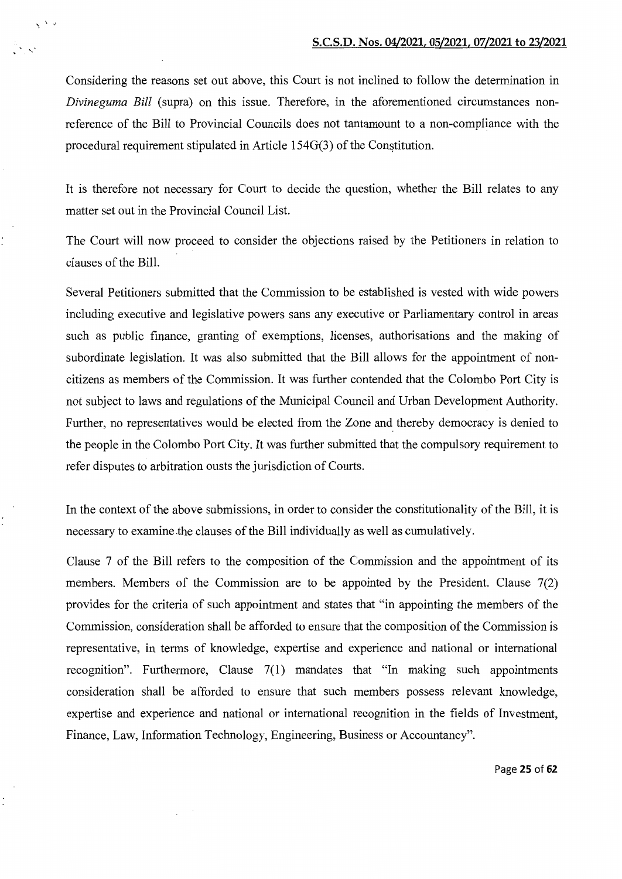Considering the reasons set out above, this Court is not inclined to follow the determination in *Divineguma Bill* (supra) on this issue. Therefore, in the aforementioned circumstances non-reference of the Bill to Provincial Councils does not tantamount to a non-compliance with the procedural requirement stipulated in Article 154G(3) of the Constitution.

It is therefore not necessary for Court to decide the question, whether the Bill relates to any matter set out in the Provincial Council List.

The Court will now proceed to consider the objections raised by the Petitioners in relation to clauses of the Bill.

Several Petitioners submitted that the Commission to be established is vested with wide powers including executive and legislative powers sans any executive or Parliamentary control in areas such as public finance, granting of exemptions, licenses, authorisations and the making of subordinate legislation. It was also submitted that the Bill allows for the appointment of non-citizens as members of the Commission. It was further contended that the Colombo Port City is not subject to laws and regulations of the Municipal Council and Urban Development Authority. Further, no representatives would be elected from the Zone and thereby democracy is denied to the people in the Colombo Port City. It was further submitted that the compulsory requirement to refer disputes to arbitration ousts the jurisdiction of Courts.

In the context of the above submissions, in order to consider the constitutionality of the Bill, it is necessary to examine the clauses of the Bill individually as well as cumulatively.

Clause 7 of the Bill refers to the composition of the Commission and the appointment of its members. Members of the Commission are to be appointed by the President. Clause 7(2) provides for the criteria of such appointment and states that "in appointing the members of the Commission, consideration shall be afforded to ensure that the composition of the Commission is representative, in terms of knowledge, expertise and experience and national or international recognition". Furthermore, Clause 7(1) mandates that "In making such appointments consideration shall be afforded to ensure that such members possess relevant knowledge, expertise and experience and national or international recognition in the fields of Investment, Finance, Law, Information Technology, Engineering, Business or Accountancy".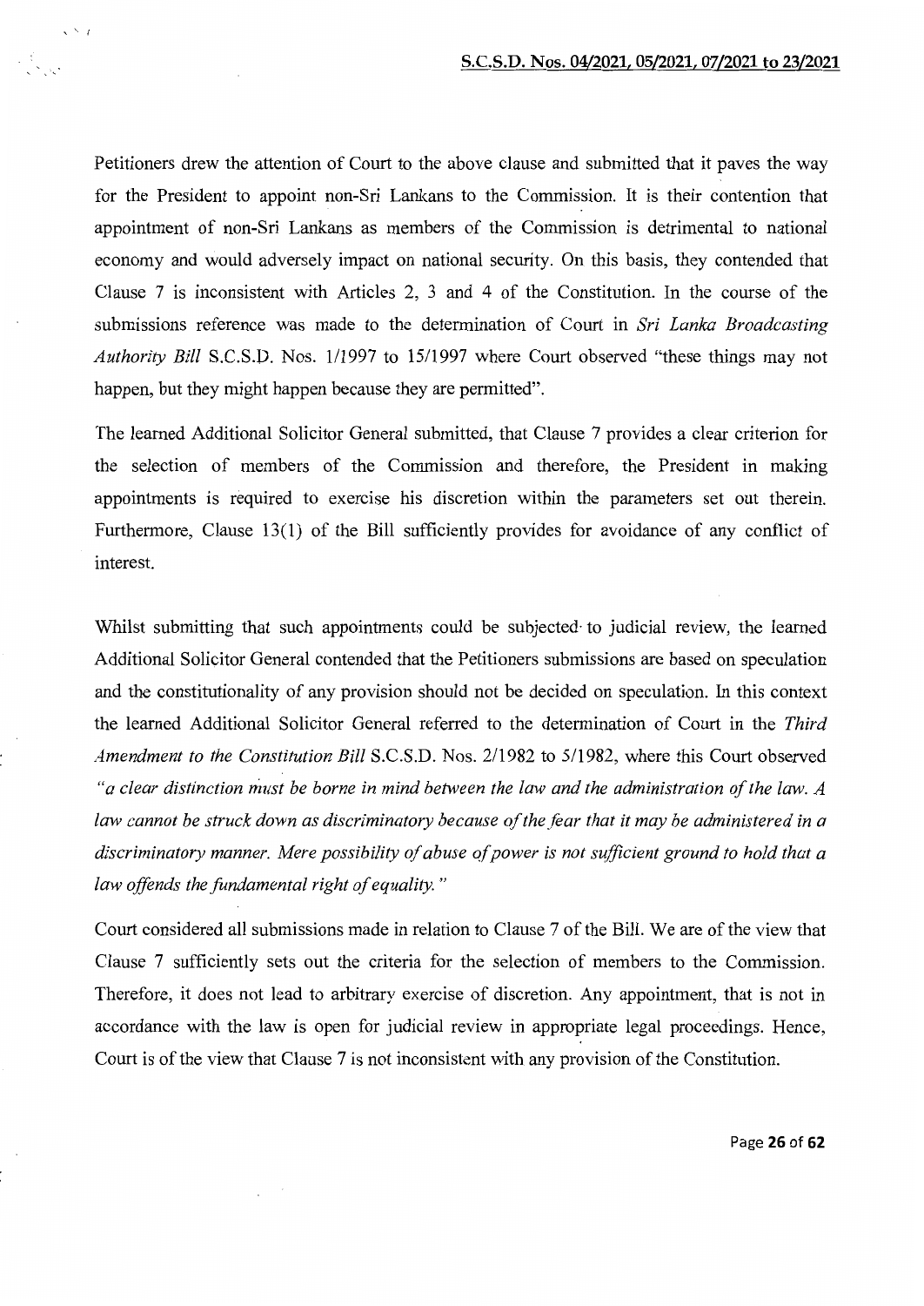Petitioners drew the attention of Court to the above clause and submitted that it paves the way for the President to appoint non-Sri Lankans to the Commission. It is their contention that appointment of non-Sri Lankans as members of the Commission is detrimental to national economy and would adversely impact on national security. On this basis, they contended that Clause 7 is inconsistent with Articles 2, 3 and 4 of the Constitution. In the course of the submissions reference was made to the determination of Court in *Sri Lanka Broadcasting Authority Bill* S.C.S.D. Nos. 1/1997 to 15/1997 where Court observed "these things may not happen, but they might happen because they are permitted".

The learned Additional Solicitor General submitted, that Clause 7 provides a clear criterion for the selection of members of the Commission and therefore, the President in making appointments is required to exercise his discretion within the parameters set out therein. Furthermore, Clause 13(1) of the Bill sufficiently provides for avoidance of any conflict of interest.

Whilst submitting that such appointments could be subjected to judicial review, the learned Additional Solicitor General contended that the Petitioners submissions are based on speculation and the constitutionality of any provision should not be decided on speculation. In this context the learned Additional Solicitor General referred to the determination of Court in the *Third Amendment to the Constitution Bill* S.C.S.D. Nos. 2/1982 to 5/1982, where this Court observed *"a clear distinction must be borne in mind between the law and the administration of the law. A law cannot be struck down as discriminatory because of the fear that it may be administered in a discriminatory manner. Mere possibility of abuse of power is not sufficient ground to hold that a law offends the fundamental right of equality."*

Court considered all submissions made in relation to Clause 7 of the Bill. We are of the view that Clause 7 sufficiently sets out the criteria for the selection of members to the Commission. Therefore, it does not lead to arbitrary exercise of discretion. Any appointment, that is not in accordance with the law is open for judicial review in appropriate legal proceedings. Hence, Court is of the view that Clause 7 is not inconsistent with any provision of the Constitution.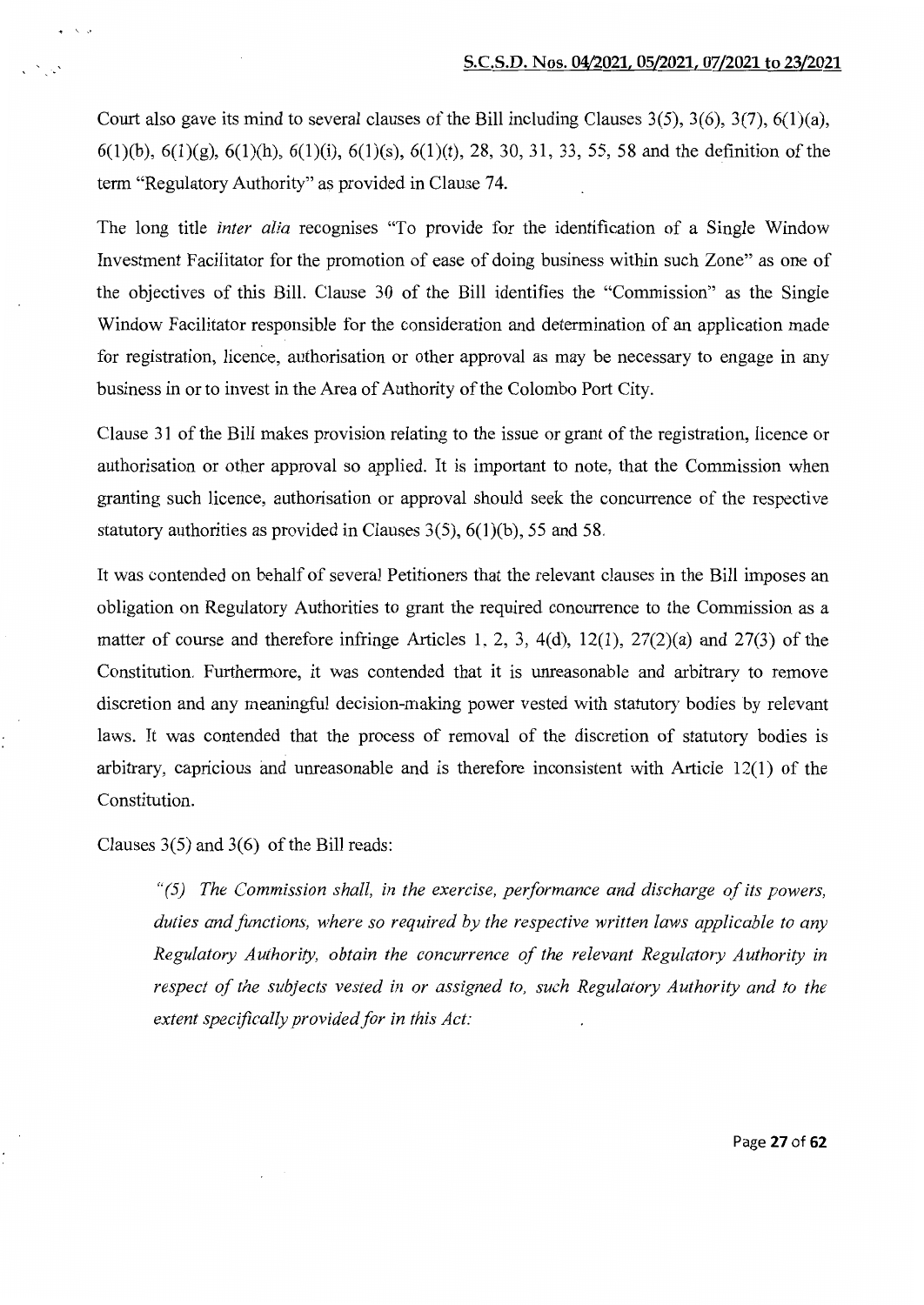Court also gave its mind to several clauses of the Bill including Clauses 3(5), 3(6), 3(7), 6(1)(a), 6(1)(b), 6(1)(g), 6(1)(h), 6(1)(i), 6(1)(s), 6(1)(t), 28, 30, 31, 33, 55, 58 and the definition of the term "Regulatory Authority" as provided in Clause 74.

The long title *inter alia* recognises "To provide for the identification of a Single Window Investment Facilitator for the promotion of ease of doing business within such Zone" as one of the objectives of this Bill. Clause 30 of the Bill identifies the "Commission" as the Single Window Facilitator responsible for the consideration and determination of an application made for registration, licence, authorisation or other approval as may be necessary to engage in any business in or to invest in the Area of Authority of the Colombo Port City.

Clause 31 of the Bill makes provision relating to the issue or grant of the registration, licence or authorisation or other approval so applied. It is important to note, that the Commission when granting such licence, authorisation or approval should seek the concurrence of the respective statutory authorities as provided in Clauses 3(5), 6(1)(b), 55 and 58.

It was contended on behalf of several Petitioners that the relevant clauses in the Bill imposes an obligation on Regulatory Authorities to grant the required concurrence to the Commission as a matter of course and therefore infringe Articles 1, 2, 3, 4(d), 12(1), 27(2)(a) and 27(3) of the Constitution. Furthermore, it was contended that it is unreasonable and arbitrary to remove discretion and any meaningful decision-making power vested with statutory bodies by relevant laws. It was contended that the process of removal of the discretion of statutory bodies is arbitrary, capricious and unreasonable and is therefore inconsistent with Article 12(1) of the Constitution.

Clauses 3(5) and 3(6) of the Bill reads:

> *"(5) The Commission shall, in the exercise, performance and discharge of its powers, duties and functions, where so required by the respective written laws applicable to any Regulatory Authority, obtain the concurrence of the relevant Regulatory Authority in respect of the subjects vested in or assigned to, such Regulatory Authority and to the extent specifically provided for in this Act:*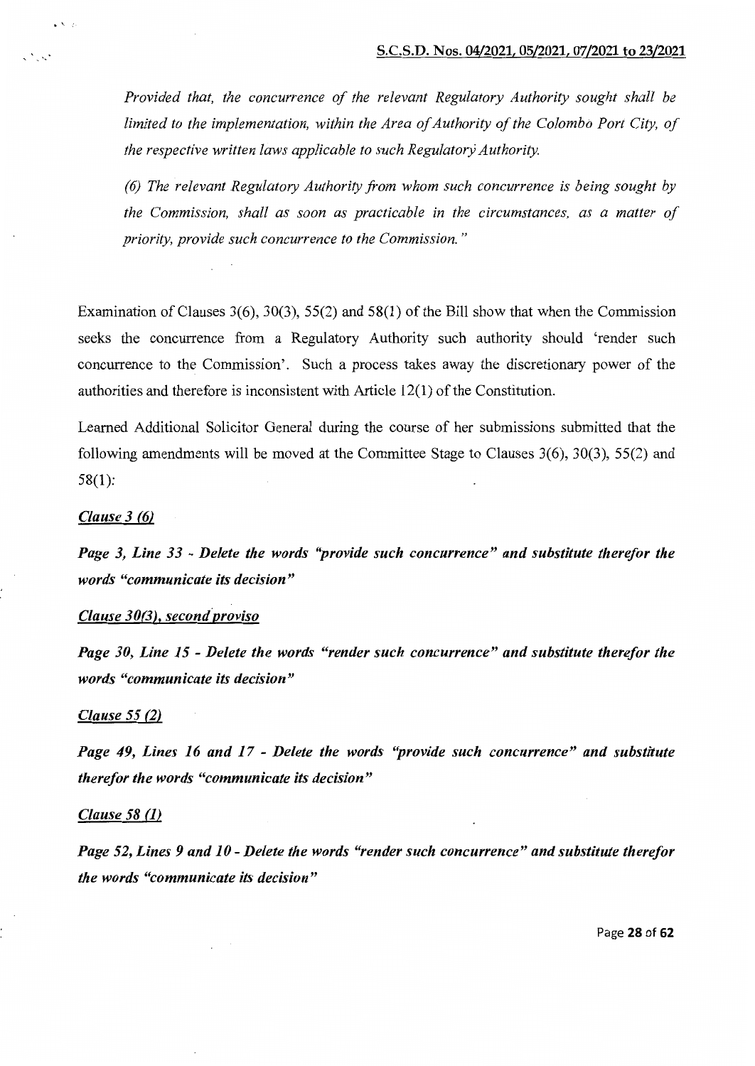*Provided that, the concurrence of the relevant Regulatory Authority sought shall be limited to the implementation, within the Area of Authority of the Colombo Port City, of the respective written laws applicable to such Regulatory Authority.*

*(6) The relevant Regulatory Authority from whom such concurrence is being sought by the Commission, shall as soon as practicable in the circumstances, as a matter of priority, provide such concurrence to the Commission."*

Examination of Clauses 3(6), 30(3), 55(2) and 58(1) of the Bill show that when the Commission seeks the concurrence from a Regulatory Authority such authority should 'render such concurrence to the Commission'. Such a process takes away the discretionary power of the authorities and therefore is inconsistent with Article 12(1) of the Constitution.

Learned Additional Solicitor General during the course of her submissions submitted that the following amendments will be moved at the Committee Stage to Clauses 3(6), 30(3), 55(2) and 58(1):

***<u>Clause 3 (6)</u>***

***Page 3, Line 33 - Delete the words "provide such concurrence" and substitute therefor the words "communicate its decision"***

***<u>Clause 30(3), second proviso</u>***

***Page 30, Line 15 - Delete the words "render such concurrence" and substitute therefor the words "communicate its decision"***

***<u>Clause 55 (2)</u>***

***Page 49, Lines 16 and 17 - Delete the words "provide such concurrence" and substitute therefor the words "communicate its decision"***

***<u>Clause 58 (1)</u>***

***Page 52, Lines 9 and 10 - Delete the words "render such concurrence" and substitute therefor the words "communicate its decision"***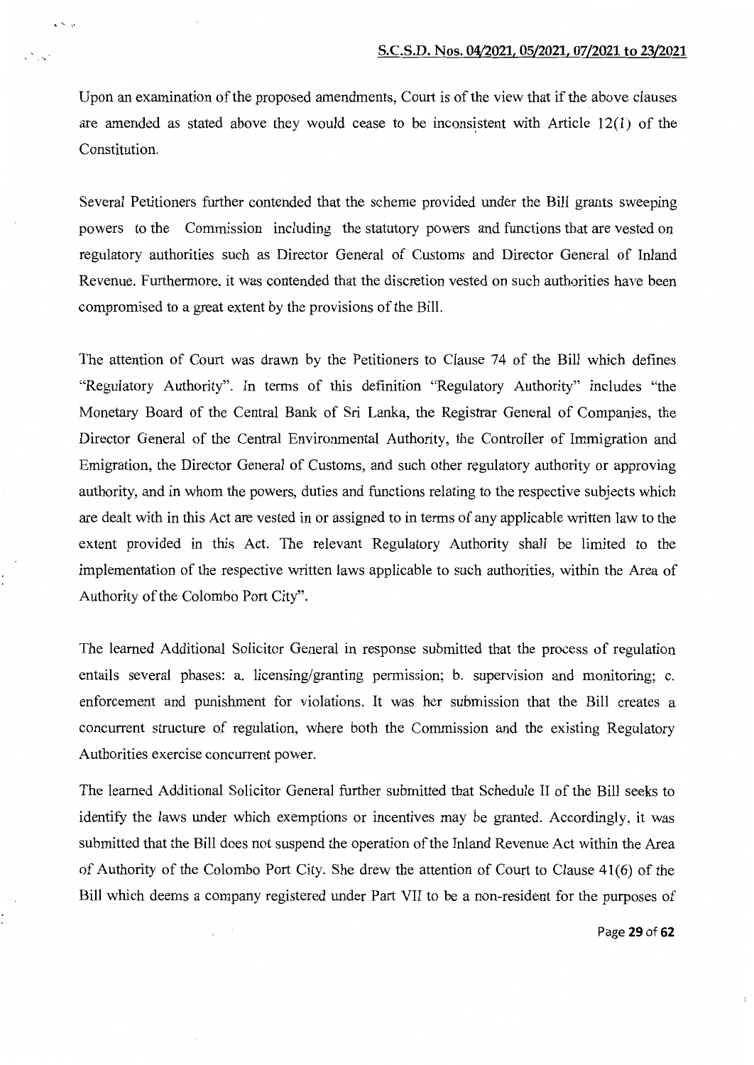Upon an examination of the proposed amendments, Court is of the view that if the above clauses are amended as stated above they would cease to be inconsistent with Article 12(1) of the Constitution.

Several Petitioners further contended that the scheme provided under the Bill grants sweeping powers to the Commission including the statutory powers and functions that are vested on regulatory authorities such as Director General of Customs and Director General of Inland Revenue. Furthermore, it was contended that the discretion vested on such authorities have been compromised to a great extent by the provisions of the Bill.

The attention of Court was drawn by the Petitioners to Clause 74 of the Bill which defines "Regulatory Authority". In terms of this definition "Regulatory Authority" includes "the Monetary Board of the Central Bank of Sri Lanka, the Registrar General of Companies, the Director General of the Central Environmental Authority, the Controller of Immigration and Emigration, the Director General of Customs, and such other regulatory authority or approving authority, and in whom the powers, duties and functions relating to the respective subjects which are dealt with in this Act are vested in or assigned to in terms of any applicable written law to the extent provided in this Act. The relevant Regulatory Authority shall be limited to the implementation of the respective written laws applicable to such authorities, within the Area of Authority of the Colombo Port City".

The learned Additional Solicitor General in response submitted that the process of regulation entails several phases: a. licensing/granting permission; b. supervision and monitoring; c. enforcement and punishment for violations. It was her submission that the Bill creates a concurrent structure of regulation, where both the Commission and the existing Regulatory Authorities exercise concurrent power.

The learned Additional Solicitor General further submitted that Schedule II of the Bill seeks to identify the laws under which exemptions or incentives may be granted. Accordingly, it was submitted that the Bill does not suspend the operation of the Inland Revenue Act within the Area of Authority of the Colombo Port City. She drew the attention of Court to Clause 41(6) of the Bill which deems a company registered under Part VII to be a non-resident for the purposes of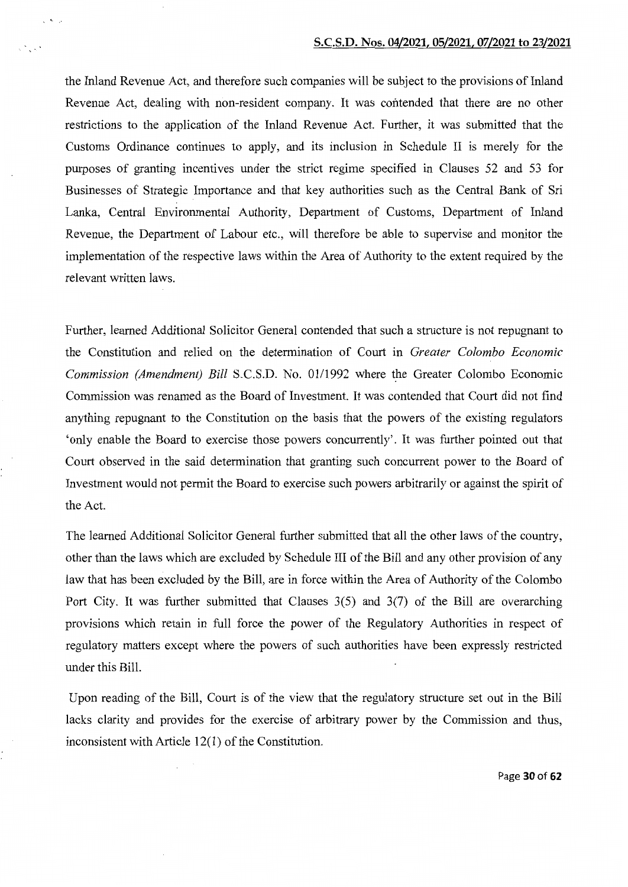the Inland Revenue Act, and therefore such companies will be subject to the provisions of Inland Revenue Act, dealing with non-resident company. It was contended that there are no other restrictions to the application of the Inland Revenue Act. Further, it was submitted that the Customs Ordinance continues to apply, and its inclusion in Schedule II is merely for the purposes of granting incentives under the strict regime specified in Clauses 52 and 53 for Businesses of Strategic Importance and that key authorities such as the Central Bank of Sri Lanka, Central Environmental Authority, Department of Customs, Department of Inland Revenue, the Department of Labour etc., will therefore be able to supervise and monitor the implementation of the respective laws within the Area of Authority to the extent required by the relevant written laws.

Further, learned Additional Solicitor General contended that such a structure is not repugnant to the Constitution and relied on the determination of Court in *Greater Colombo Economic Commission (Amendment) Bill* S.C.S.D. No. 01/1992 where the Greater Colombo Economic Commission was renamed as the Board of Investment. It was contended that Court did not find anything repugnant to the Constitution on the basis that the powers of the existing regulators 'only enable the Board to exercise those powers concurrently'. It was further pointed out that Court observed in the said determination that granting such concurrent power to the Board of Investment would not permit the Board to exercise such powers arbitrarily or against the spirit of the Act.

The learned Additional Solicitor General further submitted that all the other laws of the country, other than the laws which are excluded by Schedule III of the Bill and any other provision of any law that has been excluded by the Bill, are in force within the Area of Authority of the Colombo Port City. It was further submitted that Clauses 3(5) and 3(7) of the Bill are overarching provisions which retain in full force the power of the Regulatory Authorities in respect of regulatory matters except where the powers of such authorities have been expressly restricted under this Bill.

Upon reading of the Bill, Court is of the view that the regulatory structure set out in the Bill lacks clarity and provides for the exercise of arbitrary power by the Commission and thus, inconsistent with Article 12(1) of the Constitution.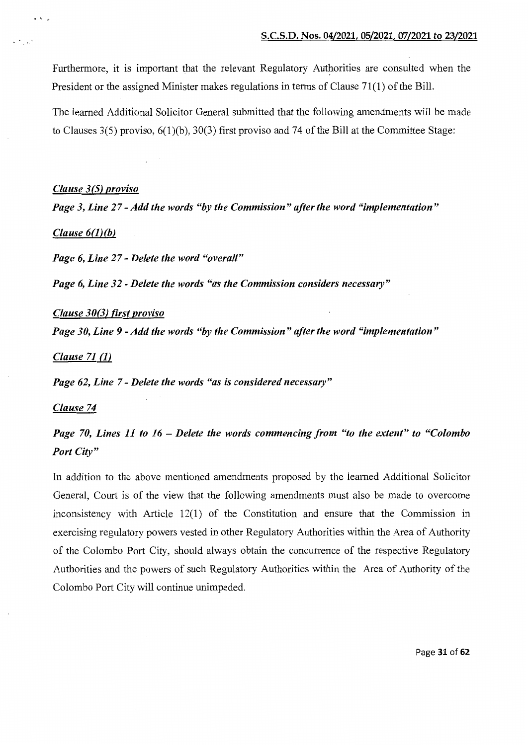Furthermore, it is important that the relevant Regulatory Authorities are consulted when the President or the assigned Minister makes regulations in terms of Clause 71(1) of the Bill.

The learned Additional Solicitor General submitted that the following amendments will be made to Clauses 3(5) proviso, 6(1)(b), 30(3) first proviso and 74 of the Bill at the Committee Stage:

***Clause 3(5) proviso***

***Page 3, Line 27 - Add the words "by the Commission" after the word "implementation"***

***Clause 6(1)(b)***

***Page 6, Line 27 - Delete the word "overall"***

***Page 6, Line 32 - Delete the words "as the Commission considers necessary"***

***Clause 30(3) first proviso***

***Page 30, Line 9 - Add the words "by the Commission" after the word "implementation"***

***Clause 71 (1)***

***Page 62, Line 7 - Delete the words "as is considered necessary"***

***Clause 74***

***Page 70, Lines 11 to 16 – Delete the words commencing from "to the extent" to "Colombo Port City"***

In addition to the above mentioned amendments proposed by the learned Additional Solicitor General, Court is of the view that the following amendments must also be made to overcome inconsistency with Article 12(1) of the Constitution and ensure that the Commission in exercising regulatory powers vested in other Regulatory Authorities within the Area of Authority of the Colombo Port City, should always obtain the concurrence of the respective Regulatory Authorities and the powers of such Regulatory Authorities within the Area of Authority of the Colombo Port City will continue unimpeded.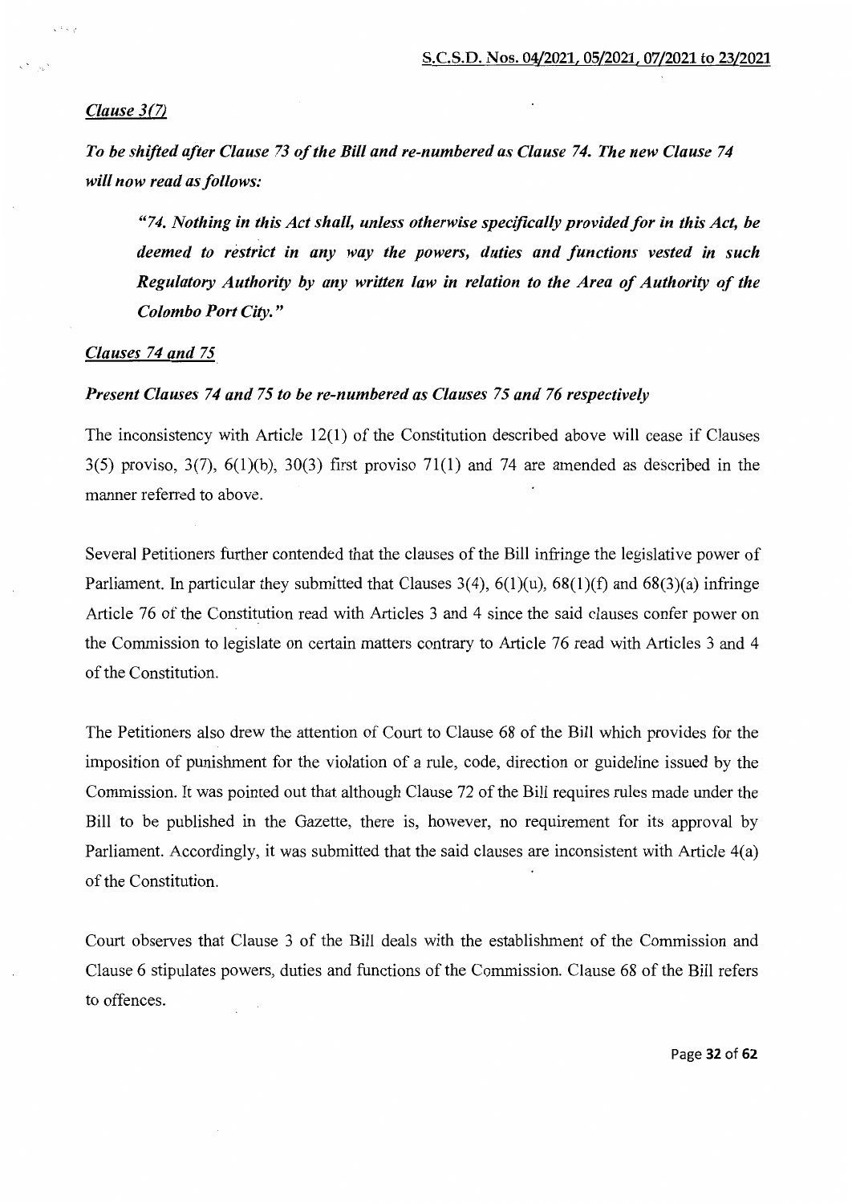*Clause 3(7)*

***To be shifted after Clause 73 of the Bill and re-numbered as Clause 74. The new Clause 74 will now read as follows:***

> ***"74. Nothing in this Act shall, unless otherwise specifically provided for in this Act, be deemed to restrict in any way the powers, duties and functions vested in such Regulatory Authority by any written law in relation to the Area of Authority of the Colombo Port City."***

*Clauses 74 and 75*

***Present Clauses 74 and 75 to be re-numbered as Clauses 75 and 76 respectively***

The inconsistency with Article 12(1) of the Constitution described above will cease if Clauses 3(5) proviso, 3(7), 6(1)(b), 30(3) first proviso 71(1) and 74 are amended as described in the manner referred to above.

Several Petitioners further contended that the clauses of the Bill infringe the legislative power of Parliament. In particular they submitted that Clauses 3(4), 6(1)(u), 68(1)(f) and 68(3)(a) infringe Article 76 of the Constitution read with Articles 3 and 4 since the said clauses confer power on the Commission to legislate on certain matters contrary to Article 76 read with Articles 3 and 4 of the Constitution.

The Petitioners also drew the attention of Court to Clause 68 of the Bill which provides for the imposition of punishment for the violation of a rule, code, direction or guideline issued by the Commission. It was pointed out that although Clause 72 of the Bill requires rules made under the Bill to be published in the Gazette, there is, however, no requirement for its approval by Parliament. Accordingly, it was submitted that the said clauses are inconsistent with Article 4(a) of the Constitution.

Court observes that Clause 3 of the Bill deals with the establishment of the Commission and Clause 6 stipulates powers, duties and functions of the Commission. Clause 68 of the Bill refers to offences.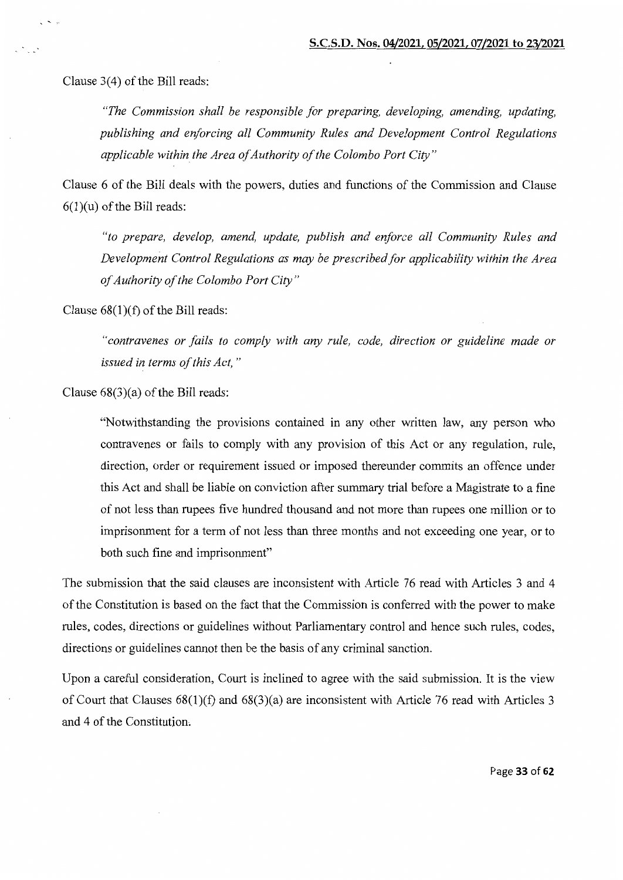Clause 3(4) of the Bill reads:

> *"The Commission shall be responsible for preparing, developing, amending, updating, publishing and enforcing all Community Rules and Development Control Regulations applicable within the Area of Authority of the Colombo Port City"*

Clause 6 of the Bill deals with the powers, duties and functions of the Commission and Clause 6(1)(u) of the Bill reads:

> *"to prepare, develop, amend, update, publish and enforce all Community Rules and Development Control Regulations as may be prescribed for applicability within the Area of Authority of the Colombo Port City"*

Clause 68(1)(f) of the Bill reads:

> *"contravenes or fails to comply with any rule, code, direction or guideline made or issued in terms of this Act, "*

Clause 68(3)(a) of the Bill reads:

> "Notwithstanding the provisions contained in any other written law, any person who contravenes or fails to comply with any provision of this Act or any regulation, rule, direction, order or requirement issued or imposed thereunder commits an offence under this Act and shall be liable on conviction after summary trial before a Magistrate to a fine of not less than rupees five hundred thousand and not more than rupees one million or to imprisonment for a term of not less than three months and not exceeding one year, or to both such fine and imprisonment"

The submission that the said clauses are inconsistent with Article 76 read with Articles 3 and 4 of the Constitution is based on the fact that the Commission is conferred with the power to make rules, codes, directions or guidelines without Parliamentary control and hence such rules, codes, directions or guidelines cannot then be the basis of any criminal sanction.

Upon a careful consideration, Court is inclined to agree with the said submission. It is the view of Court that Clauses 68(1)(f) and 68(3)(a) are inconsistent with Article 76 read with Articles 3 and 4 of the Constitution.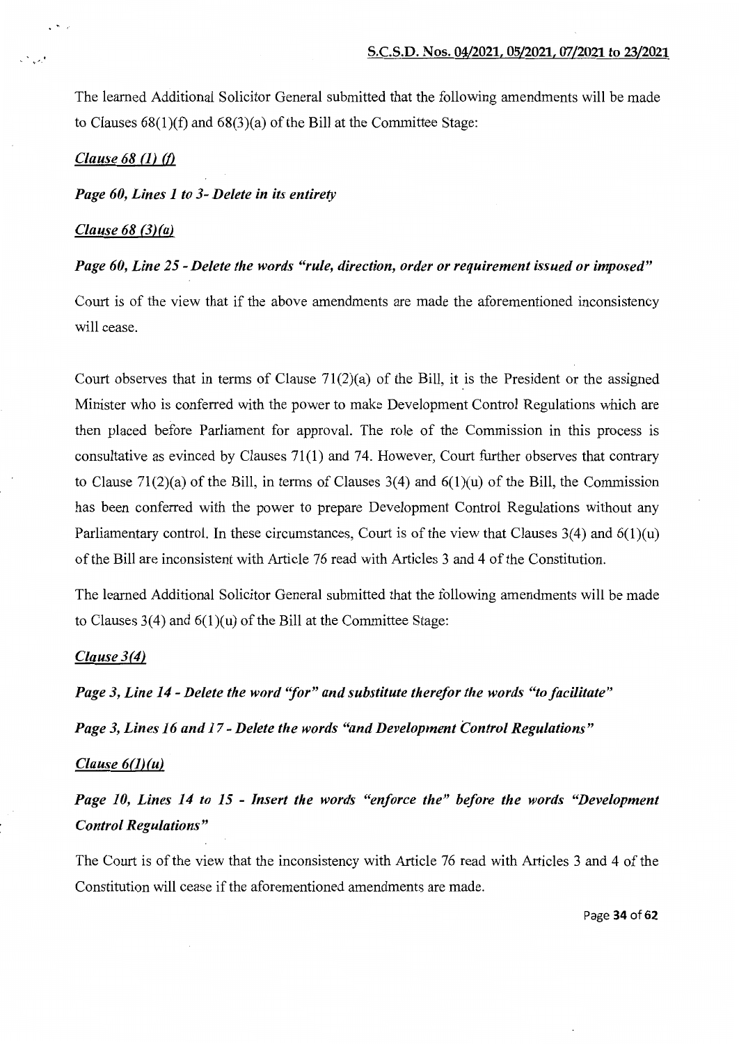The learned Additional Solicitor General submitted that the following amendments will be made to Clauses 68(1)(f) and 68(3)(a) of the Bill at the Committee Stage:

***Clause 68 (1) (f)***

***Page 60, Lines 1 to 3- Delete in its entirety***

***Clause 68 (3)(a)***

***Page 60, Line 25 - Delete the words "rule, direction, order or requirement issued or imposed"***

Court is of the view that if the above amendments are made the aforementioned inconsistency will cease.

Court observes that in terms of Clause 71(2)(a) of the Bill, it is the President or the assigned Minister who is conferred with the power to make Development Control Regulations which are then placed before Parliament for approval. The role of the Commission in this process is consultative as evinced by Clauses 71(1) and 74. However, Court further observes that contrary to Clause 71(2)(a) of the Bill, in terms of Clauses 3(4) and 6(1)(u) of the Bill, the Commission has been conferred with the power to prepare Development Control Regulations without any Parliamentary control. In these circumstances, Court is of the view that Clauses 3(4) and 6(1)(u) of the Bill are inconsistent with Article 76 read with Articles 3 and 4 of the Constitution.

The learned Additional Solicitor General submitted that the following amendments will be made to Clauses 3(4) and 6(1)(u) of the Bill at the Committee Stage:

***Clause 3(4)***

***Page 3, Line 14 - Delete the word "for" and substitute therefor the words "to facilitate"***

***Page 3, Lines 16 and 17 - Delete the words "and Development Control Regulations"***

***Clause 6(1)(u)***

***Page 10, Lines 14 to 15 - Insert the words "enforce the" before the words "Development Control Regulations"***

The Court is of the view that the inconsistency with Article 76 read with Articles 3 and 4 of the Constitution will cease if the aforementioned amendments are made.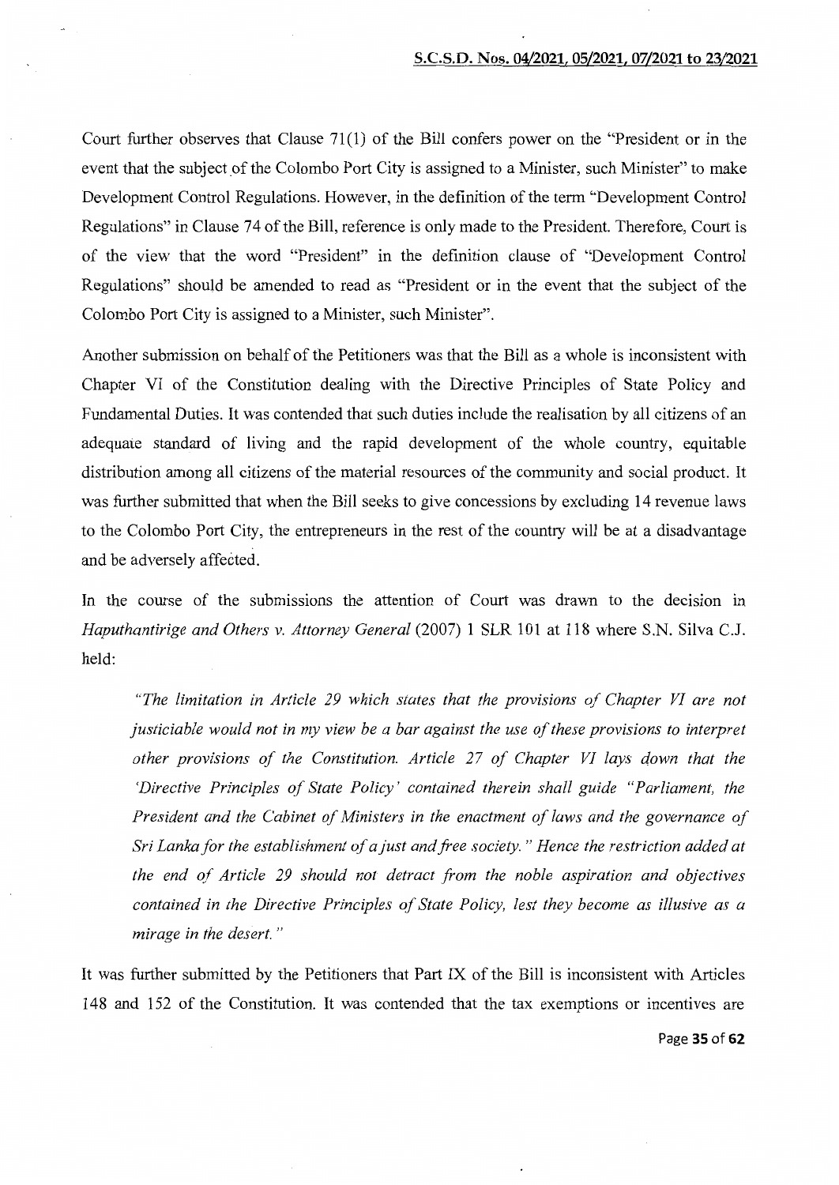Court further observes that Clause 71(1) of the Bill confers power on the "President or in the event that the subject of the Colombo Port City is assigned to a Minister, such Minister" to make Development Control Regulations. However, in the definition of the term "Development Control Regulations" in Clause 74 of the Bill, reference is only made to the President. Therefore, Court is of the view that the word "President" in the definition clause of "Development Control Regulations" should be amended to read as "President or in the event that the subject of the Colombo Port City is assigned to a Minister, such Minister".

Another submission on behalf of the Petitioners was that the Bill as a whole is inconsistent with Chapter VI of the Constitution dealing with the Directive Principles of State Policy and Fundamental Duties. It was contended that such duties include the realisation by all citizens of an adequate standard of living and the rapid development of the whole country, equitable distribution among all citizens of the material resources of the community and social product. It was further submitted that when the Bill seeks to give concessions by excluding 14 revenue laws to the Colombo Port City, the entrepreneurs in the rest of the country will be at a disadvantage and be adversely affected.

In the course of the submissions the attention of Court was drawn to the decision in *Haputhantirige and Others v. Attorney General* (2007) 1 SLR 101 at 118 where S.N. Silva C.J. held:

> *"The limitation in Article 29 which states that the provisions of Chapter VI are not justiciable would not in my view be a bar against the use of these provisions to interpret other provisions of the Constitution. Article 27 of Chapter VI lays down that the 'Directive Principles of State Policy' contained therein shall guide "Parliament, the President and the Cabinet of Ministers in the enactment of laws and the governance of Sri Lanka for the establishment of a just and free society." Hence the restriction added at the end of Article 29 should not detract from the noble aspiration and objectives contained in the Directive Principles of State Policy, lest they become as illusive as a mirage in the desert."*

It was further submitted by the Petitioners that Part IX of the Bill is inconsistent with Articles 148 and 152 of the Constitution. It was contended that the tax exemptions or incentives are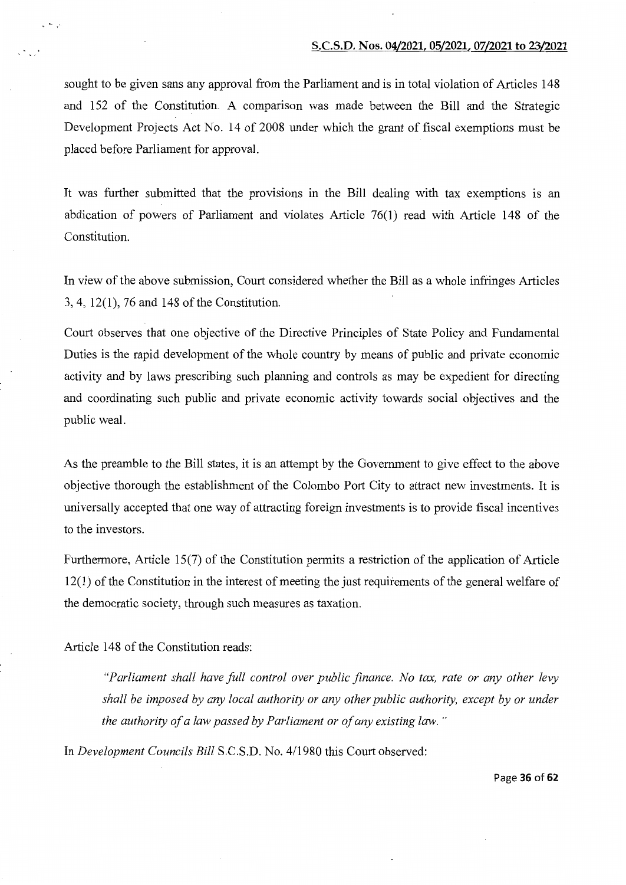sought to be given sans any approval from the Parliament and is in total violation of Articles 148 and 152 of the Constitution. A comparison was made between the Bill and the Strategic Development Projects Act No. 14 of 2008 under which the grant of fiscal exemptions must be placed before Parliament for approval.

It was further submitted that the provisions in the Bill dealing with tax exemptions is an abdication of powers of Parliament and violates Article 76(1) read with Article 148 of the Constitution.

In view of the above submission, Court considered whether the Bill as a whole infringes Articles 3, 4, 12(1), 76 and 148 of the Constitution.

Court observes that one objective of the Directive Principles of State Policy and Fundamental Duties is the rapid development of the whole country by means of public and private economic activity and by laws prescribing such planning and controls as may be expedient for directing and coordinating such public and private economic activity towards social objectives and the public weal.

As the preamble to the Bill states, it is an attempt by the Government to give effect to the above objective thorough the establishment of the Colombo Port City to attract new investments. It is universally accepted that one way of attracting foreign investments is to provide fiscal incentives to the investors.

Furthermore, Article 15(7) of the Constitution permits a restriction of the application of Article 12(1) of the Constitution in the interest of meeting the just requirements of the general welfare of the democratic society, through such measures as taxation.

Article 148 of the Constitution reads:

> *"Parliament shall have full control over public finance. No tax, rate or any other levy shall be imposed by any local authority or any other public authority, except by or under the authority of a law passed by Parliament or of any existing law."*

In *Development Councils Bill* S.C.S.D. No. 4/1980 this Court observed: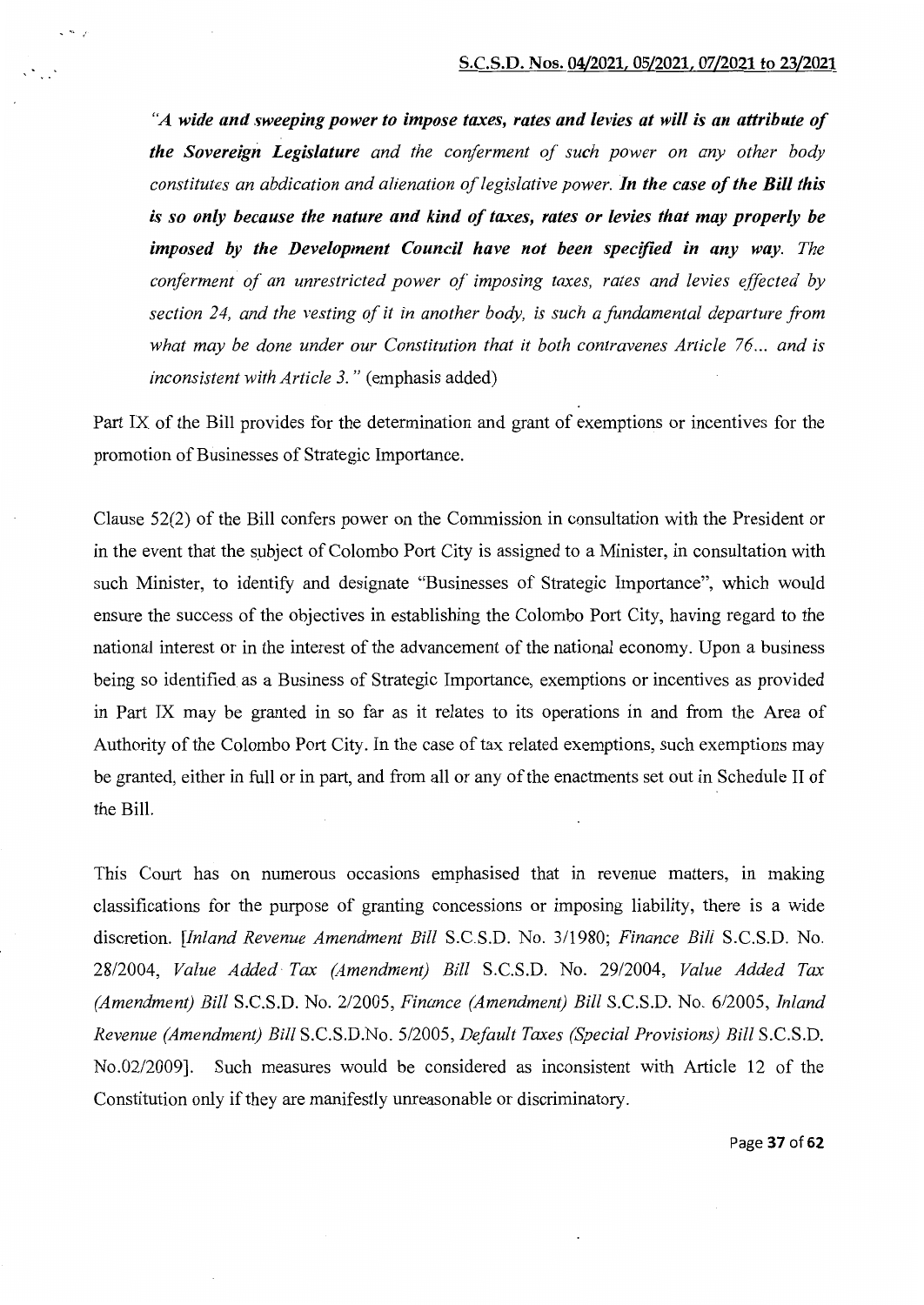*"**A wide and sweeping power to impose taxes, rates and levies at will is an attribute of the Sovereign Legislature** and the conferment of such power on any other body constitutes an abdication and alienation of legislative power. **In the case of the Bill this is so only because the nature and kind of taxes, rates or levies that may properly be imposed by the Development Council have not been specified in any way**. The conferment of an unrestricted power of imposing taxes, rates and levies effected by section 24, and the vesting of it in another body, is such a fundamental departure from what may be done under our Constitution that it both contravenes Article 76... and is inconsistent with Article 3."* (emphasis added)

Part IX of the Bill provides for the determination and grant of exemptions or incentives for the promotion of Businesses of Strategic Importance.

Clause 52(2) of the Bill confers power on the Commission in consultation with the President or in the event that the subject of Colombo Port City is assigned to a Minister, in consultation with such Minister, to identify and designate "Businesses of Strategic Importance", which would ensure the success of the objectives in establishing the Colombo Port City, having regard to the national interest or in the interest of the advancement of the national economy. Upon a business being so identified as a Business of Strategic Importance, exemptions or incentives as provided in Part IX may be granted in so far as it relates to its operations in and from the Area of Authority of the Colombo Port City. In the case of tax related exemptions, such exemptions may be granted, either in full or in part, and from all or any of the enactments set out in Schedule II of the Bill.

This Court has on numerous occasions emphasised that in revenue matters, in making classifications for the purpose of granting concessions or imposing liability, there is a wide discretion. [*Inland Revenue Amendment Bill* S.C.S.D. No. 3/1980; *Finance Bill* S.C.S.D. No. 28/2004, *Value Added Tax (Amendment) Bill* S.C.S.D. No. 29/2004, *Value Added Tax (Amendment) Bill* S.C.S.D. No. 2/2005, *Finance (Amendment) Bill* S.C.S.D. No. 6/2005, *Inland Revenue (Amendment) Bill* S.C.S.D.No. 5/2005, *Default Taxes (Special Provisions) Bill* S.C.S.D. No.02/2009]. Such measures would be considered as inconsistent with Article 12 of the Constitution only if they are manifestly unreasonable or discriminatory.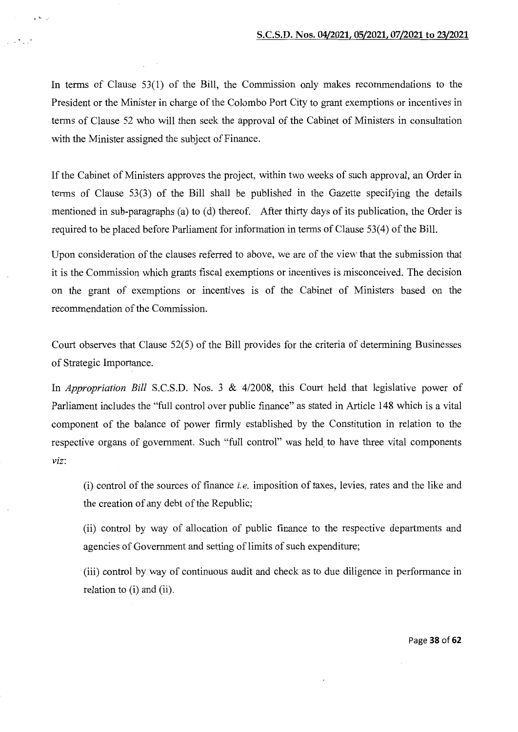In terms of Clause 53(1) of the Bill, the Commission only makes recommendations to the President or the Minister in charge of the Colombo Port City to grant exemptions or incentives in terms of Clause 52 who will then seek the approval of the Cabinet of Ministers in consultation with the Minister assigned the subject of Finance.

If the Cabinet of Ministers approves the project, within two weeks of such approval, an Order in terms of Clause 53(3) of the Bill shall be published in the Gazette specifying the details mentioned in sub-paragraphs (a) to (d) thereof. After thirty days of its publication, the Order is required to be placed before Parliament for information in terms of Clause 53(4) of the Bill.

Upon consideration of the clauses referred to above, we are of the view that the submission that it is the Commission which grants fiscal exemptions or incentives is misconceived. The decision on the grant of exemptions or incentives is of the Cabinet of Ministers based on the recommendation of the Commission.

Court observes that Clause 52(5) of the Bill provides for the criteria of determining Businesses of Strategic Importance.

In *Appropriation Bill* S.C.S.D. Nos. 3 & 4/2008, this Court held that legislative power of Parliament includes the "full control over public finance" as stated in Article 148 which is a vital component of the balance of power firmly established by the Constitution in relation to the respective organs of government. Such "full control" was held to have three vital components *viz*:

> (i) control of the sources of finance *i.e.* imposition of taxes, levies, rates and the like and the creation of any debt of the Republic;
>
> (ii) control by way of allocation of public finance to the respective departments and agencies of Government and setting of limits of such expenditure;
>
> (iii) control by way of continuous audit and check as to due diligence in performance in relation to (i) and (ii).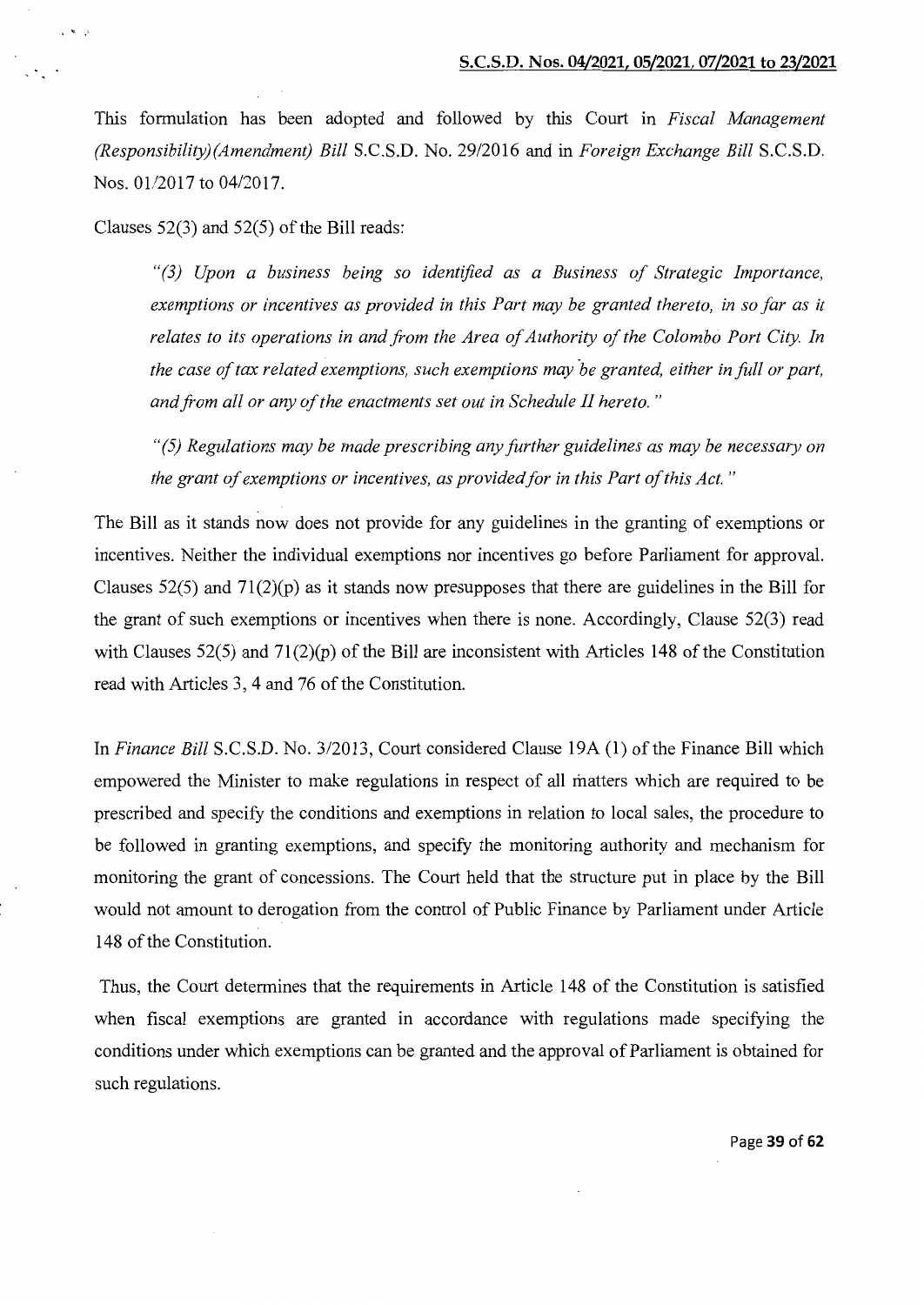This formulation has been adopted and followed by this Court in *Fiscal Management (Responsibility)(Amendment) Bill* S.C.S.D. No. 29/2016 and in *Foreign Exchange Bill* S.C.S.D. Nos. 01/2017 to 04/2017.

Clauses 52(3) and 52(5) of the Bill reads:

> *"(3) Upon a business being so identified as a Business of Strategic Importance, exemptions or incentives as provided in this Part may be granted thereto, in so far as it relates to its operations in and from the Area of Authority of the Colombo Port City. In the case of tax related exemptions, such exemptions may be granted, either in full or part, and from all or any of the enactments set out in Schedule II hereto."*

> *"(5) Regulations may be made prescribing any further guidelines as may be necessary on the grant of exemptions or incentives, as provided for in this Part of this Act."*

The Bill as it stands now does not provide for any guidelines in the granting of exemptions or incentives. Neither the individual exemptions nor incentives go before Parliament for approval. Clauses 52(5) and 71(2)(p) as it stands now presupposes that there are guidelines in the Bill for the grant of such exemptions or incentives when there is none. Accordingly, Clause 52(3) read with Clauses 52(5) and 71(2)(p) of the Bill are inconsistent with Articles 148 of the Constitution read with Articles 3, 4 and 76 of the Constitution.

In *Finance Bill* S.C.S.D. No. 3/2013, Court considered Clause 19A (1) of the Finance Bill which empowered the Minister to make regulations in respect of all matters which are required to be prescribed and specify the conditions and exemptions in relation to local sales, the procedure to be followed in granting exemptions, and specify the monitoring authority and mechanism for monitoring the grant of concessions. The Court held that the structure put in place by the Bill would not amount to derogation from the control of Public Finance by Parliament under Article 148 of the Constitution.

Thus, the Court determines that the requirements in Article 148 of the Constitution is satisfied when fiscal exemptions are granted in accordance with regulations made specifying the conditions under which exemptions can be granted and the approval of Parliament is obtained for such regulations.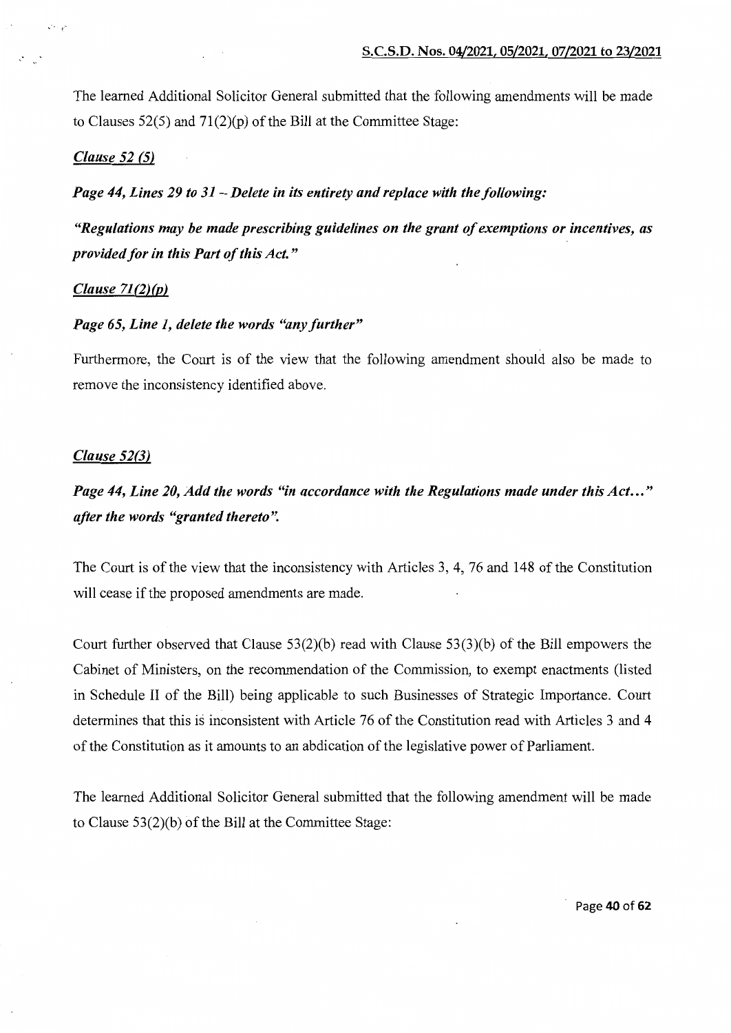The learned Additional Solicitor General submitted that the following amendments will be made to Clauses 52(5) and 71(2)(p) of the Bill at the Committee Stage:

***Clause 52 (5)***

***Page 44, Lines 29 to 31 – Delete in its entirety and replace with the following:***

***"Regulations may be made prescribing guidelines on the grant of exemptions or incentives, as provided for in this Part of this Act."***

***Clause 71(2)(p)***

***Page 65, Line 1, delete the words "any further"***

Furthermore, the Court is of the view that the following amendment should also be made to remove the inconsistency identified above.

***Clause 52(3)***

***Page 44, Line 20, Add the words "in accordance with the Regulations made under this Act…" after the words "granted thereto".***

The Court is of the view that the inconsistency with Articles 3, 4, 76 and 148 of the Constitution will cease if the proposed amendments are made.

Court further observed that Clause 53(2)(b) read with Clause 53(3)(b) of the Bill empowers the Cabinet of Ministers, on the recommendation of the Commission, to exempt enactments (listed in Schedule II of the Bill) being applicable to such Businesses of Strategic Importance. Court determines that this is inconsistent with Article 76 of the Constitution read with Articles 3 and 4 of the Constitution as it amounts to an abdication of the legislative power of Parliament.

The learned Additional Solicitor General submitted that the following amendment will be made to Clause 53(2)(b) of the Bill at the Committee Stage: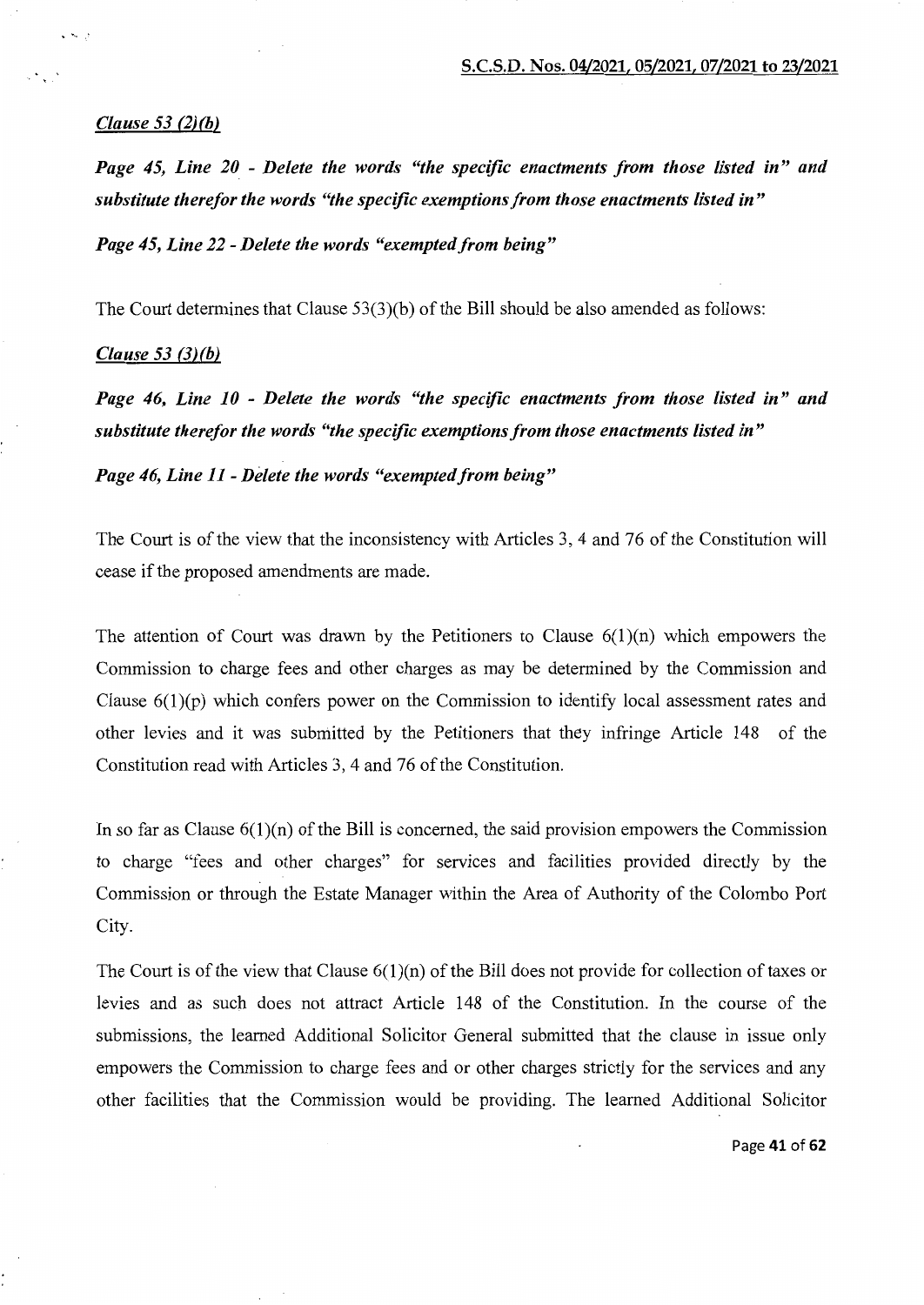*Clause 53 (2)(b)*

***Page 45, Line 20 - Delete the words "the specific enactments from those listed in" and substitute therefor the words "the specific exemptions from those enactments listed in"***

***Page 45, Line 22 - Delete the words "exempted from being"***

The Court determines that Clause 53(3)(b) of the Bill should be also amended as follows:

*Clause 53 (3)(b)*

***Page 46, Line 10 - Delete the words "the specific enactments from those listed in" and substitute therefor the words "the specific exemptions from those enactments listed in"***

***Page 46, Line 11 - Delete the words "exempted from being"***

The Court is of the view that the inconsistency with Articles 3, 4 and 76 of the Constitution will cease if the proposed amendments are made.

The attention of Court was drawn by the Petitioners to Clause 6(1)(n) which empowers the Commission to charge fees and other charges as may be determined by the Commission and Clause 6(1)(p) which confers power on the Commission to identify local assessment rates and other levies and it was submitted by the Petitioners that they infringe Article 148 of the Constitution read with Articles 3, 4 and 76 of the Constitution.

In so far as Clause 6(1)(n) of the Bill is concerned, the said provision empowers the Commission to charge "fees and other charges" for services and facilities provided directly by the Commission or through the Estate Manager within the Area of Authority of the Colombo Port City.

The Court is of the view that Clause 6(1)(n) of the Bill does not provide for collection of taxes or levies and as such does not attract Article 148 of the Constitution. In the course of the submissions, the learned Additional Solicitor General submitted that the clause in issue only empowers the Commission to charge fees and or other charges strictly for the services and any other facilities that the Commission would be providing. The learned Additional Solicitor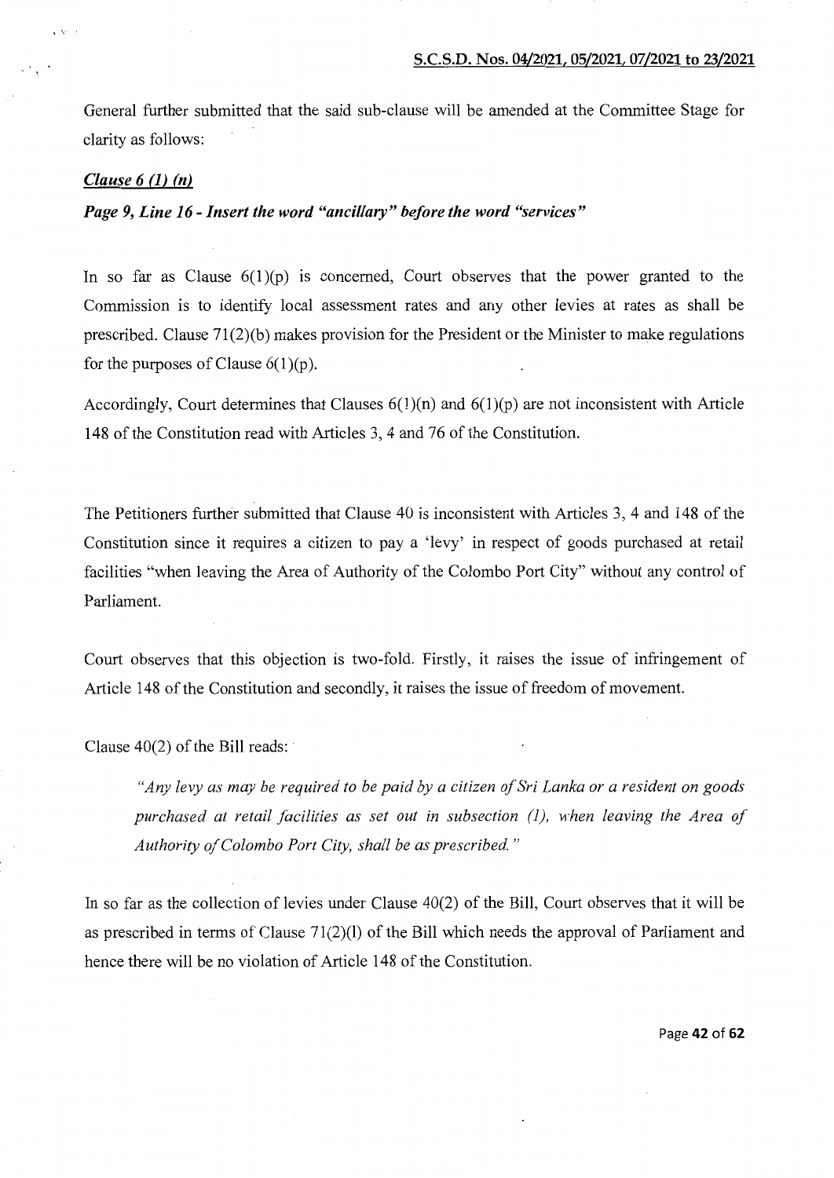General further submitted that the said sub-clause will be amended at the Committee Stage for clarity as follows:

***Clause 6 (1) (n)***

***Page 9, Line 16 - Insert the word "ancillary" before the word "services"***

In so far as Clause 6(1)(p) is concerned, Court observes that the power granted to the Commission is to identify local assessment rates and any other levies at rates as shall be prescribed. Clause 71(2)(b) makes provision for the President or the Minister to make regulations for the purposes of Clause 6(1)(p).

Accordingly, Court determines that Clauses 6(1)(n) and 6(1)(p) are not inconsistent with Article 148 of the Constitution read with Articles 3, 4 and 76 of the Constitution.

The Petitioners further submitted that Clause 40 is inconsistent with Articles 3, 4 and 148 of the Constitution since it requires a citizen to pay a 'levy' in respect of goods purchased at retail facilities "when leaving the Area of Authority of the Colombo Port City" without any control of Parliament.

Court observes that this objection is two-fold. Firstly, it raises the issue of infringement of Article 148 of the Constitution and secondly, it raises the issue of freedom of movement.

Clause 40(2) of the Bill reads:

> *"Any levy as may be required to be paid by a citizen of Sri Lanka or a resident on goods purchased at retail facilities as set out in subsection (1), when leaving the Area of Authority of Colombo Port City, shall be as prescribed."*

In so far as the collection of levies under Clause 40(2) of the Bill, Court observes that it will be as prescribed in terms of Clause 71(2)(l) of the Bill which needs the approval of Parliament and hence there will be no violation of Article 148 of the Constitution.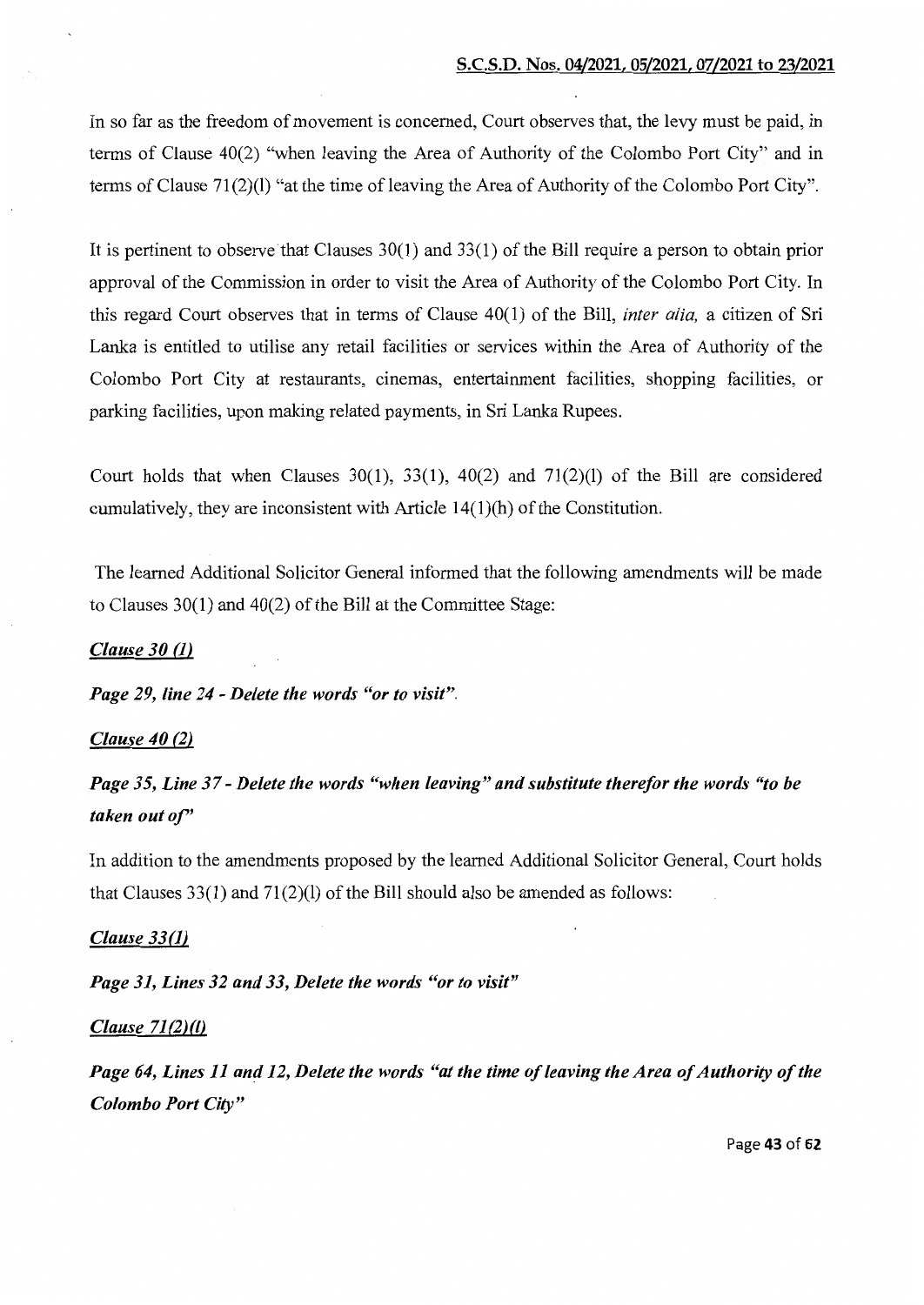In so far as the freedom of movement is concerned, Court observes that, the levy must be paid, in terms of Clause 40(2) "when leaving the Area of Authority of the Colombo Port City" and in terms of Clause 71(2)(l) "at the time of leaving the Area of Authority of the Colombo Port City".

It is pertinent to observe that Clauses 30(1) and 33(1) of the Bill require a person to obtain prior approval of the Commission in order to visit the Area of Authority of the Colombo Port City. In this regard Court observes that in terms of Clause 40(1) of the Bill, *inter alia,* a citizen of Sri Lanka is entitled to utilise any retail facilities or services within the Area of Authority of the Colombo Port City at restaurants, cinemas, entertainment facilities, shopping facilities, or parking facilities, upon making related payments, in Sri Lanka Rupees.

Court holds that when Clauses 30(1), 33(1), 40(2) and 71(2)(l) of the Bill are considered cumulatively, they are inconsistent with Article 14(1)(h) of the Constitution.

The learned Additional Solicitor General informed that the following amendments will be made to Clauses 30(1) and 40(2) of the Bill at the Committee Stage:

***Clause 30 (1)***

***Page 29, line 24 - Delete the words "or to visit".***

***Clause 40 (2)***

***Page 35, Line 37 - Delete the words "when leaving" and substitute therefor the words "to be taken out of"***

In addition to the amendments proposed by the learned Additional Solicitor General, Court holds that Clauses 33(1) and 71(2)(l) of the Bill should also be amended as follows:

***Clause 33(1)***

***Page 31, Lines 32 and 33, Delete the words "or to visit"***

***Clause 71(2)(l)***

***Page 64, Lines 11 and 12, Delete the words "at the time of leaving the Area of Authority of the Colombo Port City"***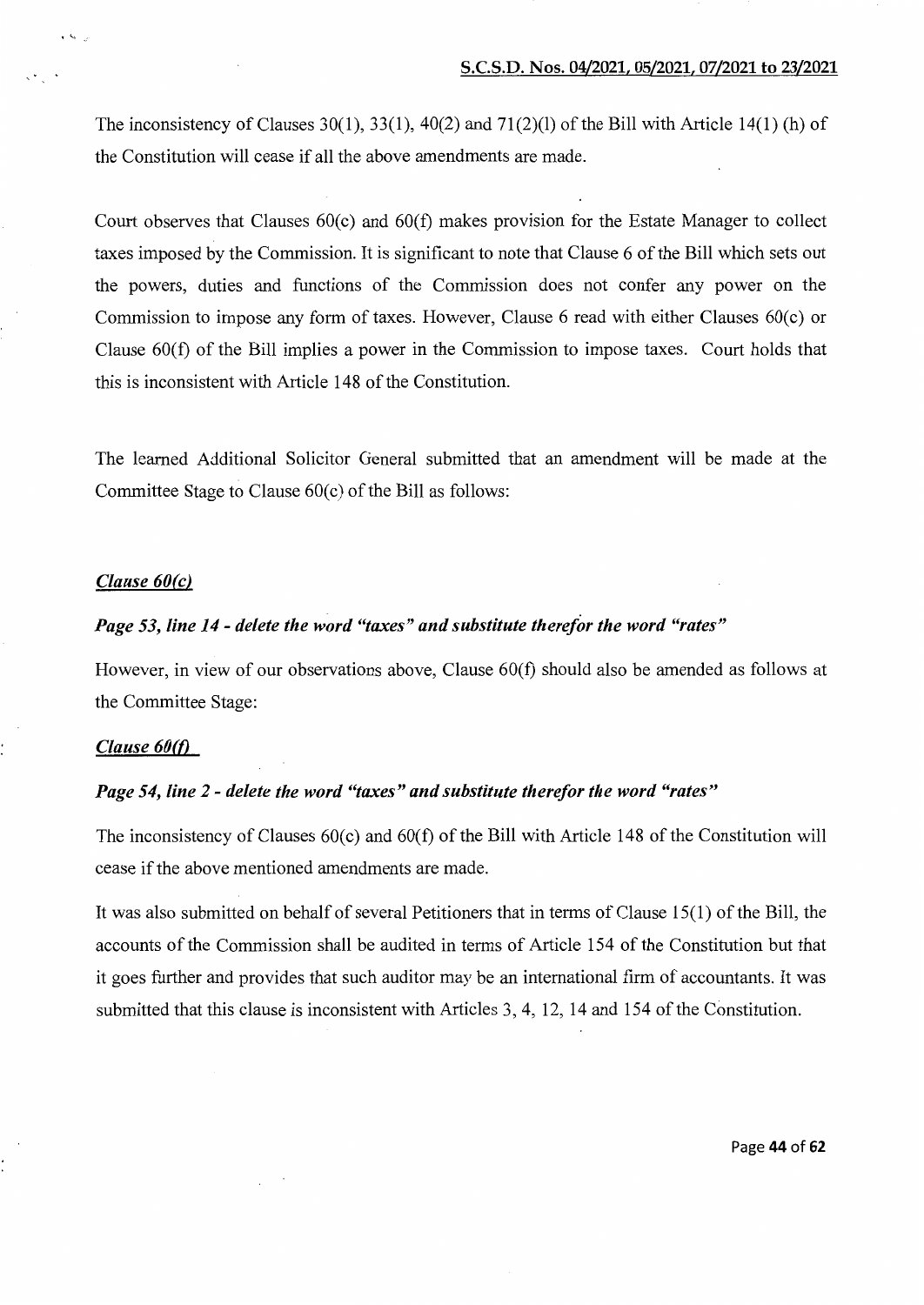The inconsistency of Clauses 30(1), 33(1), 40(2) and 71(2)(l) of the Bill with Article 14(1) (h) of the Constitution will cease if all the above amendments are made.

Court observes that Clauses 60(c) and 60(f) makes provision for the Estate Manager to collect taxes imposed by the Commission. It is significant to note that Clause 6 of the Bill which sets out the powers, duties and functions of the Commission does not confer any power on the Commission to impose any form of taxes. However, Clause 6 read with either Clauses 60(c) or Clause 60(f) of the Bill implies a power in the Commission to impose taxes. Court holds that this is inconsistent with Article 148 of the Constitution.

The learned Additional Solicitor General submitted that an amendment will be made at the Committee Stage to Clause 60(c) of the Bill as follows:

***Clause 60(c)***

***Page 53, line 14 - delete the word "taxes" and substitute therefor the word "rates"***

However, in view of our observations above, Clause 60(f) should also be amended as follows at the Committee Stage:

***Clause 60(f)***

***Page 54, line 2 - delete the word "taxes" and substitute therefor the word "rates"***

The inconsistency of Clauses 60(c) and 60(f) of the Bill with Article 148 of the Constitution will cease if the above mentioned amendments are made.

It was also submitted on behalf of several Petitioners that in terms of Clause 15(1) of the Bill, the accounts of the Commission shall be audited in terms of Article 154 of the Constitution but that it goes further and provides that such auditor may be an international firm of accountants. It was submitted that this clause is inconsistent with Articles 3, 4, 12, 14 and 154 of the Constitution.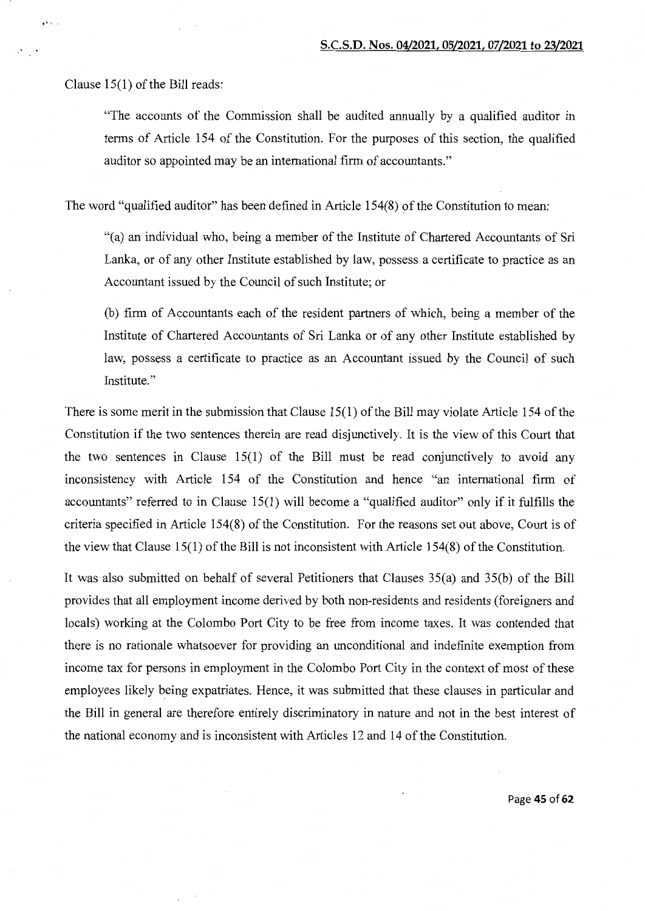Clause 15(1) of the Bill reads:

> "The accounts of the Commission shall be audited annually by a qualified auditor in terms of Article 154 of the Constitution. For the purposes of this section, the qualified auditor so appointed may be an international firm of accountants."

The word "qualified auditor" has been defined in Article 154(8) of the Constitution to mean:

> "(a) an individual who, being a member of the Institute of Chartered Accountants of Sri Lanka, or of any other Institute established by law, possess a certificate to practice as an Accountant issued by the Council of such Institute; or
>
> (b) firm of Accountants each of the resident partners of which, being a member of the Institute of Chartered Accountants of Sri Lanka or of any other Institute established by law, possess a certificate to practice as an Accountant issued by the Council of such Institute."

There is some merit in the submission that Clause 15(1) of the Bill may violate Article 154 of the Constitution if the two sentences therein are read disjunctively. It is the view of this Court that the two sentences in Clause 15(1) of the Bill must be read conjunctively to avoid any inconsistency with Article 154 of the Constitution and hence "an international firm of accountants" referred to in Clause 15(1) will become a "qualified auditor" only if it fulfills the criteria specified in Article 154(8) of the Constitution. For the reasons set out above, Court is of the view that Clause 15(1) of the Bill is not inconsistent with Article 154(8) of the Constitution.

It was also submitted on behalf of several Petitioners that Clauses 35(a) and 35(b) of the Bill provides that all employment income derived by both non-residents and residents (foreigners and locals) working at the Colombo Port City to be free from income taxes. It was contended that there is no rationale whatsoever for providing an unconditional and indefinite exemption from income tax for persons in employment in the Colombo Port City in the context of most of these employees likely being expatriates. Hence, it was submitted that these clauses in particular and the Bill in general are therefore entirely discriminatory in nature and not in the best interest of the national economy and is inconsistent with Articles 12 and 14 of the Constitution.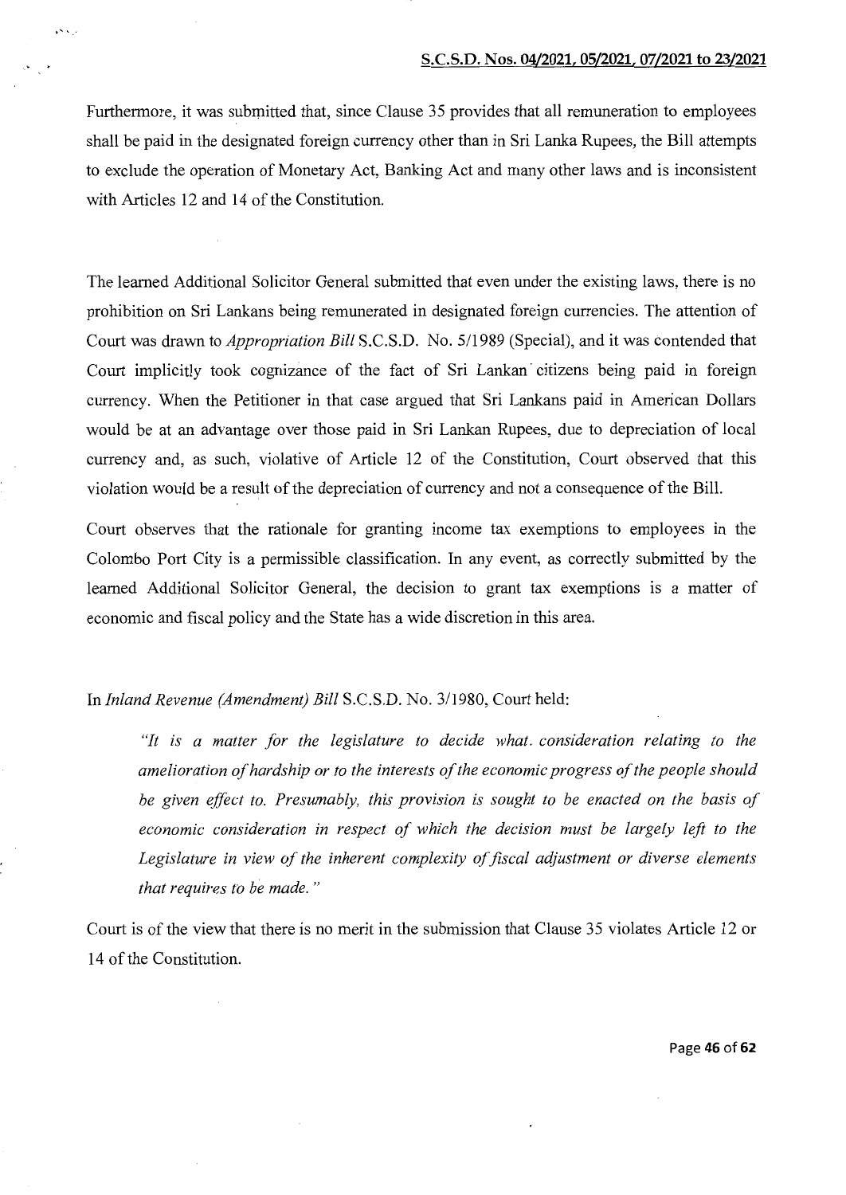Furthermore, it was submitted that, since Clause 35 provides that all remuneration to employees shall be paid in the designated foreign currency other than in Sri Lanka Rupees, the Bill attempts to exclude the operation of Monetary Act, Banking Act and many other laws and is inconsistent with Articles 12 and 14 of the Constitution.

The learned Additional Solicitor General submitted that even under the existing laws, there is no prohibition on Sri Lankans being remunerated in designated foreign currencies. The attention of Court was drawn to *Appropriation Bill* S.C.S.D. No. 5/1989 (Special), and it was contended that Court implicitly took cognizance of the fact of Sri Lankan citizens being paid in foreign currency. When the Petitioner in that case argued that Sri Lankans paid in American Dollars would be at an advantage over those paid in Sri Lankan Rupees, due to depreciation of local currency and, as such, violative of Article 12 of the Constitution, Court observed that this violation would be a result of the depreciation of currency and not a consequence of the Bill.

Court observes that the rationale for granting income tax exemptions to employees in the Colombo Port City is a permissible classification. In any event, as correctly submitted by the learned Additional Solicitor General, the decision to grant tax exemptions is a matter of economic and fiscal policy and the State has a wide discretion in this area.

In *Inland Revenue (Amendment) Bill* S.C.S.D. No. 3/1980, Court held:

> *"It is a matter for the legislature to decide what. consideration relating to the amelioration of hardship or to the interests of the economic progress of the people should be given effect to. Presumably, this provision is sought to be enacted on the basis of economic consideration in respect of which the decision must be largely left to the Legislature in view of the inherent complexity of fiscal adjustment or diverse elements that requires to be made."*

Court is of the view that there is no merit in the submission that Clause 35 violates Article 12 or 14 of the Constitution.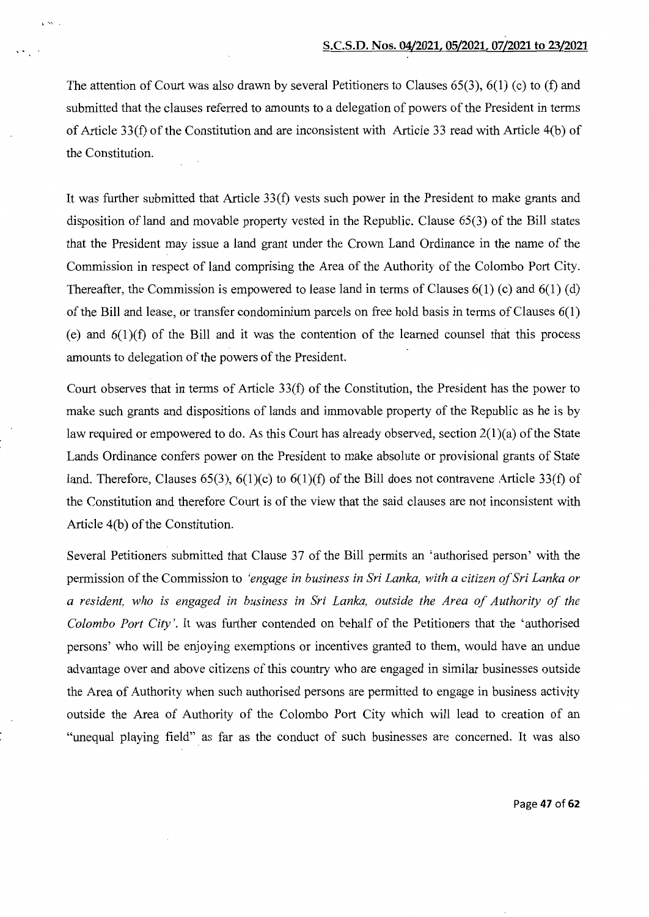The attention of Court was also drawn by several Petitioners to Clauses 65(3), 6(1) (c) to (f) and submitted that the clauses referred to amounts to a delegation of powers of the President in terms of Article 33(f) of the Constitution and are inconsistent with Article 33 read with Article 4(b) of the Constitution.

It was further submitted that Article 33(f) vests such power in the President to make grants and disposition of land and movable property vested in the Republic. Clause 65(3) of the Bill states that the President may issue a land grant under the Crown Land Ordinance in the name of the Commission in respect of land comprising the Area of the Authority of the Colombo Port City. Thereafter, the Commission is empowered to lease land in terms of Clauses 6(1) (c) and 6(1) (d) of the Bill and lease, or transfer condominium parcels on free hold basis in terms of Clauses 6(1) (e) and 6(1)(f) of the Bill and it was the contention of the learned counsel that this process amounts to delegation of the powers of the President.

Court observes that in terms of Article 33(f) of the Constitution, the President has the power to make such grants and dispositions of lands and immovable property of the Republic as he is by law required or empowered to do. As this Court has already observed, section 2(1)(a) of the State Lands Ordinance confers power on the President to make absolute or provisional grants of State land. Therefore, Clauses 65(3), 6(1)(c) to 6(1)(f) of the Bill does not contravene Article 33(f) of the Constitution and therefore Court is of the view that the said clauses are not inconsistent with Article 4(b) of the Constitution.

Several Petitioners submitted that Clause 37 of the Bill permits an 'authorised person' with the permission of the Commission to *'engage in business in Sri Lanka, with a citizen of Sri Lanka or a resident, who is engaged in business in Sri Lanka, outside the Area of Authority of the Colombo Port City'*. It was further contended on behalf of the Petitioners that the 'authorised persons' who will be enjoying exemptions or incentives granted to them, would have an undue advantage over and above citizens of this country who are engaged in similar businesses outside the Area of Authority when such authorised persons are permitted to engage in business activity outside the Area of Authority of the Colombo Port City which will lead to creation of an "unequal playing field" as far as the conduct of such businesses are concerned. It was also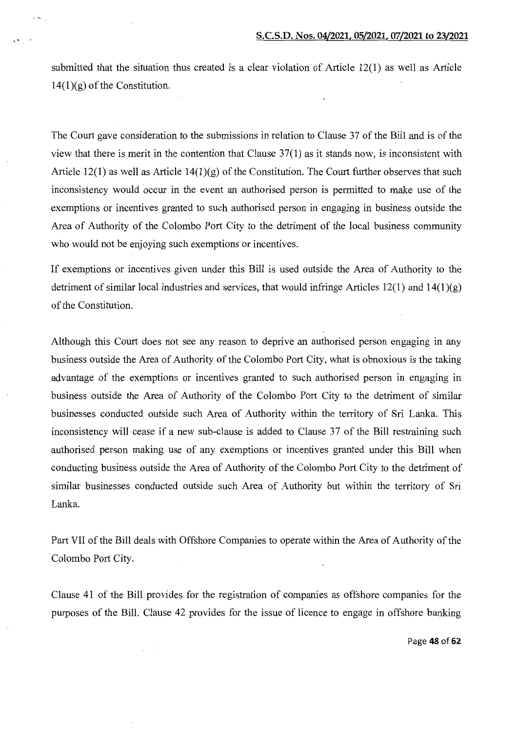submitted that the situation thus created is a clear violation of Article 12(1) as well as Article 14(1)(g) of the Constitution.

The Court gave consideration to the submissions in relation to Clause 37 of the Bill and is of the view that there is merit in the contention that Clause 37(1) as it stands now, is inconsistent with Article 12(1) as well as Article 14(1)(g) of the Constitution. The Court further observes that such inconsistency would occur in the event an authorised person is permitted to make use of the exemptions or incentives granted to such authorised person in engaging in business outside the Area of Authority of the Colombo Port City to the detriment of the local business community who would not be enjoying such exemptions or incentives.

If exemptions or incentives given under this Bill is used outside the Area of Authority to the detriment of similar local industries and services, that would infringe Articles 12(1) and 14(1)(g) of the Constitution.

Although this Court does not see any reason to deprive an authorised person engaging in any business outside the Area of Authority of the Colombo Port City, what is obnoxious is the taking advantage of the exemptions or incentives granted to such authorised person in engaging in business outside the Area of Authority of the Colombo Port City to the detriment of similar businesses conducted outside such Area of Authority within the territory of Sri Lanka. This inconsistency will cease if a new sub-clause is added to Clause 37 of the Bill restraining such authorised person making use of any exemptions or incentives granted under this Bill when conducting business outside the Area of Authority of the Colombo Port City to the detriment of similar businesses conducted outside such Area of Authority but within the territory of Sri Lanka.

Part VII of the Bill deals with Offshore Companies to operate within the Area of Authority of the Colombo Port City.

Clause 41 of the Bill provides for the registration of companies as offshore companies for the purposes of the Bill. Clause 42 provides for the issue of licence to engage in offshore banking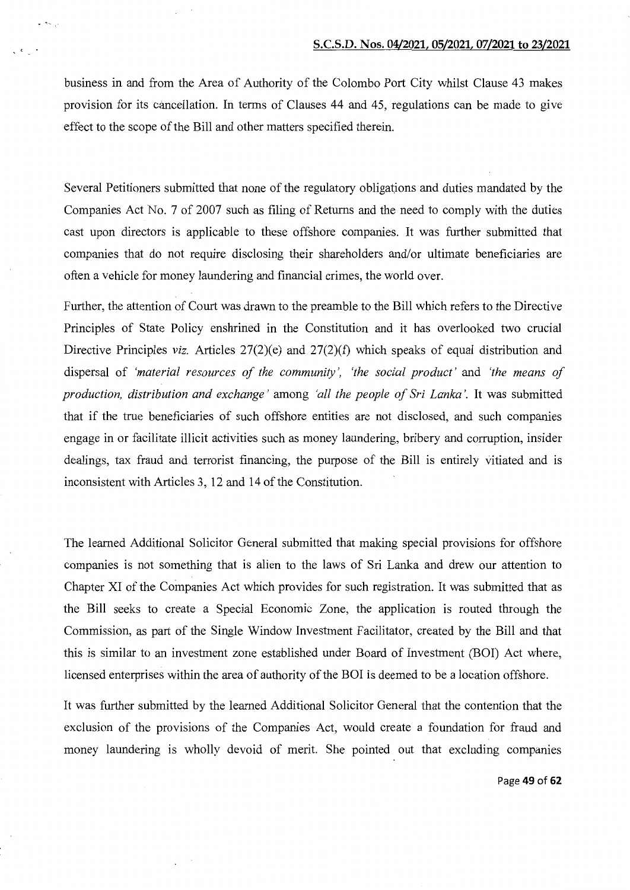business in and from the Area of Authority of the Colombo Port City whilst Clause 43 makes provision for its cancellation. In terms of Clauses 44 and 45, regulations can be made to give effect to the scope of the Bill and other matters specified therein.

Several Petitioners submitted that none of the regulatory obligations and duties mandated by the Companies Act No. 7 of 2007 such as filing of Returns and the need to comply with the duties cast upon directors is applicable to these offshore companies. It was further submitted that companies that do not require disclosing their shareholders and/or ultimate beneficiaries are often a vehicle for money laundering and financial crimes, the world over.

Further, the attention of Court was drawn to the preamble to the Bill which refers to the Directive Principles of State Policy enshrined in the Constitution and it has overlooked two crucial Directive Principles *viz.* Articles 27(2)(e) and 27(2)(f) which speaks of equal distribution and dispersal of *'material resources of the community', 'the social product'* and *'the means of production, distribution and exchange'* among *'all the people of Sri Lanka'.* It was submitted that if the true beneficiaries of such offshore entities are not disclosed, and such companies engage in or facilitate illicit activities such as money laundering, bribery and corruption, insider dealings, tax fraud and terrorist financing, the purpose of the Bill is entirely vitiated and is inconsistent with Articles 3, 12 and 14 of the Constitution.

The learned Additional Solicitor General submitted that making special provisions for offshore companies is not something that is alien to the laws of Sri Lanka and drew our attention to Chapter XI of the Companies Act which provides for such registration. It was submitted that as the Bill seeks to create a Special Economic Zone, the application is routed through the Commission, as part of the Single Window Investment Facilitator, created by the Bill and that this is similar to an investment zone established under Board of Investment (BOI) Act where, licensed enterprises within the area of authority of the BOI is deemed to be a location offshore.

It was further submitted by the learned Additional Solicitor General that the contention that the exclusion of the provisions of the Companies Act, would create a foundation for fraud and money laundering is wholly devoid of merit. She pointed out that excluding companies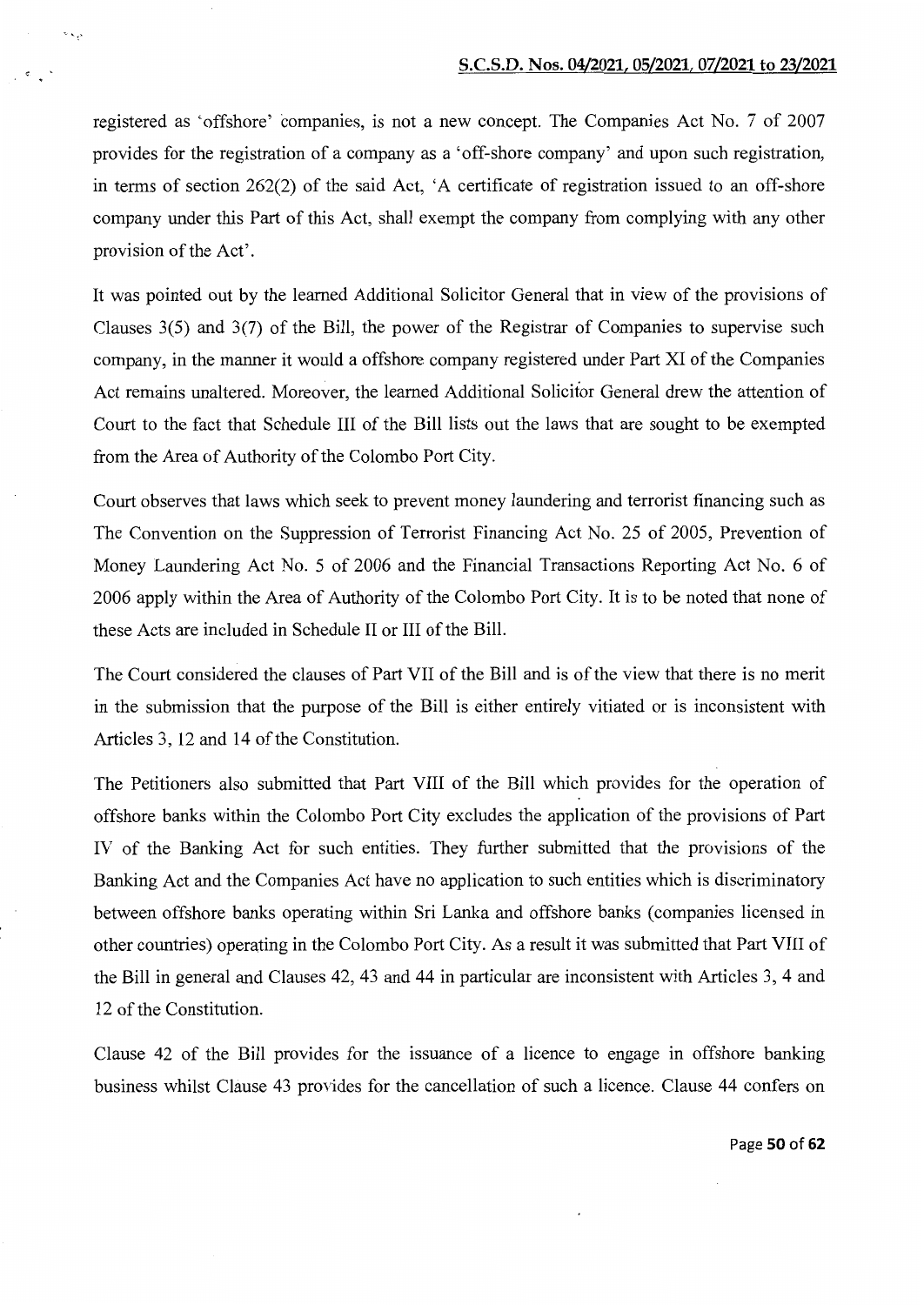registered as 'offshore' companies, is not a new concept. The Companies Act No. 7 of 2007 provides for the registration of a company as a 'off-shore company' and upon such registration, in terms of section 262(2) of the said Act, 'A certificate of registration issued to an off-shore company under this Part of this Act, shall exempt the company from complying with any other provision of the Act'.

It was pointed out by the learned Additional Solicitor General that in view of the provisions of Clauses 3(5) and 3(7) of the Bill, the power of the Registrar of Companies to supervise such company, in the manner it would a offshore company registered under Part XI of the Companies Act remains unaltered. Moreover, the learned Additional Solicitor General drew the attention of Court to the fact that Schedule III of the Bill lists out the laws that are sought to be exempted from the Area of Authority of the Colombo Port City.

Court observes that laws which seek to prevent money laundering and terrorist financing such as The Convention on the Suppression of Terrorist Financing Act No. 25 of 2005, Prevention of Money Laundering Act No. 5 of 2006 and the Financial Transactions Reporting Act No. 6 of 2006 apply within the Area of Authority of the Colombo Port City. It is to be noted that none of these Acts are included in Schedule II or III of the Bill.

The Court considered the clauses of Part VII of the Bill and is of the view that there is no merit in the submission that the purpose of the Bill is either entirely vitiated or is inconsistent with Articles 3, 12 and 14 of the Constitution.

The Petitioners also submitted that Part VIII of the Bill which provides for the operation of offshore banks within the Colombo Port City excludes the application of the provisions of Part IV of the Banking Act for such entities. They further submitted that the provisions of the Banking Act and the Companies Act have no application to such entities which is discriminatory between offshore banks operating within Sri Lanka and offshore banks (companies licensed in other countries) operating in the Colombo Port City. As a result it was submitted that Part VIII of the Bill in general and Clauses 42, 43 and 44 in particular are inconsistent with Articles 3, 4 and 12 of the Constitution.

Clause 42 of the Bill provides for the issuance of a licence to engage in offshore banking business whilst Clause 43 provides for the cancellation of such a licence. Clause 44 confers on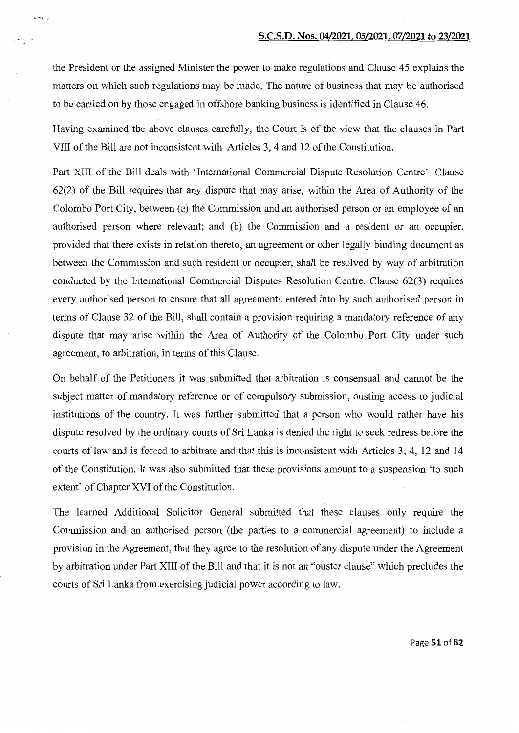the President or the assigned Minister the power to make regulations and Clause 45 explains the matters on which such regulations may be made. The nature of business that may be authorised to be carried on by those engaged in offshore banking business is identified in Clause 46.

Having examined the above clauses carefully, the Court is of the view that the clauses in Part VIII of the Bill are not inconsistent with Articles 3, 4 and 12 of the Constitution.

Part XIII of the Bill deals with 'International Commercial Dispute Resolution Centre'. Clause 62(2) of the Bill requires that any dispute that may arise, within the Area of Authority of the Colombo Port City, between (a) the Commission and an authorised person or an employee of an authorised person where relevant; and (b) the Commission and a resident or an occupier, provided that there exists in relation thereto, an agreement or other legally binding document as between the Commission and such resident or occupier, shall be resolved by way of arbitration conducted by the International Commercial Disputes Resolution Centre. Clause 62(3) requires every authorised person to ensure that all agreements entered into by such authorised person in terms of Clause 32 of the Bill, shall contain a provision requiring a mandatory reference of any dispute that may arise within the Area of Authority of the Colombo Port City under such agreement, to arbitration, in terms of this Clause.

On behalf of the Petitioners it was submitted that arbitration is consensual and cannot be the subject matter of mandatory reference or of compulsory submission, ousting access to judicial institutions of the country. It was further submitted that a person who would rather have his dispute resolved by the ordinary courts of Sri Lanka is denied the right to seek redress before the courts of law and is forced to arbitrate and that this is inconsistent with Articles 3, 4, 12 and 14 of the Constitution. It was also submitted that these provisions amount to a suspension 'to such extent' of Chapter XVI of the Constitution.

The learned Additional Solicitor General submitted that these clauses only require the Commission and an authorised person (the parties to a commercial agreement) to include a provision in the Agreement, that they agree to the resolution of any dispute under the Agreement by arbitration under Part XIII of the Bill and that it is not an "ouster clause" which precludes the courts of Sri Lanka from exercising judicial power according to law.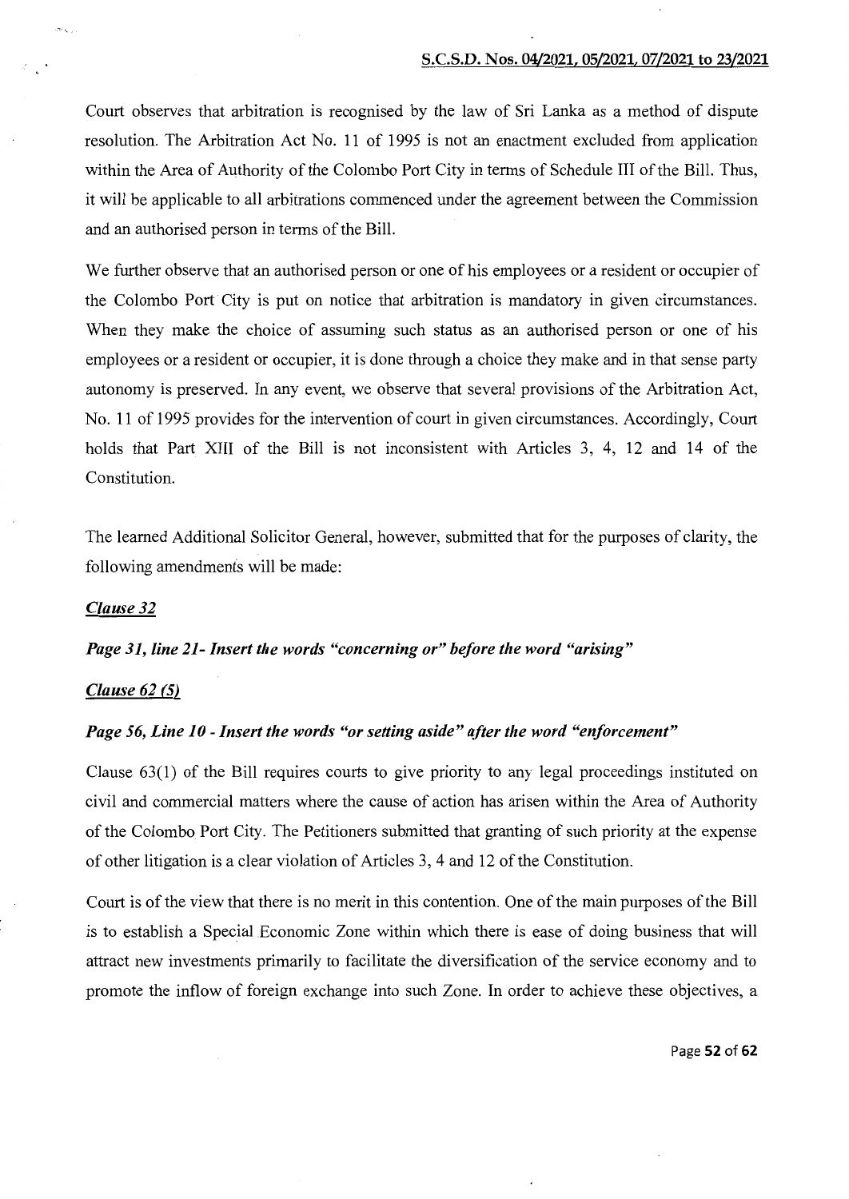Court observes that arbitration is recognised by the law of Sri Lanka as a method of dispute resolution. The Arbitration Act No. 11 of 1995 is not an enactment excluded from application within the Area of Authority of the Colombo Port City in terms of Schedule III of the Bill. Thus, it will be applicable to all arbitrations commenced under the agreement between the Commission and an authorised person in terms of the Bill.

We further observe that an authorised person or one of his employees or a resident or occupier of the Colombo Port City is put on notice that arbitration is mandatory in given circumstances. When they make the choice of assuming such status as an authorised person or one of his employees or a resident or occupier, it is done through a choice they make and in that sense party autonomy is preserved. In any event, we observe that several provisions of the Arbitration Act, No. 11 of 1995 provides for the intervention of court in given circumstances. Accordingly, Court holds that Part XIII of the Bill is not inconsistent with Articles 3, 4, 12 and 14 of the Constitution.

The learned Additional Solicitor General, however, submitted that for the purposes of clarity, the following amendments will be made:

***Clause 32***

***Page 31, line 21- Insert the words "concerning or" before the word "arising"***

***Clause 62 (5)***

***Page 56, Line 10 - Insert the words "or setting aside" after the word "enforcement"***

Clause 63(1) of the Bill requires courts to give priority to any legal proceedings instituted on civil and commercial matters where the cause of action has arisen within the Area of Authority of the Colombo Port City. The Petitioners submitted that granting of such priority at the expense of other litigation is a clear violation of Articles 3, 4 and 12 of the Constitution.

Court is of the view that there is no merit in this contention. One of the main purposes of the Bill is to establish a Special Economic Zone within which there is ease of doing business that will attract new investments primarily to facilitate the diversification of the service economy and to promote the inflow of foreign exchange into such Zone. In order to achieve these objectives, a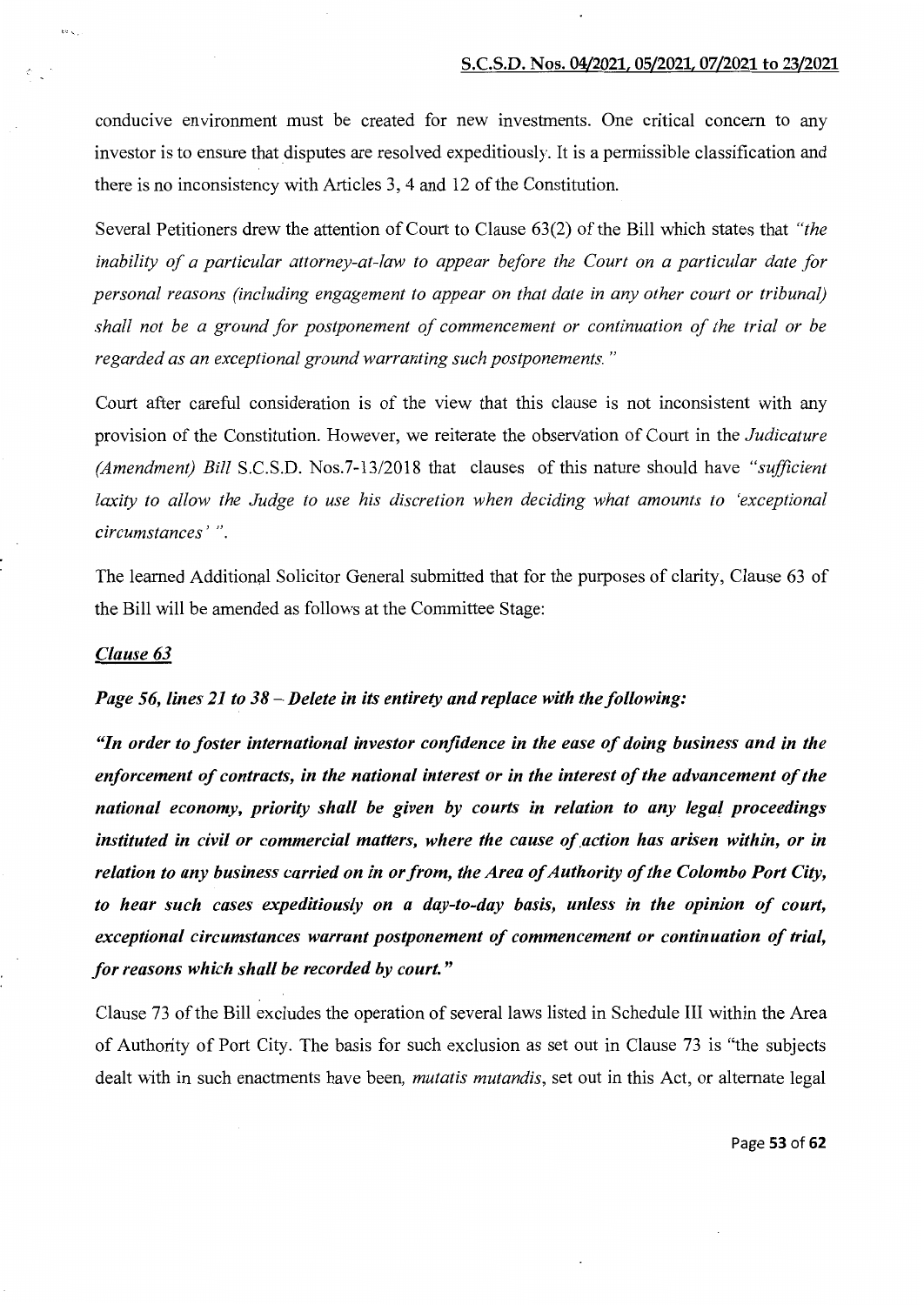conducive environment must be created for new investments. One critical concern to any investor is to ensure that disputes are resolved expeditiously. It is a permissible classification and there is no inconsistency with Articles 3, 4 and 12 of the Constitution.

Several Petitioners drew the attention of Court to Clause 63(2) of the Bill which states that *"the inability of a particular attorney-at-law to appear before the Court on a particular date for personal reasons (including engagement to appear on that date in any other court or tribunal) shall not be a ground for postponement of commencement or continuation of the trial or be regarded as an exceptional ground warranting such postponements."*

Court after careful consideration is of the view that this clause is not inconsistent with any provision of the Constitution. However, we reiterate the observation of Court in the *Judicature (Amendment) Bill* S.C.S.D. Nos.7-13/2018 that clauses of this nature should have *"sufficient laxity to allow the Judge to use his discretion when deciding what amounts to 'exceptional circumstances'"*.

The learned Additional Solicitor General submitted that for the purposes of clarity, Clause 63 of the Bill will be amended as follows at the Committee Stage:

***Clause 63***

***Page 56, lines 21 to 38 – Delete in its entirety and replace with the following:***

***"In order to foster international investor confidence in the ease of doing business and in the enforcement of contracts, in the national interest or in the interest of the advancement of the national economy, priority shall be given by courts in relation to any legal proceedings instituted in civil or commercial matters, where the cause of action has arisen within, or in relation to any business carried on in or from, the Area of Authority of the Colombo Port City, to hear such cases expeditiously on a day-to-day basis, unless in the opinion of court, exceptional circumstances warrant postponement of commencement or continuation of trial, for reasons which shall be recorded by court."***

Clause 73 of the Bill excludes the operation of several laws listed in Schedule III within the Area of Authority of Port City. The basis for such exclusion as set out in Clause 73 is "the subjects dealt with in such enactments have been, *mutatis mutandis*, set out in this Act, or alternate legal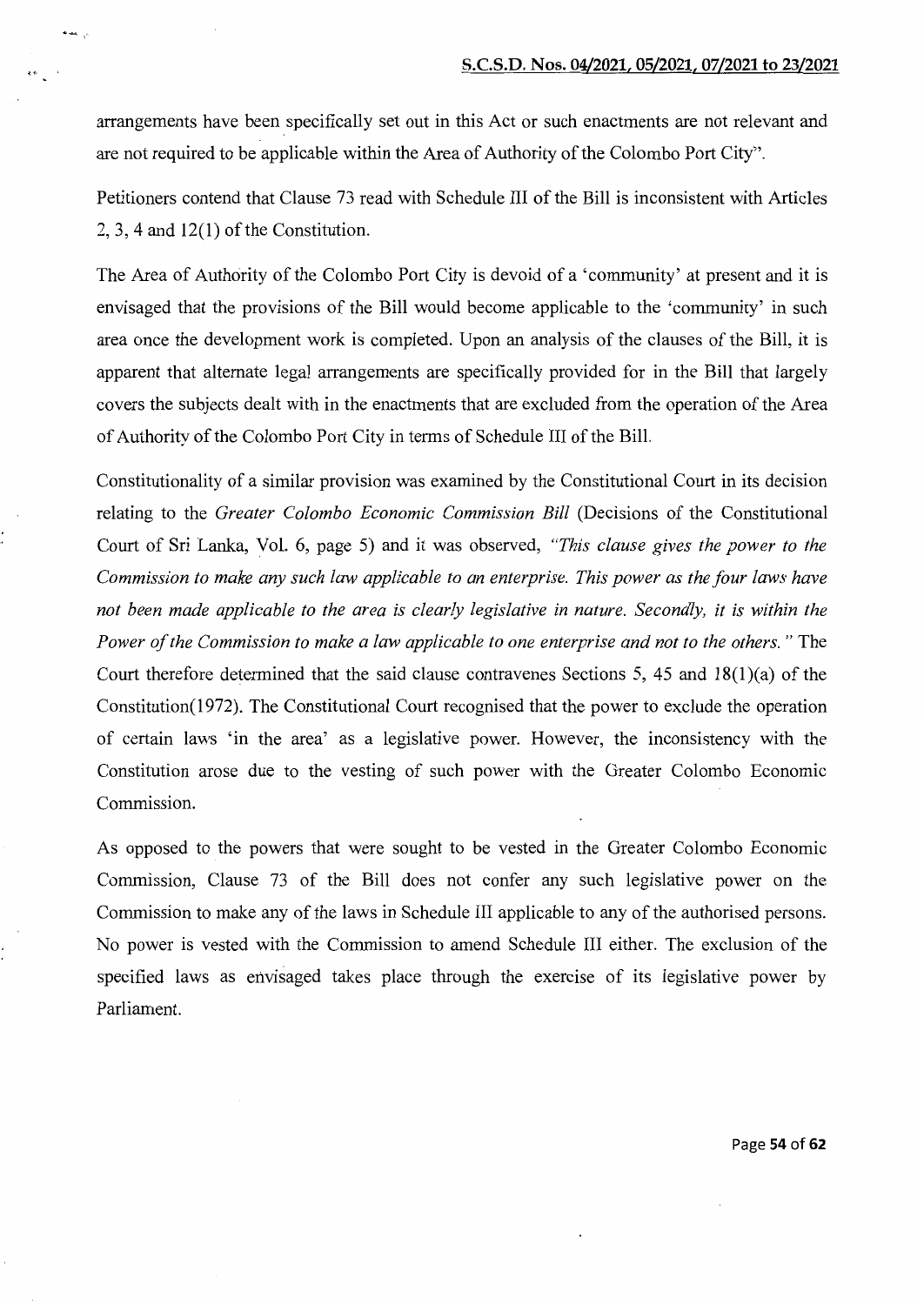arrangements have been specifically set out in this Act or such enactments are not relevant and are not required to be applicable within the Area of Authority of the Colombo Port City".

Petitioners contend that Clause 73 read with Schedule III of the Bill is inconsistent with Articles 2, 3, 4 and 12(1) of the Constitution.

The Area of Authority of the Colombo Port City is devoid of a 'community' at present and it is envisaged that the provisions of the Bill would become applicable to the 'community' in such area once the development work is completed. Upon an analysis of the clauses of the Bill, it is apparent that alternate legal arrangements are specifically provided for in the Bill that largely covers the subjects dealt with in the enactments that are excluded from the operation of the Area of Authority of the Colombo Port City in terms of Schedule III of the Bill.

Constitutionality of a similar provision was examined by the Constitutional Court in its decision relating to the *Greater Colombo Economic Commission Bill* (Decisions of the Constitutional Court of Sri Lanka, Vol. 6, page 5) and it was observed, *"This clause gives the power to the Commission to make any such law applicable to an enterprise. This power as the four laws have not been made applicable to the area is clearly legislative in nature. Secondly, it is within the Power of the Commission to make a law applicable to one enterprise and not to the others."* The Court therefore determined that the said clause contravenes Sections 5, 45 and 18(1)(a) of the Constitution(1972). The Constitutional Court recognised that the power to exclude the operation of certain laws 'in the area' as a legislative power. However, the inconsistency with the Constitution arose due to the vesting of such power with the Greater Colombo Economic Commission.

As opposed to the powers that were sought to be vested in the Greater Colombo Economic Commission, Clause 73 of the Bill does not confer any such legislative power on the Commission to make any of the laws in Schedule III applicable to any of the authorised persons. No power is vested with the Commission to amend Schedule III either. The exclusion of the specified laws as envisaged takes place through the exercise of its legislative power by Parliament.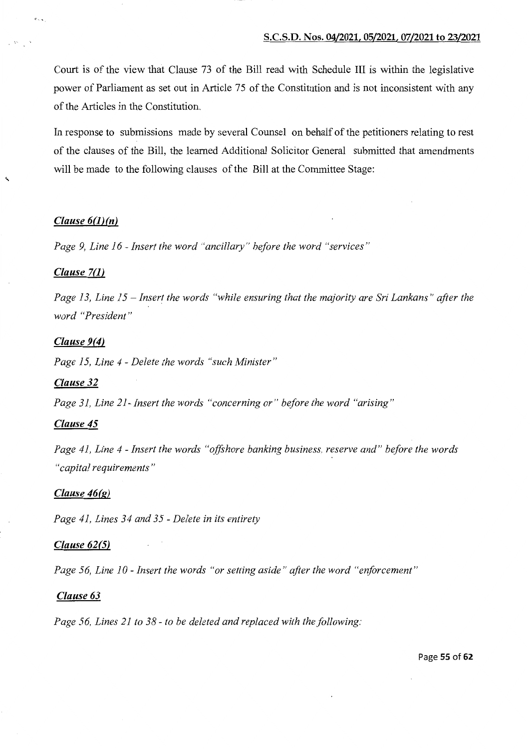Court is of the view that Clause 73 of the Bill read with Schedule III is within the legislative power of Parliament as set out in Article 75 of the Constitution and is not inconsistent with any of the Articles in the Constitution.

In response to submissions made by several Counsel on behalf of the petitioners relating to rest of the clauses of the Bill, the learned Additional Solicitor General submitted that amendments will be made to the following clauses of the Bill at the Committee Stage:

***Clause 6(1)(n)***

*Page 9, Line 16 - Insert the word "ancillary" before the word "services"*

***Clause 7(1)***

*Page 13, Line 15 – Insert the words "while ensuring that the majority are Sri Lankans" after the word "President"*

***Clause 9(4)***

*Page 15, Line 4 - Delete the words "such Minister"*

***Clause 32***

*Page 31, Line 21- Insert the words "concerning or" before the word "arising"*

***Clause 45***

*Page 41, Line 4 - Insert the words "offshore banking business, reserve and" before the words "capital requirements"*

***Clause 46(g)***

*Page 41, Lines 34 and 35 - Delete in its entirety*

***Clause 62(5)***

*Page 56, Line 10 - Insert the words "or setting aside" after the word "enforcement"*

***Clause 63***

*Page 56, Lines 21 to 38 - to be deleted and replaced with the following:*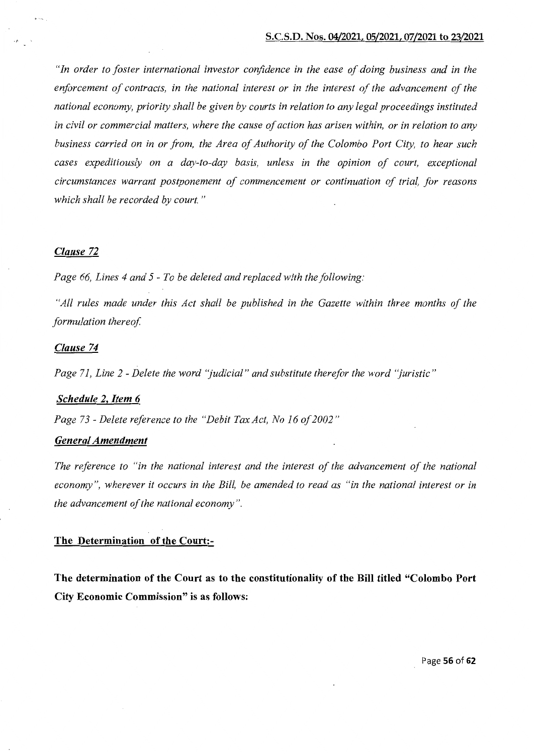*"In order to foster international investor confidence in the ease of doing business and in the enforcement of contracts, in the national interest or in the interest of the advancement of the national economy, priority shall be given by courts in relation to any legal proceedings instituted in civil or commercial matters, where the cause of action has arisen within, or in relation to any business carried on in or from, the Area of Authority of the Colombo Port City, to hear such cases expeditiously on a day-to-day basis, unless in the opinion of court, exceptional circumstances warrant postponement of commencement or continuation of trial, for reasons which shall be recorded by court."*

***Clause 72***

*Page 66, Lines 4 and 5 - To be deleted and replaced with the following:*

*"All rules made under this Act shall be published in the Gazette within three months of the formulation thereof.*

***Clause 74***

*Page 71, Line 2 - Delete the word "judicial" and substitute therefor the word "juristic"*

***Schedule 2, Item 6***

*Page 73 - Delete reference to the "Debit Tax Act, No 16 of 2002"*

***General Amendment***

*The reference to "in the national interest and the interest of the advancement of the national economy", wherever it occurs in the Bill, be amended to read as "in the national interest or in the advancement of the national economy".*

**The Determination of the Court:-**

**The determination of the Court as to the constitutionality of the Bill titled "Colombo Port City Economic Commission" is as follows:**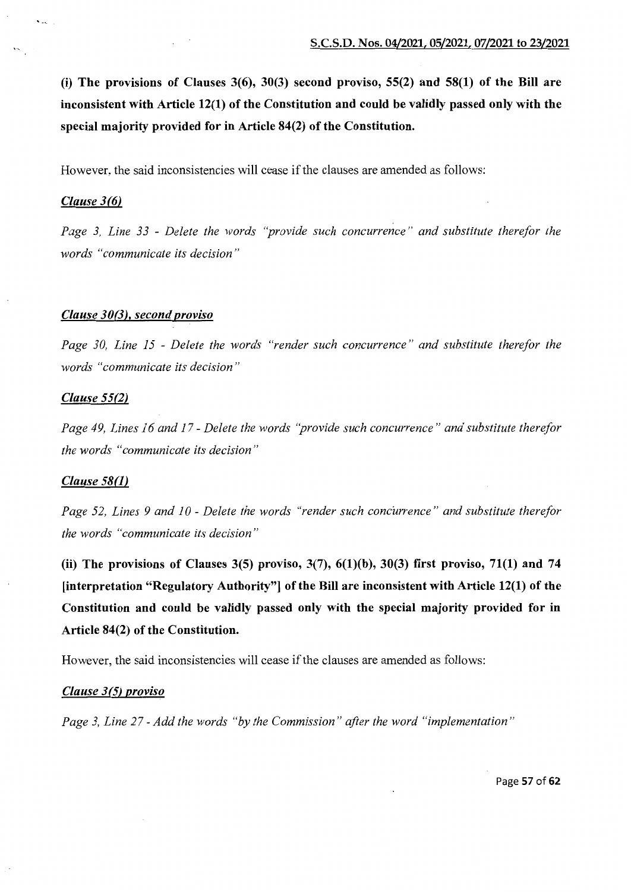**(i) The provisions of Clauses 3(6), 30(3) second proviso, 55(2) and 58(1) of the Bill are inconsistent with Article 12(1) of the Constitution and could be validly passed only with the special majority provided for in Article 84(2) of the Constitution.**

However, the said inconsistencies will cease if the clauses are amended as follows:

***Clause 3(6)***

*Page 3, Line 33 - Delete the words "provide such concurrence" and substitute therefor the words "communicate its decision"*

***Clause 30(3), second proviso***

*Page 30, Line 15 - Delete the words "render such concurrence" and substitute therefor the words "communicate its decision"*

***Clause 55(2)***

*Page 49, Lines 16 and 17 - Delete the words "provide such concurrence" and substitute therefor the words "communicate its decision"*

***Clause 58(1)***

*Page 52, Lines 9 and 10 - Delete the words "render such concurrence" and substitute therefor the words "communicate its decision"*

**(ii) The provisions of Clauses 3(5) proviso, 3(7), 6(1)(b), 30(3) first proviso, 71(1) and 74 [interpretation "Regulatory Authority"] of the Bill are inconsistent with Article 12(1) of the Constitution and could be validly passed only with the special majority provided for in Article 84(2) of the Constitution.**

However, the said inconsistencies will cease if the clauses are amended as follows:

***Clause 3(5) proviso***

*Page 3, Line 27 - Add the words "by the Commission" after the word "implementation"*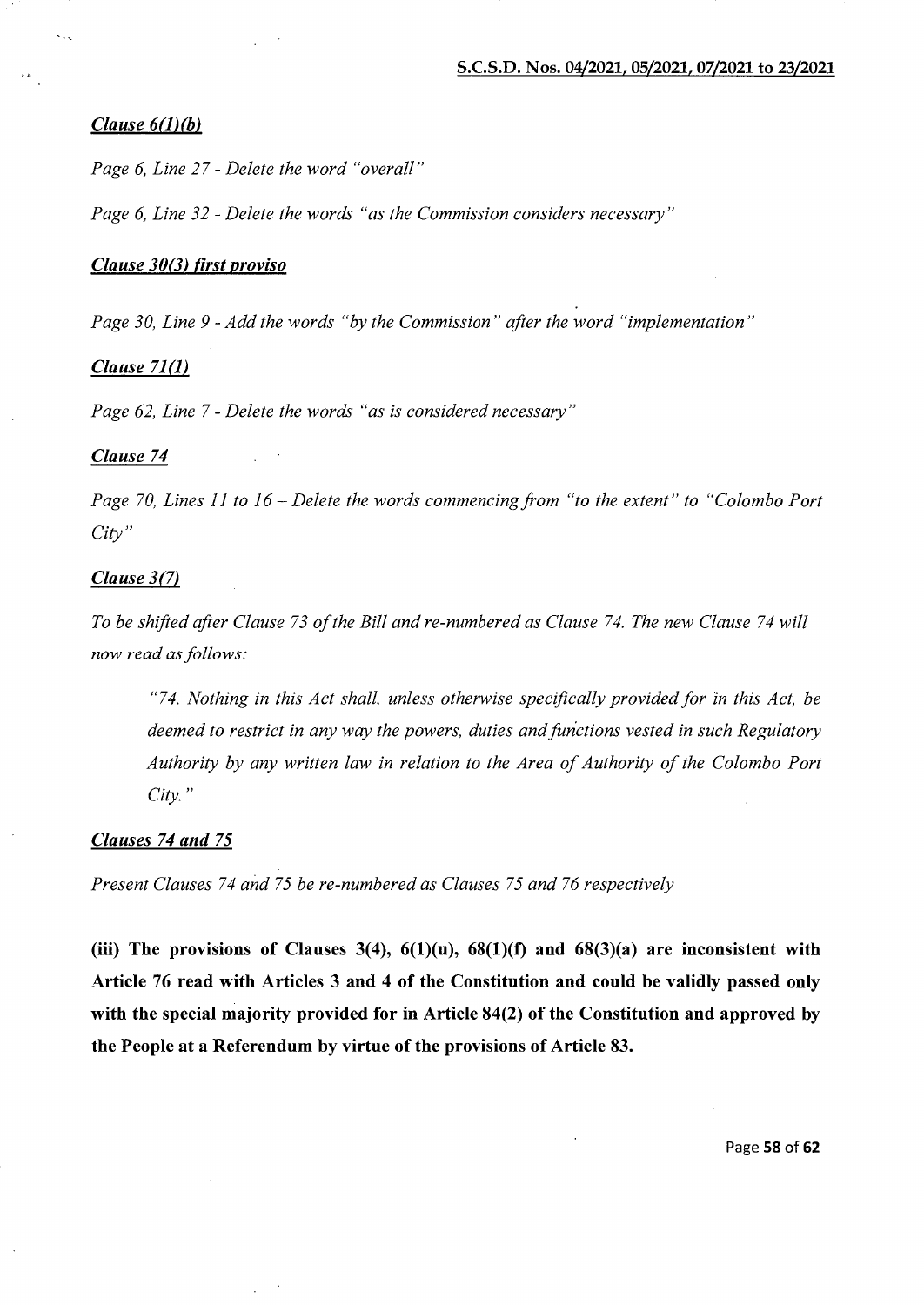***Clause 6(1)(b)***

*Page 6, Line 27 - Delete the word "overall"*

*Page 6, Line 32 - Delete the words "as the Commission considers necessary"*

***Clause 30(3) first proviso***

*Page 30, Line 9 - Add the words "by the Commission" after the word "implementation"*

***Clause 71(1)***

*Page 62, Line 7 - Delete the words "as is considered necessary"*

***Clause 74***

*Page 70, Lines 11 to 16 – Delete the words commencing from "to the extent" to "Colombo Port City"*

***Clause 3(7)***

*To be shifted after Clause 73 of the Bill and re-numbered as Clause 74. The new Clause 74 will now read as follows:*

> *"74. Nothing in this Act shall, unless otherwise specifically provided for in this Act, be deemed to restrict in any way the powers, duties and functions vested in such Regulatory Authority by any written law in relation to the Area of Authority of the Colombo Port City."*

***Clauses 74 and 75***

*Present Clauses 74 and 75 be re-numbered as Clauses 75 and 76 respectively*

**(iii) The provisions of Clauses 3(4), 6(1)(u), 68(1)(f) and 68(3)(a) are inconsistent with Article 76 read with Articles 3 and 4 of the Constitution and could be validly passed only with the special majority provided for in Article 84(2) of the Constitution and approved by the People at a Referendum by virtue of the provisions of Article 83.**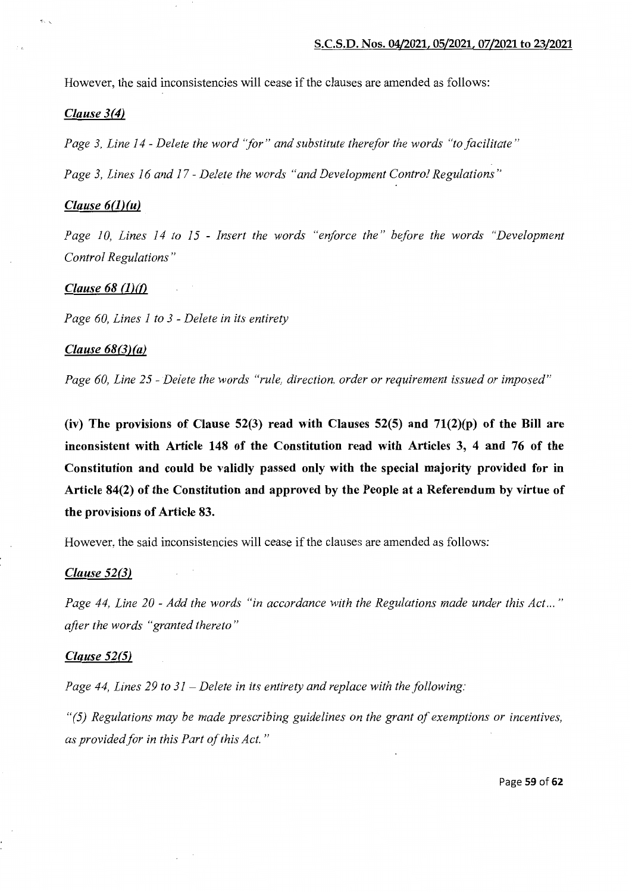However, the said inconsistencies will cease if the clauses are amended as follows:

***Clause 3(4)***

*Page 3, Line 14 - Delete the word "for" and substitute therefor the words "to facilitate"*

*Page 3, Lines 16 and 17 - Delete the words "and Development Control Regulations"*

***Clause 6(1)(u)***

*Page 10, Lines 14 to 15 - Insert the words "enforce the" before the words "Development Control Regulations"*

***Clause 68 (1)(f)***

*Page 60, Lines 1 to 3 - Delete in its entirety*

***Clause 68(3)(a)***

*Page 60, Line 25 - Delete the words "rule, direction, order or requirement issued or imposed"*

**(iv) The provisions of Clause 52(3) read with Clauses 52(5) and 71(2)(p) of the Bill are inconsistent with Article 148 of the Constitution read with Articles 3, 4 and 76 of the Constitution and could be validly passed only with the special majority provided for in Article 84(2) of the Constitution and approved by the People at a Referendum by virtue of the provisions of Article 83.**

However, the said inconsistencies will cease if the clauses are amended as follows:

***Clause 52(3)***

*Page 44, Line 20 - Add the words "in accordance with the Regulations made under this Act..." after the words "granted thereto"*

***Clause 52(5)***

*Page 44, Lines 29 to 31 – Delete in its entirety and replace with the following:*

*"(5) Regulations may be made prescribing guidelines on the grant of exemptions or incentives, as provided for in this Part of this Act."*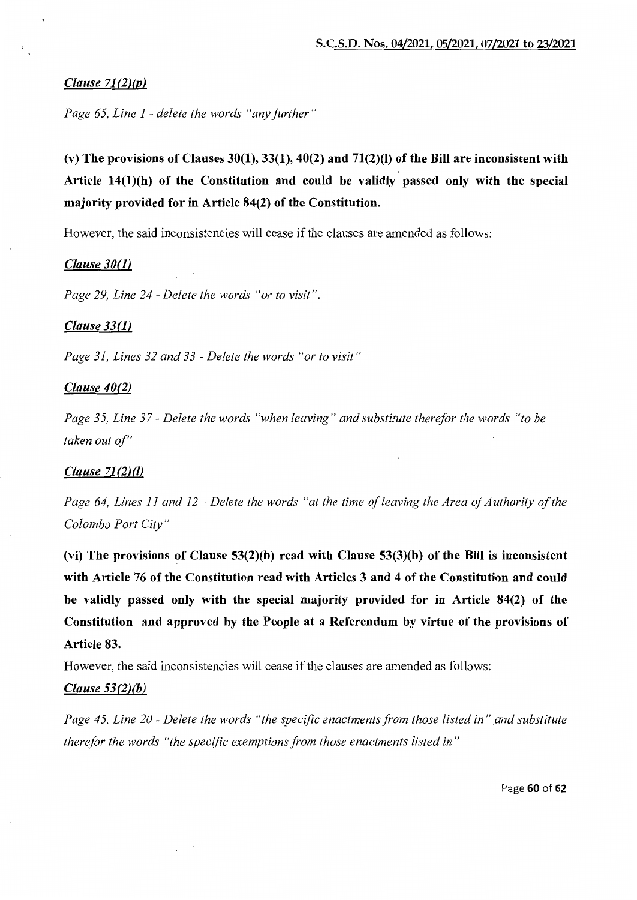***Clause 71(2)(p)***

*Page 65, Line 1 - delete the words "any further"*

**(v) The provisions of Clauses 30(1), 33(1), 40(2) and 71(2)(l) of the Bill are inconsistent with Article 14(1)(h) of the Constitution and could be validly passed only with the special majority provided for in Article 84(2) of the Constitution.**

However, the said inconsistencies will cease if the clauses are amended as follows:

***Clause 30(1)***

*Page 29, Line 24 - Delete the words "or to visit".*

***Clause 33(1)***

*Page 31, Lines 32 and 33 - Delete the words "or to visit"*

***Clause 40(2)***

*Page 35, Line 37 - Delete the words "when leaving" and substitute therefor the words "to be taken out of"*

***Clause 71(2)(l)***

*Page 64, Lines 11 and 12 - Delete the words "at the time of leaving the Area of Authority of the Colombo Port City"*

**(vi) The provisions of Clause 53(2)(b) read with Clause 53(3)(b) of the Bill is inconsistent with Article 76 of the Constitution read with Articles 3 and 4 of the Constitution and could be validly passed only with the special majority provided for in Article 84(2) of the Constitution and approved by the People at a Referendum by virtue of the provisions of Article 83.**

However, the said inconsistencies will cease if the clauses are amended as follows:

***Clause 53(2)(b)***

*Page 45, Line 20 - Delete the words "the specific enactments from those listed in" and substitute therefor the words "the specific exemptions from those enactments listed in"*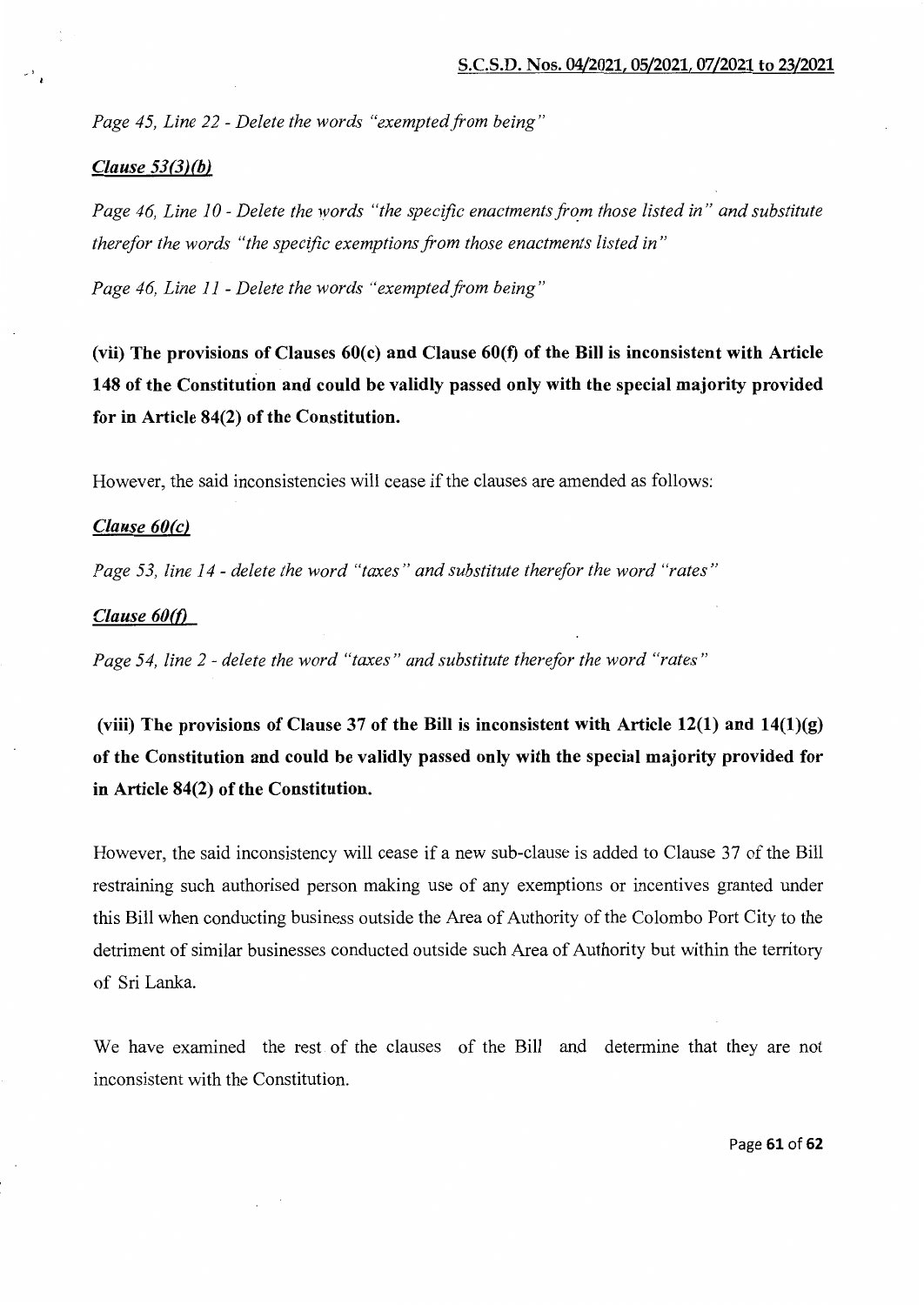*Page 45, Line 22 - Delete the words "exempted from being"*

***Clause 53(3)(b)***

*Page 46, Line 10 - Delete the words "the specific enactments from those listed in" and substitute therefor the words "the specific exemptions from those enactments listed in"*

*Page 46, Line 11 - Delete the words "exempted from being"*

**(vii) The provisions of Clauses 60(c) and Clause 60(f) of the Bill is inconsistent with Article 148 of the Constitution and could be validly passed only with the special majority provided for in Article 84(2) of the Constitution.**

However, the said inconsistencies will cease if the clauses are amended as follows:

***Clause 60(c)***

*Page 53, line 14 - delete the word "taxes" and substitute therefor the word "rates"*

***Clause 60(f)***

*Page 54, line 2 - delete the word "taxes" and substitute therefor the word "rates"*

**(viii) The provisions of Clause 37 of the Bill is inconsistent with Article 12(1) and 14(1)(g) of the Constitution and could be validly passed only with the special majority provided for in Article 84(2) of the Constitution.**

However, the said inconsistency will cease if a new sub-clause is added to Clause 37 of the Bill restraining such authorised person making use of any exemptions or incentives granted under this Bill when conducting business outside the Area of Authority of the Colombo Port City to the detriment of similar businesses conducted outside such Area of Authority but within the territory of Sri Lanka.

We have examined the rest of the clauses of the Bill and determine that they are not inconsistent with the Constitution.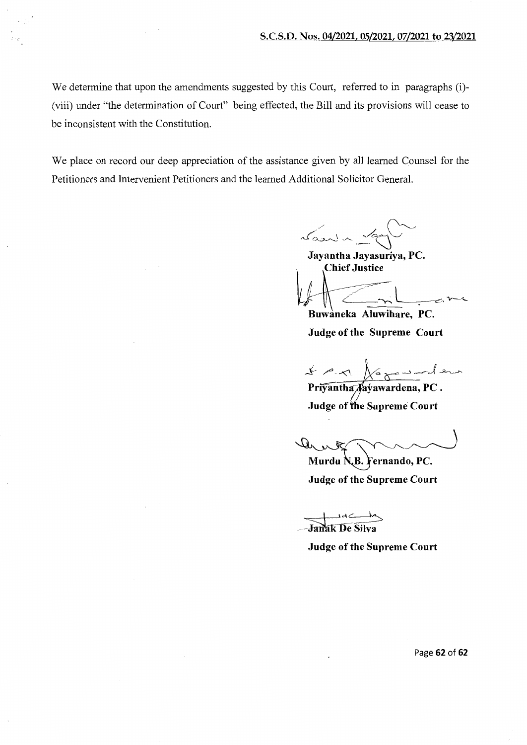We determine that upon the amendments suggested by this Court, referred to in paragraphs (i)-(viii) under "the determination of Court" being effected, the Bill and its provisions will cease to be inconsistent with the Constitution.

We place on record our deep appreciation of the assistance given by all learned Counsel for the Petitioners and Intervenient Petitioners and the learned Additional Solicitor General.

**Jayantha Jayasuriya, PC.**
**Chief Justice**

**Buwaneka Aluwihare, PC.**
**Judge of the Supreme Court**

**Priyantha Jayawardena, PC .**
**Judge of the Supreme Court**

**Murdu N.B. Fernando, PC.**
**Judge of the Supreme Court**

**Janak De Silva**
**Judge of the Supreme Court**